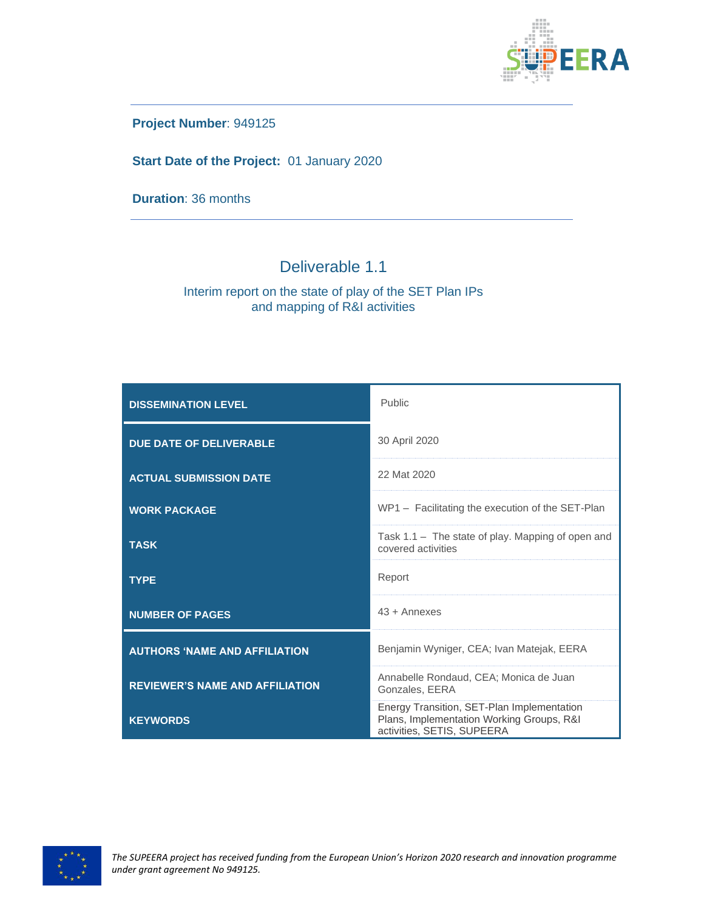**Project Number**: 949125

**Start Date of the Project:** 01 January 2020

**Duration**: 36 months

# Deliverable 1.1

## Interim report on the state of play of the SET Plan IPs and mapping of R&I activities

| | |
|---|---|
| **DISSEMINATION LEVEL** | Public |
| **DUE DATE OF DELIVERABLE** | 30 April 2020 |
| **ACTUAL SUBMISSION DATE** | 22 Mat 2020 |
| **WORK PACKAGE** | WP1 – Facilitating the execution of the SET-Plan |
| **TASK** | Task 1.1 – The state of play. Mapping of open and covered activities |
| **TYPE** | Report |
| **NUMBER OF PAGES** | 43 + Annexes |
| **AUTHORS 'NAME AND AFFILIATION** | Benjamin Wyniger, CEA; Ivan Matejak, EERA |
| **REVIEWER'S NAME AND AFFILIATION** | Annabelle Rondaud, CEA; Monica de Juan Gonzales, EERA |
| **KEYWORDS** | Energy Transition, SET-Plan Implementation Plans, Implementation Working Groups, R&I activities, SETIS, SUPEERA |

*The SUPEERA project has received funding from the European Union's Horizon 2020 research and innovation programme under grant agreement No 949125.*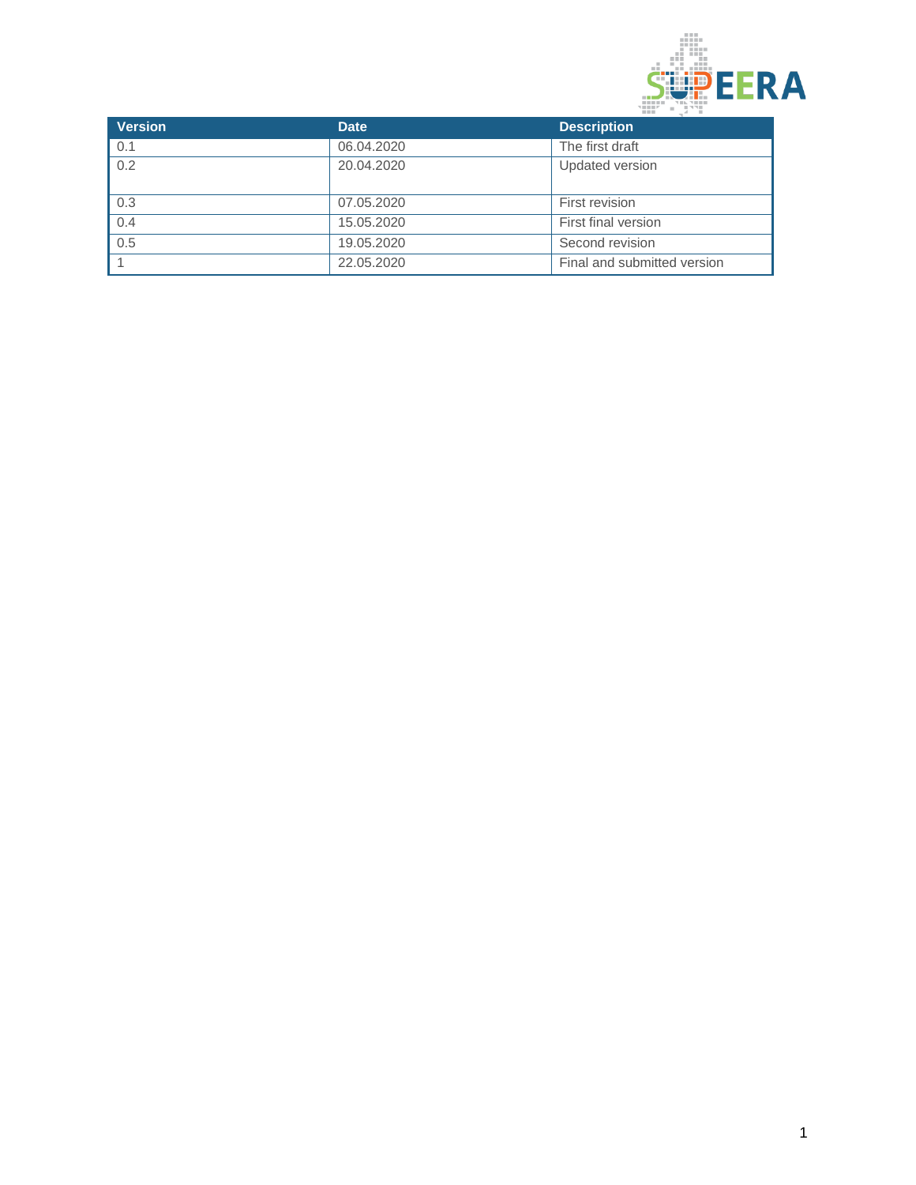| Version | Date | Description |
|---|---|---|
| 0.1 | 06.04.2020 | The first draft |
| 0.2 | 20.04.2020 | Updated version |
| 0.3 | 07.05.2020 | First revision |
| 0.4 | 15.05.2020 | First final version |
| 0.5 | 19.05.2020 | Second revision |
| 1 | 22.05.2020 | Final and submitted version |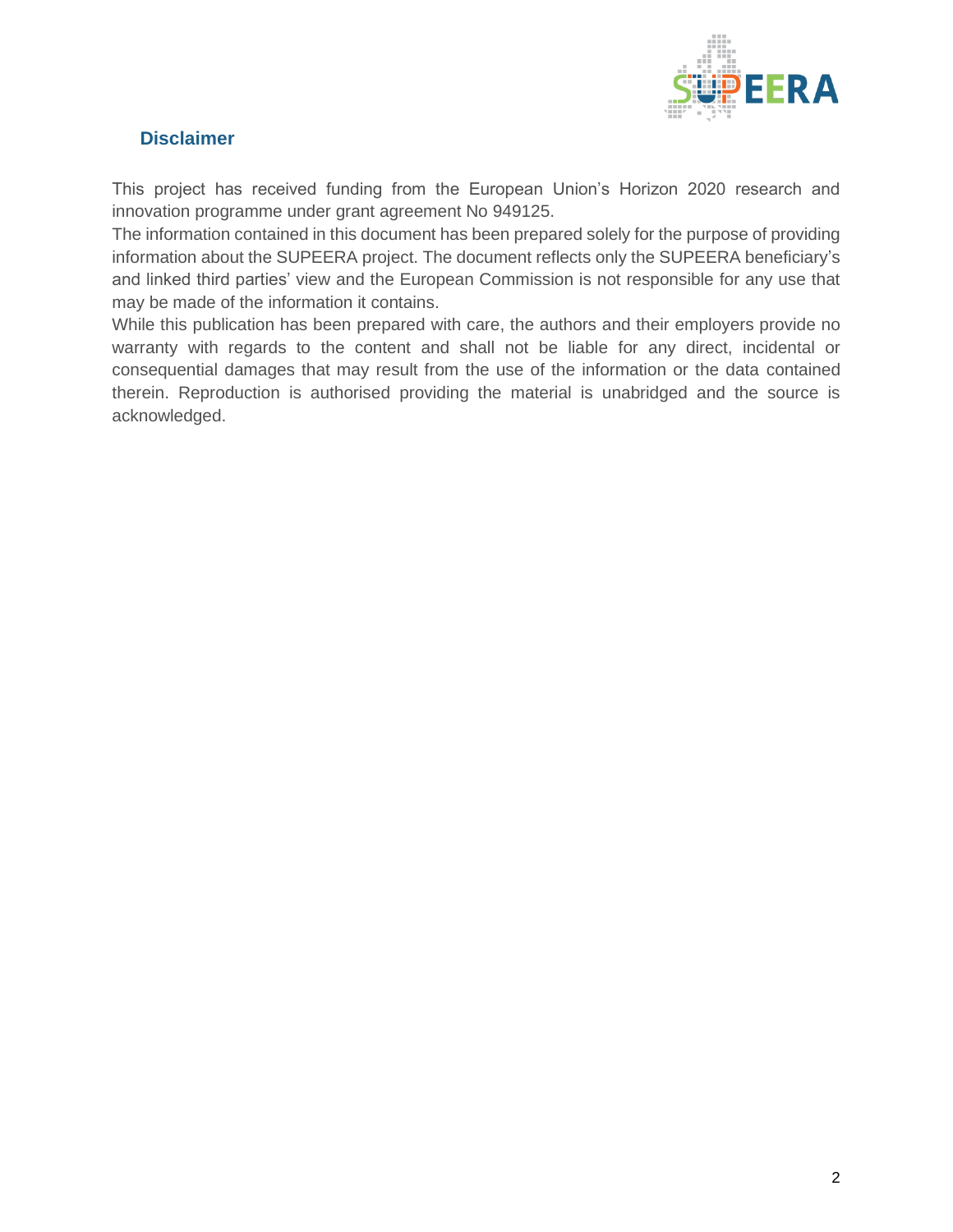## Disclaimer

This project has received funding from the European Union's Horizon 2020 research and innovation programme under grant agreement No 949125.
The information contained in this document has been prepared solely for the purpose of providing information about the SUPEERA project. The document reflects only the SUPEERA beneficiary's and linked third parties' view and the European Commission is not responsible for any use that may be made of the information it contains.
While this publication has been prepared with care, the authors and their employers provide no warranty with regards to the content and shall not be liable for any direct, incidental or consequential damages that may result from the use of the information or the data contained therein. Reproduction is authorised providing the material is unabridged and the source is acknowledged.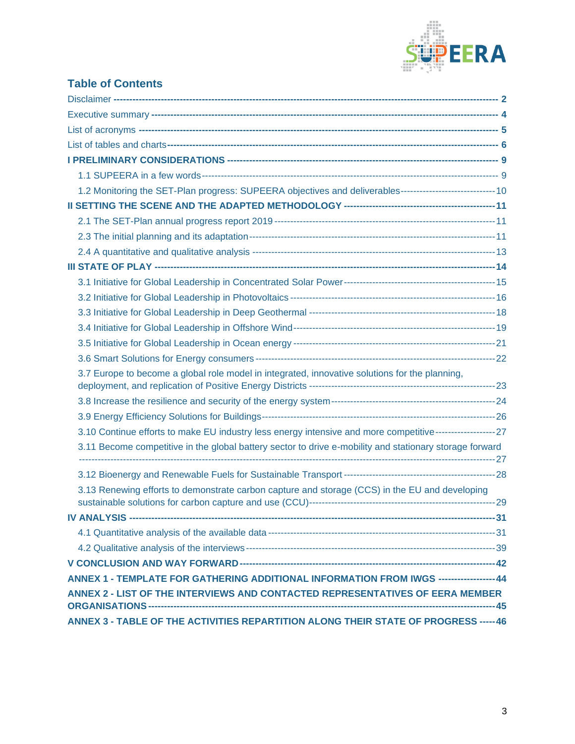## Table of Contents

- Disclaimer ---------- 2
- Executive summary ---------- 4
- List of acronyms ---------- 5
- List of tables and charts ---------- 6
- **I PRELIMINARY CONSIDERATIONS ---------- 9**
  - 1.1 SUPEERA in a few words ---------- 9
  - 1.2 Monitoring the SET-Plan progress: SUPEERA objectives and deliverables ---------- 10
- **II SETTING THE SCENE AND THE ADAPTED METHODOLOGY ---------- 11**
  - 2.1 The SET-Plan annual progress report 2019 ---------- 11
  - 2.3 The initial planning and its adaptation ---------- 11
  - 2.4 A quantitative and qualitative analysis ---------- 13
- **III STATE OF PLAY ---------- 14**
  - 3.1 Initiative for Global Leadership in Concentrated Solar Power ---------- 15
  - 3.2 Initiative for Global Leadership in Photovoltaics ---------- 16
  - 3.3 Initiative for Global Leadership in Deep Geothermal ---------- 18
  - 3.4 Initiative for Global Leadership in Offshore Wind ---------- 19
  - 3.5 Initiative for Global Leadership in Ocean energy ---------- 21
  - 3.6 Smart Solutions for Energy consumers ---------- 22
  - 3.7 Europe to become a global role model in integrated, innovative solutions for the planning, deployment, and replication of Positive Energy Districts ---------- 23
  - 3.8 Increase the resilience and security of the energy system ---------- 24
  - 3.9 Energy Efficiency Solutions for Buildings ---------- 26
  - 3.10 Continue efforts to make EU industry less energy intensive and more competitive ---------- 27
  - 3.11 Become competitive in the global battery sector to drive e-mobility and stationary storage forward ---------- 27
  - 3.12 Bioenergy and Renewable Fuels for Sustainable Transport ---------- 28
  - 3.13 Renewing efforts to demonstrate carbon capture and storage (CCS) in the EU and developing sustainable solutions for carbon capture and use (CCU) ---------- 29
- **IV ANALYSIS ---------- 31**
  - 4.1 Quantitative analysis of the available data ---------- 31
  - 4.2 Qualitative analysis of the interviews ---------- 39
- **V CONCLUSION AND WAY FORWARD ---------- 42**
- **ANNEX 1 - TEMPLATE FOR GATHERING ADDITIONAL INFORMATION FROM IWGS ---------- 44**
- **ANNEX 2 - LIST OF THE INTERVIEWS AND CONTACTED REPRESENTATIVES OF EERA MEMBER ORGANISATIONS ---------- 45**
- **ANNEX 3 - TABLE OF THE ACTIVITIES REPARTITION ALONG THEIR STATE OF PROGRESS ---------- 46**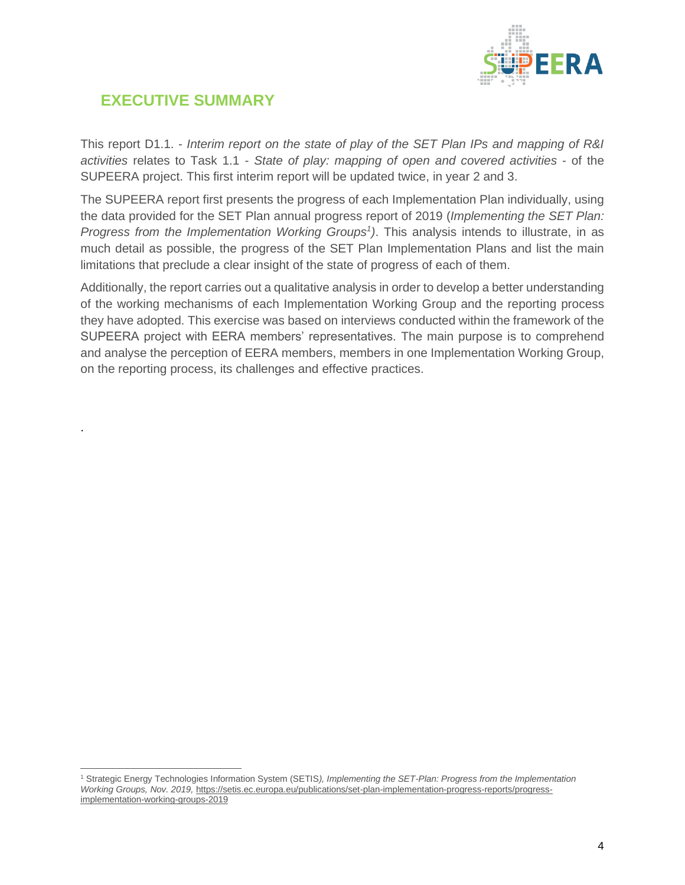# EXECUTIVE SUMMARY

This report D1.1. - *Interim report on the state of play of the SET Plan IPs and mapping of R&I activities* relates to Task 1.1 - *State of play: mapping of open and covered activities* - of the SUPEERA project. This first interim report will be updated twice, in year 2 and 3.

The SUPEERA report first presents the progress of each Implementation Plan individually, using the data provided for the SET Plan annual progress report of 2019 (*Implementing the SET Plan: Progress from the Implementation Working Groups*[1]). This analysis intends to illustrate, in as much detail as possible, the progress of the SET Plan Implementation Plans and list the main limitations that preclude a clear insight of the state of progress of each of them.

Additionally, the report carries out a qualitative analysis in order to develop a better understanding of the working mechanisms of each Implementation Working Group and the reporting process they have adopted. This exercise was based on interviews conducted within the framework of the SUPEERA project with EERA members' representatives. The main purpose is to comprehend and analyse the perception of EERA members, members in one Implementation Working Group, on the reporting process, its challenges and effective practices.

.

[1] Strategic Energy Technologies Information System (SETIS*), Implementing the SET-Plan: Progress from the Implementation Working Groups, Nov. 2019,* https://setis.ec.europa.eu/publications/set-plan-implementation-progress-reports/progress-implementation-working-groups-2019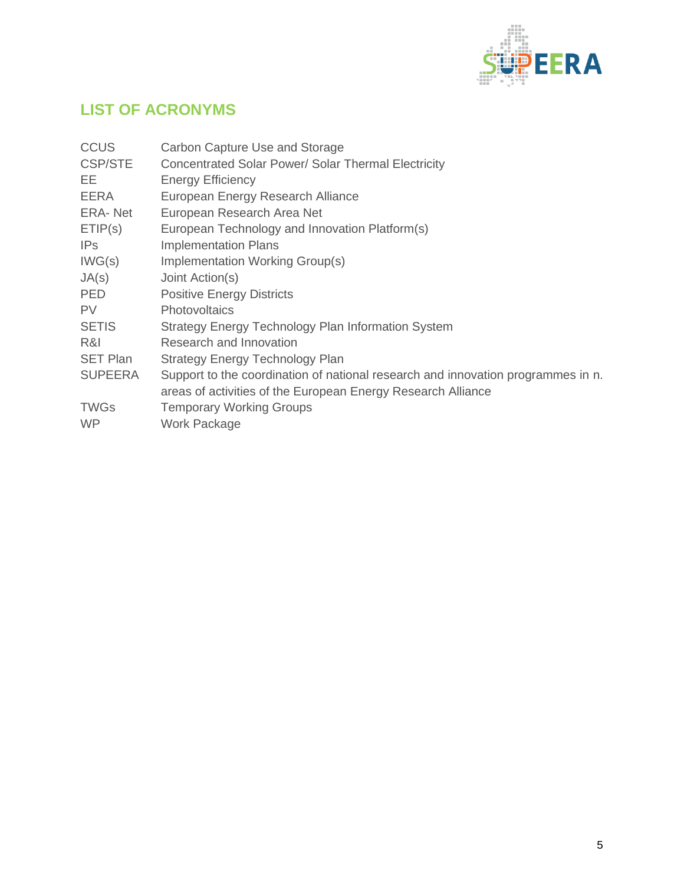## LIST OF ACRONYMS

| | |
|---|---|
| CCUS | Carbon Capture Use and Storage |
| CSP/STE | Concentrated Solar Power/ Solar Thermal Electricity |
| EE | Energy Efficiency |
| EERA | European Energy Research Alliance |
| ERA- Net | European Research Area Net |
| ETIP(s) | European Technology and Innovation Platform(s) |
| IPs | Implementation Plans |
| IWG(s) | Implementation Working Group(s) |
| JA(s) | Joint Action(s) |
| PED | Positive Energy Districts |
| PV | Photovoltaics |
| SETIS | Strategy Energy Technology Plan Information System |
| R&I | Research and Innovation |
| SET Plan | Strategy Energy Technology Plan |
| SUPEERA | Support to the coordination of national research and innovation programmes in n. areas of activities of the European Energy Research Alliance |
| TWGs | Temporary Working Groups |
| WP | Work Package |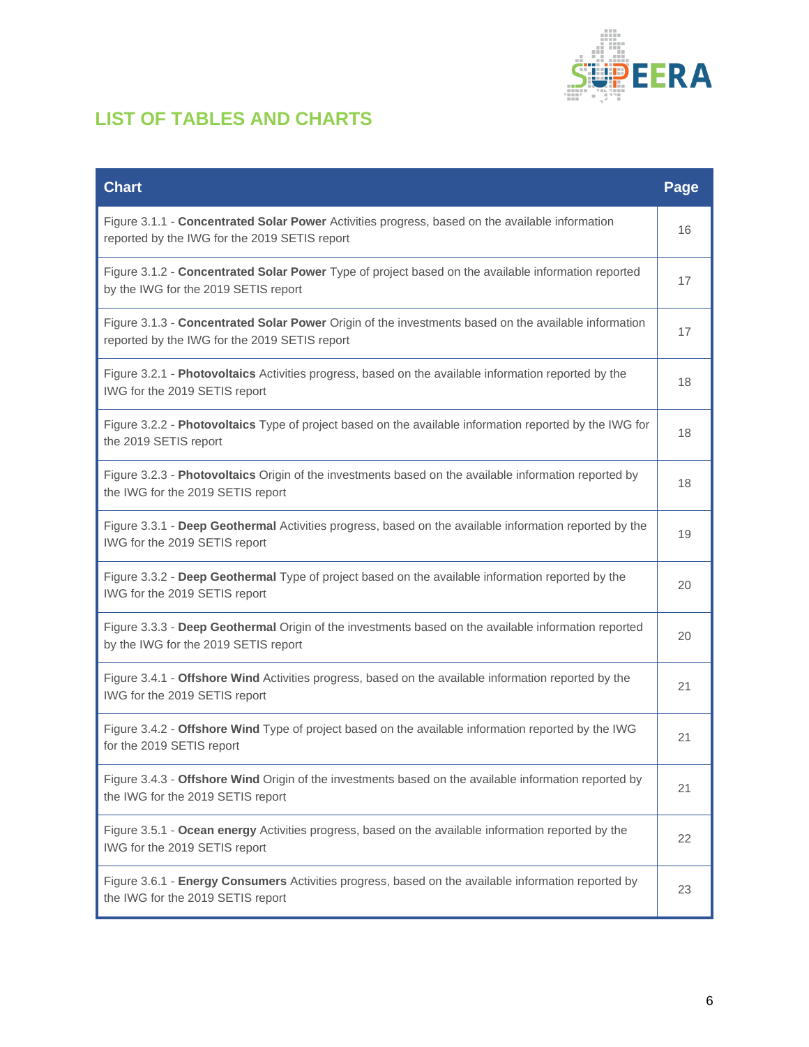## LIST OF TABLES AND CHARTS

| Chart | Page |
|---|---|
| Figure 3.1.1 - **Concentrated Solar Power** Activities progress, based on the available information reported by the IWG for the 2019 SETIS report | 16 |
| Figure 3.1.2 - **Concentrated Solar Power** Type of project based on the available information reported by the IWG for the 2019 SETIS report | 17 |
| Figure 3.1.3 - **Concentrated Solar Power** Origin of the investments based on the available information reported by the IWG for the 2019 SETIS report | 17 |
| Figure 3.2.1 - **Photovoltaics** Activities progress, based on the available information reported by the IWG for the 2019 SETIS report | 18 |
| Figure 3.2.2 - **Photovoltaics** Type of project based on the available information reported by the IWG for the 2019 SETIS report | 18 |
| Figure 3.2.3 - **Photovoltaics** Origin of the investments based on the available information reported by the IWG for the 2019 SETIS report | 18 |
| Figure 3.3.1 - **Deep Geothermal** Activities progress, based on the available information reported by the IWG for the 2019 SETIS report | 19 |
| Figure 3.3.2 - **Deep Geothermal** Type of project based on the available information reported by the IWG for the 2019 SETIS report | 20 |
| Figure 3.3.3 - **Deep Geothermal** Origin of the investments based on the available information reported by the IWG for the 2019 SETIS report | 20 |
| Figure 3.4.1 - **Offshore Wind** Activities progress, based on the available information reported by the IWG for the 2019 SETIS report | 21 |
| Figure 3.4.2 - **Offshore Wind** Type of project based on the available information reported by the IWG for the 2019 SETIS report | 21 |
| Figure 3.4.3 - **Offshore Wind** Origin of the investments based on the available information reported by the IWG for the 2019 SETIS report | 21 |
| Figure 3.5.1 - **Ocean energy** Activities progress, based on the available information reported by the IWG for the 2019 SETIS report | 22 |
| Figure 3.6.1 - **Energy Consumers** Activities progress, based on the available information reported by the IWG for the 2019 SETIS report | 23 |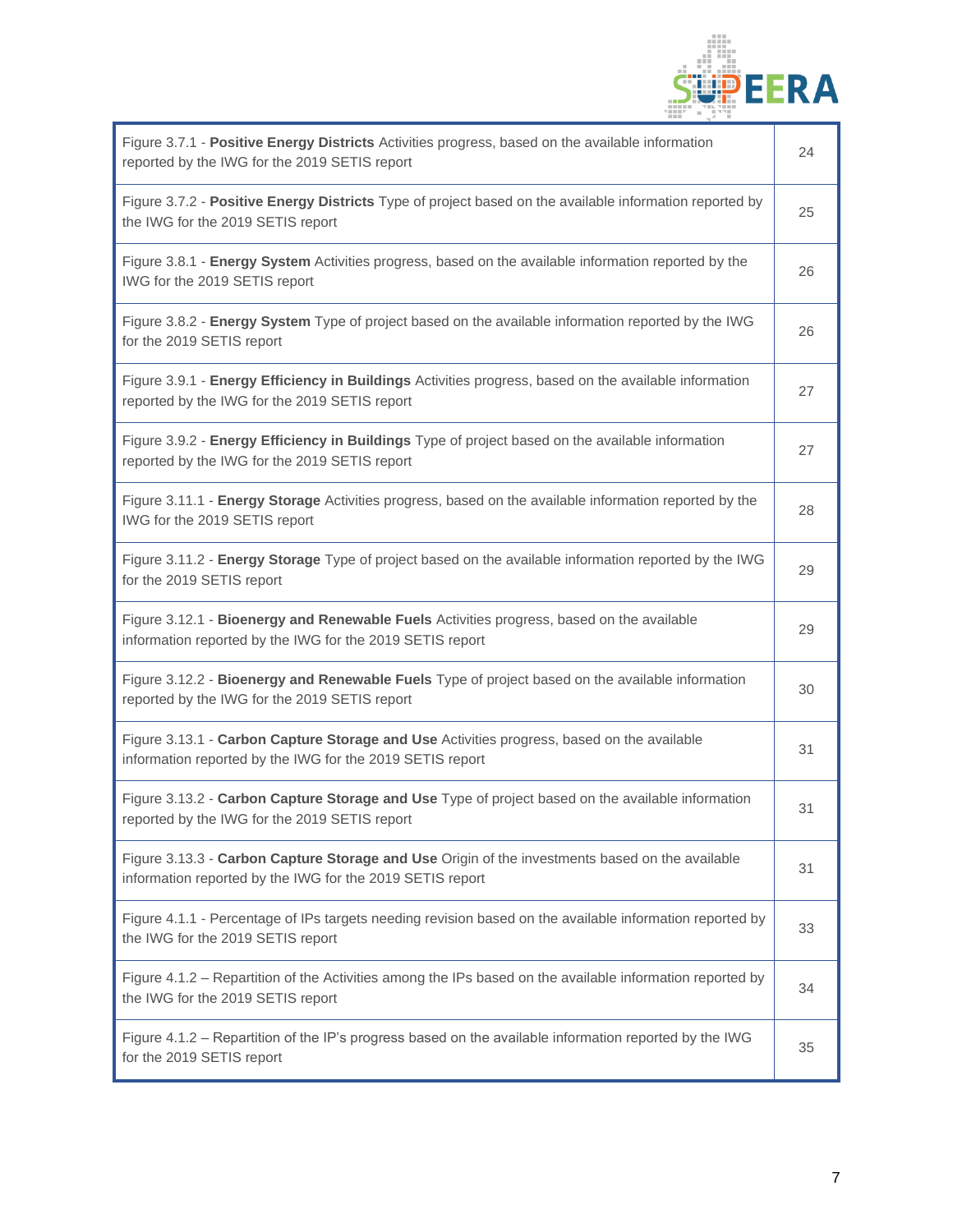| | |
|---|---|
| Figure 3.7.1 - **Positive Energy Districts** Activities progress, based on the available information reported by the IWG for the 2019 SETIS report | 24 |
| Figure 3.7.2 - **Positive Energy Districts** Type of project based on the available information reported by the IWG for the 2019 SETIS report | 25 |
| Figure 3.8.1 - **Energy System** Activities progress, based on the available information reported by the IWG for the 2019 SETIS report | 26 |
| Figure 3.8.2 - **Energy System** Type of project based on the available information reported by the IWG for the 2019 SETIS report | 26 |
| Figure 3.9.1 - **Energy Efficiency in Buildings** Activities progress, based on the available information reported by the IWG for the 2019 SETIS report | 27 |
| Figure 3.9.2 - **Energy Efficiency in Buildings** Type of project based on the available information reported by the IWG for the 2019 SETIS report | 27 |
| Figure 3.11.1 - **Energy Storage** Activities progress, based on the available information reported by the IWG for the 2019 SETIS report | 28 |
| Figure 3.11.2 - **Energy Storage** Type of project based on the available information reported by the IWG for the 2019 SETIS report | 29 |
| Figure 3.12.1 - **Bioenergy and Renewable Fuels** Activities progress, based on the available information reported by the IWG for the 2019 SETIS report | 29 |
| Figure 3.12.2 - **Bioenergy and Renewable Fuels** Type of project based on the available information reported by the IWG for the 2019 SETIS report | 30 |
| Figure 3.13.1 - **Carbon Capture Storage and Use** Activities progress, based on the available information reported by the IWG for the 2019 SETIS report | 31 |
| Figure 3.13.2 - **Carbon Capture Storage and Use** Type of project based on the available information reported by the IWG for the 2019 SETIS report | 31 |
| Figure 3.13.3 - **Carbon Capture Storage and Use** Origin of the investments based on the available information reported by the IWG for the 2019 SETIS report | 31 |
| Figure 4.1.1 - Percentage of IPs targets needing revision based on the available information reported by the IWG for the 2019 SETIS report | 33 |
| Figure 4.1.2 – Repartition of the Activities among the IPs based on the available information reported by the IWG for the 2019 SETIS report | 34 |
| Figure 4.1.2 – Repartition of the IP's progress based on the available information reported by the IWG for the 2019 SETIS report | 35 |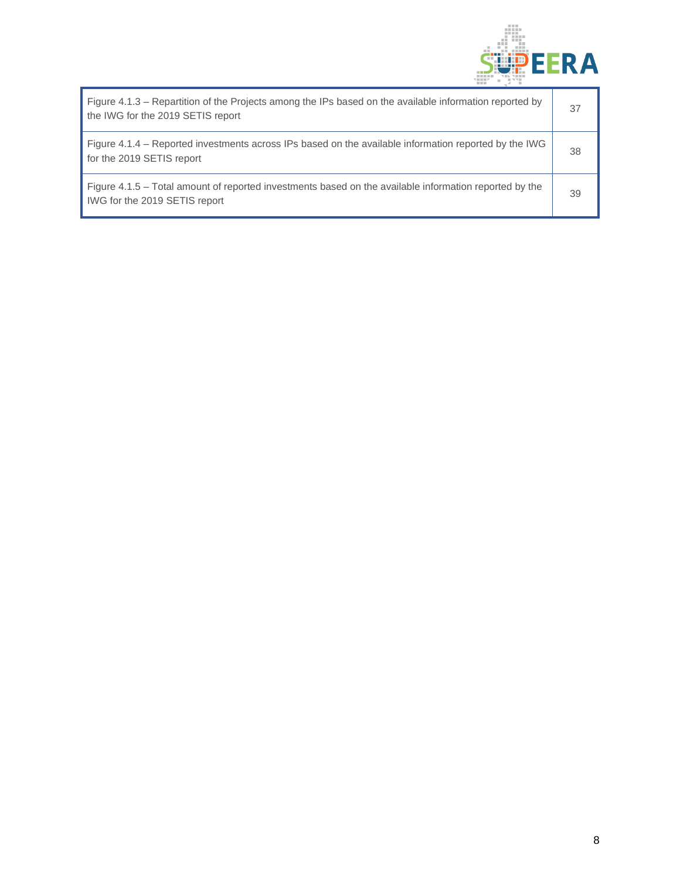| | |
|---|---|
| Figure 4.1.3 – Repartition of the Projects among the IPs based on the available information reported by the IWG for the 2019 SETIS report | 37 |
| Figure 4.1.4 – Reported investments across IPs based on the available information reported by the IWG for the 2019 SETIS report | 38 |
| Figure 4.1.5 – Total amount of reported investments based on the available information reported by the IWG for the 2019 SETIS report | 39 |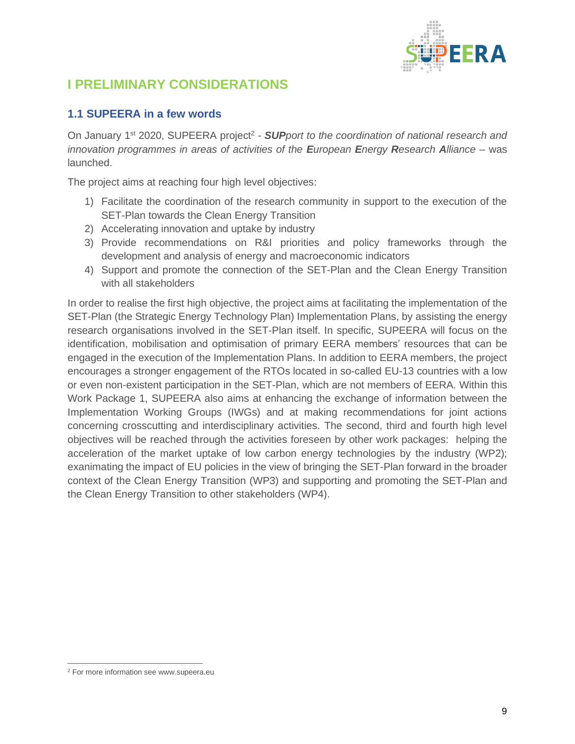# I PRELIMINARY CONSIDERATIONS

## 1.1 SUPEERA in a few words

On January 1st 2020, SUPEERA project[2] - ***SUP****port to the coordination of national research and innovation programmes in areas of activities of the* ***E****uropean* ***E****nergy* ***R****esearch* ***A****lliance* – was launched.

The project aims at reaching four high level objectives:

1) Facilitate the coordination of the research community in support to the execution of the SET-Plan towards the Clean Energy Transition
2) Accelerating innovation and uptake by industry
3) Provide recommendations on R&I priorities and policy frameworks through the development and analysis of energy and macroeconomic indicators
4) Support and promote the connection of the SET-Plan and the Clean Energy Transition with all stakeholders

In order to realise the first high objective, the project aims at facilitating the implementation of the SET-Plan (the Strategic Energy Technology Plan) Implementation Plans, by assisting the energy research organisations involved in the SET-Plan itself. In specific, SUPEERA will focus on the identification, mobilisation and optimisation of primary EERA members' resources that can be engaged in the execution of the Implementation Plans. In addition to EERA members, the project encourages a stronger engagement of the RTOs located in so-called EU-13 countries with a low or even non-existent participation in the SET-Plan, which are not members of EERA. Within this Work Package 1, SUPEERA also aims at enhancing the exchange of information between the Implementation Working Groups (IWGs) and at making recommendations for joint actions concerning crosscutting and interdisciplinary activities. The second, third and fourth high level objectives will be reached through the activities foreseen by other work packages: helping the acceleration of the market uptake of low carbon energy technologies by the industry (WP2); exanimating the impact of EU policies in the view of bringing the SET-Plan forward in the broader context of the Clean Energy Transition (WP3) and supporting and promoting the SET-Plan and the Clean Energy Transition to other stakeholders (WP4).

[2] For more information see www.supeera.eu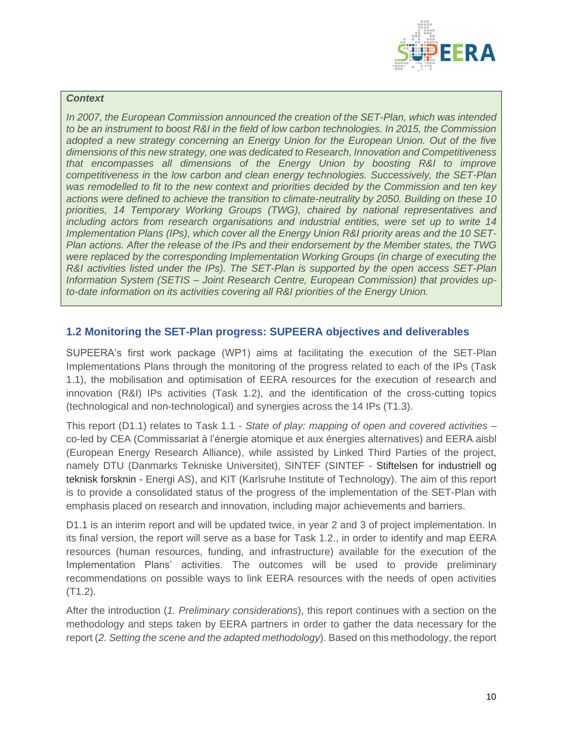**Context**

*In 2007, the European Commission announced the creation of the SET-Plan, which was intended to be an instrument to boost R&I in the field of low carbon technologies. In 2015, the Commission adopted a new strategy concerning an Energy Union for the European Union. Out of the five dimensions of this new strategy, one was dedicated to Research, Innovation and Competitiveness that encompasses all dimensions of the Energy Union by boosting R&I to improve competitiveness in* the *low carbon and clean energy technologies. Successively, the SET-Plan was remodelled to fit to the new context and priorities decided by the Commission and ten key actions were defined to achieve the transition to climate-neutrality by 2050. Building on these 10 priorities, 14 Temporary Working Groups (TWG), chaired by national representatives and including actors from research organisations and industrial entities, were set up to write 14 Implementation Plans (IPs), which cover all the Energy Union R&I priority areas and the 10 SET-Plan actions. After the release of the IPs and their endorsement by the Member states, the TWG were replaced by the corresponding Implementation Working Groups (in charge of executing the R&I activities listed under the IPs). The SET-Plan is supported by the open access SET-Plan Information System (SETIS – Joint Research Centre, European Commission) that provides up-to-date information on its activities covering all R&I priorities of the Energy Union.*

## 1.2 Monitoring the SET-Plan progress: SUPEERA objectives and deliverables

SUPEERA's first work package (WP1) aims at facilitating the execution of the SET-Plan Implementations Plans through the monitoring of the progress related to each of the IPs (Task 1.1), the mobilisation and optimisation of EERA resources for the execution of research and innovation (R&I) IPs activities (Task 1.2), and the identification of the cross-cutting topics (technological and non-technological) and synergies across the 14 IPs (T1.3).

This report (D1.1) relates to Task 1.1 - *State of play: mapping of open and covered activities* – co-led by CEA (Commissariat à l'énergie atomique et aux énergies alternatives) and EERA aisbl (European Energy Research Alliance), while assisted by Linked Third Parties of the project, namely DTU (Danmarks Tekniske Universitet), SINTEF (SINTEF - Stiftelsen for industriell og teknisk forsknin - Energi AS), and KIT (Karlsruhe Institute of Technology). The aim of this report is to provide a consolidated status of the progress of the implementation of the SET-Plan with emphasis placed on research and innovation, including major achievements and barriers.

D1.1 is an interim report and will be updated twice, in year 2 and 3 of project implementation. In its final version, the report will serve as a base for Task 1.2., in order to identify and map EERA resources (human resources, funding, and infrastructure) available for the execution of the Implementation Plans' activities. The outcomes will be used to provide preliminary recommendations on possible ways to link EERA resources with the needs of open activities (T1.2).

After the introduction (*1. Preliminary considerations*), this report continues with a section on the methodology and steps taken by EERA partners in order to gather the data necessary for the report (*2. Setting the scene and the adapted methodology*). Based on this methodology, the report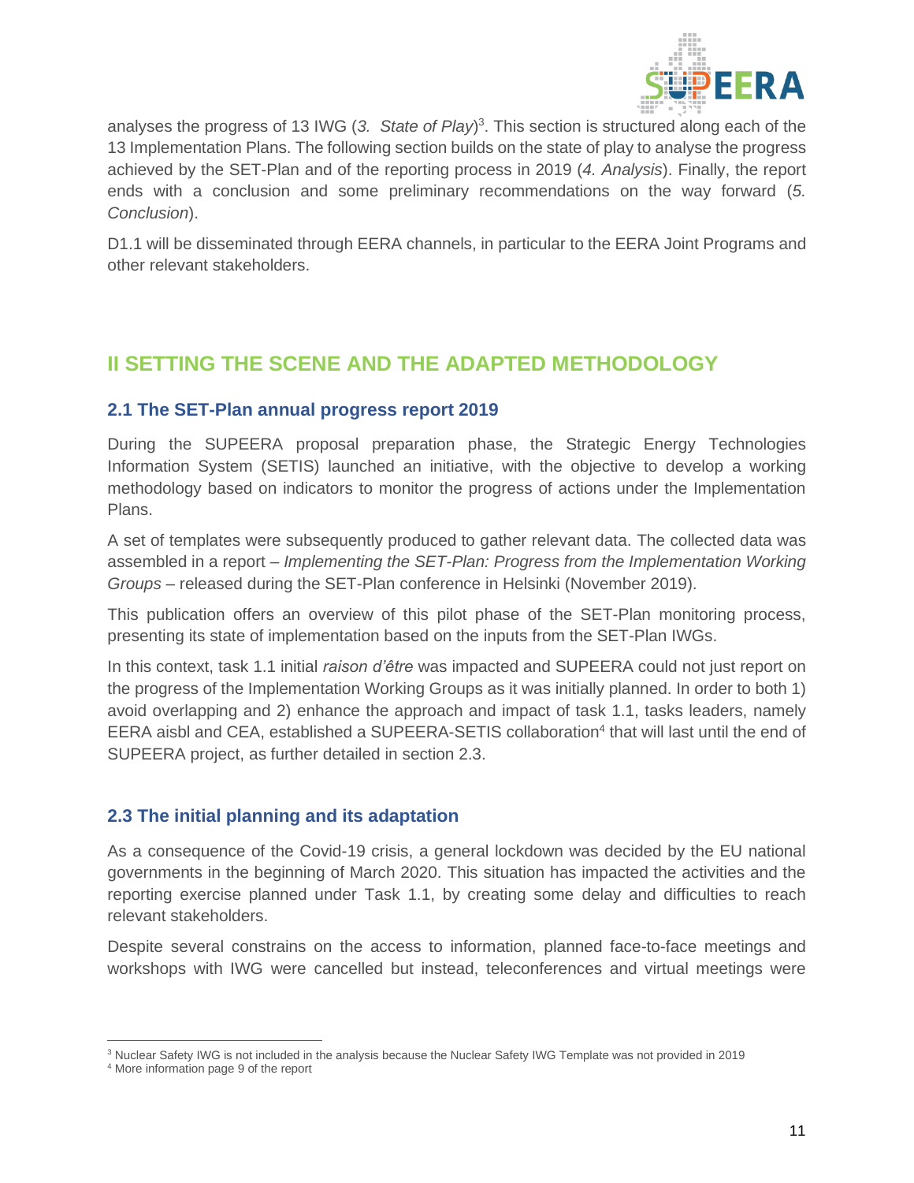analyses the progress of 13 IWG (*3. State of Play*)[3]. This section is structured along each of the 13 Implementation Plans. The following section builds on the state of play to analyse the progress achieved by the SET-Plan and of the reporting process in 2019 (*4. Analysis*). Finally, the report ends with a conclusion and some preliminary recommendations on the way forward (*5. Conclusion*).

D1.1 will be disseminated through EERA channels, in particular to the EERA Joint Programs and other relevant stakeholders.

# II SETTING THE SCENE AND THE ADAPTED METHODOLOGY

## 2.1 The SET-Plan annual progress report 2019

During the SUPEERA proposal preparation phase, the Strategic Energy Technologies Information System (SETIS) launched an initiative, with the objective to develop a working methodology based on indicators to monitor the progress of actions under the Implementation Plans.

A set of templates were subsequently produced to gather relevant data. The collected data was assembled in a report – *Implementing the SET-Plan: Progress from the Implementation Working Groups* – released during the SET-Plan conference in Helsinki (November 2019).

This publication offers an overview of this pilot phase of the SET-Plan monitoring process, presenting its state of implementation based on the inputs from the SET-Plan IWGs.

In this context, task 1.1 initial *raison d'être* was impacted and SUPEERA could not just report on the progress of the Implementation Working Groups as it was initially planned. In order to both 1) avoid overlapping and 2) enhance the approach and impact of task 1.1, tasks leaders, namely EERA aisbl and CEA, established a SUPEERA-SETIS collaboration[4] that will last until the end of SUPEERA project, as further detailed in section 2.3.

## 2.3 The initial planning and its adaptation

As a consequence of the Covid-19 crisis, a general lockdown was decided by the EU national governments in the beginning of March 2020. This situation has impacted the activities and the reporting exercise planned under Task 1.1, by creating some delay and difficulties to reach relevant stakeholders.

Despite several constrains on the access to information, planned face-to-face meetings and workshops with IWG were cancelled but instead, teleconferences and virtual meetings were

---

[3] Nuclear Safety IWG is not included in the analysis because the Nuclear Safety IWG Template was not provided in 2019

[4] More information page 9 of the report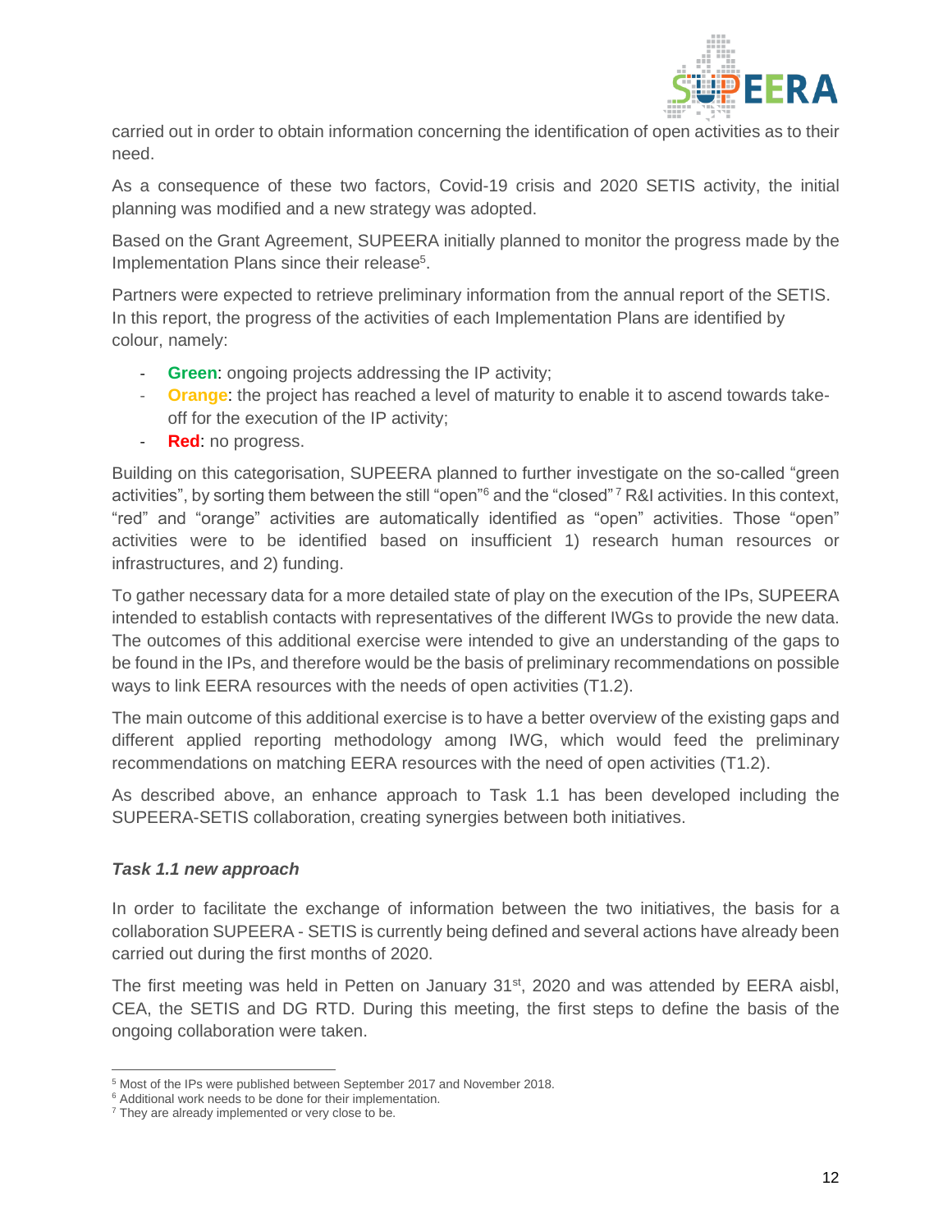carried out in order to obtain information concerning the identification of open activities as to their need.

As a consequence of these two factors, Covid-19 crisis and 2020 SETIS activity, the initial planning was modified and a new strategy was adopted.

Based on the Grant Agreement, SUPEERA initially planned to monitor the progress made by the Implementation Plans since their release[5].

Partners were expected to retrieve preliminary information from the annual report of the SETIS. In this report, the progress of the activities of each Implementation Plans are identified by colour, namely:

- **Green**: ongoing projects addressing the IP activity;
- **Orange**: the project has reached a level of maturity to enable it to ascend towards take-off for the execution of the IP activity;
- **Red**: no progress.

Building on this categorisation, SUPEERA planned to further investigate on the so-called "green activities", by sorting them between the still "open"[6] and the "closed"[7] R&I activities. In this context, "red" and "orange" activities are automatically identified as "open" activities. Those "open" activities were to be identified based on insufficient 1) research human resources or infrastructures, and 2) funding.

To gather necessary data for a more detailed state of play on the execution of the IPs, SUPEERA intended to establish contacts with representatives of the different IWGs to provide the new data. The outcomes of this additional exercise were intended to give an understanding of the gaps to be found in the IPs, and therefore would be the basis of preliminary recommendations on possible ways to link EERA resources with the needs of open activities (T1.2).

The main outcome of this additional exercise is to have a better overview of the existing gaps and different applied reporting methodology among IWG, which would feed the preliminary recommendations on matching EERA resources with the need of open activities (T1.2).

As described above, an enhance approach to Task 1.1 has been developed including the SUPEERA-SETIS collaboration, creating synergies between both initiatives.

***Task 1.1 new approach***

In order to facilitate the exchange of information between the two initiatives, the basis for a collaboration SUPEERA - SETIS is currently being defined and several actions have already been carried out during the first months of 2020.

The first meeting was held in Petten on January 31st, 2020 and was attended by EERA aisbl, CEA, the SETIS and DG RTD. During this meeting, the first steps to define the basis of the ongoing collaboration were taken.

---

[5] Most of the IPs were published between September 2017 and November 2018.

[6] Additional work needs to be done for their implementation.

[7] They are already implemented or very close to be.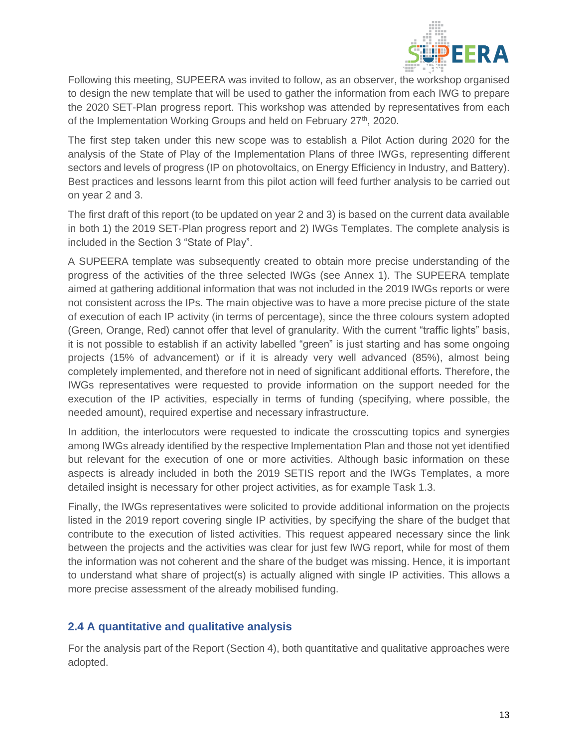Following this meeting, SUPEERA was invited to follow, as an observer, the workshop organised to design the new template that will be used to gather the information from each IWG to prepare the 2020 SET-Plan progress report. This workshop was attended by representatives from each of the Implementation Working Groups and held on February 27th, 2020.

The first step taken under this new scope was to establish a Pilot Action during 2020 for the analysis of the State of Play of the Implementation Plans of three IWGs, representing different sectors and levels of progress (IP on photovoltaics, on Energy Efficiency in Industry, and Battery). Best practices and lessons learnt from this pilot action will feed further analysis to be carried out on year 2 and 3.

The first draft of this report (to be updated on year 2 and 3) is based on the current data available in both 1) the 2019 SET-Plan progress report and 2) IWGs Templates. The complete analysis is included in the Section 3 "State of Play".

A SUPEERA template was subsequently created to obtain more precise understanding of the progress of the activities of the three selected IWGs (see Annex 1). The SUPEERA template aimed at gathering additional information that was not included in the 2019 IWGs reports or were not consistent across the IPs. The main objective was to have a more precise picture of the state of execution of each IP activity (in terms of percentage), since the three colours system adopted (Green, Orange, Red) cannot offer that level of granularity. With the current "traffic lights" basis, it is not possible to establish if an activity labelled "green" is just starting and has some ongoing projects (15% of advancement) or if it is already very well advanced (85%), almost being completely implemented, and therefore not in need of significant additional efforts. Therefore, the IWGs representatives were requested to provide information on the support needed for the execution of the IP activities, especially in terms of funding (specifying, where possible, the needed amount), required expertise and necessary infrastructure.

In addition, the interlocutors were requested to indicate the crosscutting topics and synergies among IWGs already identified by the respective Implementation Plan and those not yet identified but relevant for the execution of one or more activities. Although basic information on these aspects is already included in both the 2019 SETIS report and the IWGs Templates, a more detailed insight is necessary for other project activities, as for example Task 1.3.

Finally, the IWGs representatives were solicited to provide additional information on the projects listed in the 2019 report covering single IP activities, by specifying the share of the budget that contribute to the execution of listed activities. This request appeared necessary since the link between the projects and the activities was clear for just few IWG report, while for most of them the information was not coherent and the share of the budget was missing. Hence, it is important to understand what share of project(s) is actually aligned with single IP activities. This allows a more precise assessment of the already mobilised funding.

### 2.4 A quantitative and qualitative analysis

For the analysis part of the Report (Section 4), both quantitative and qualitative approaches were adopted.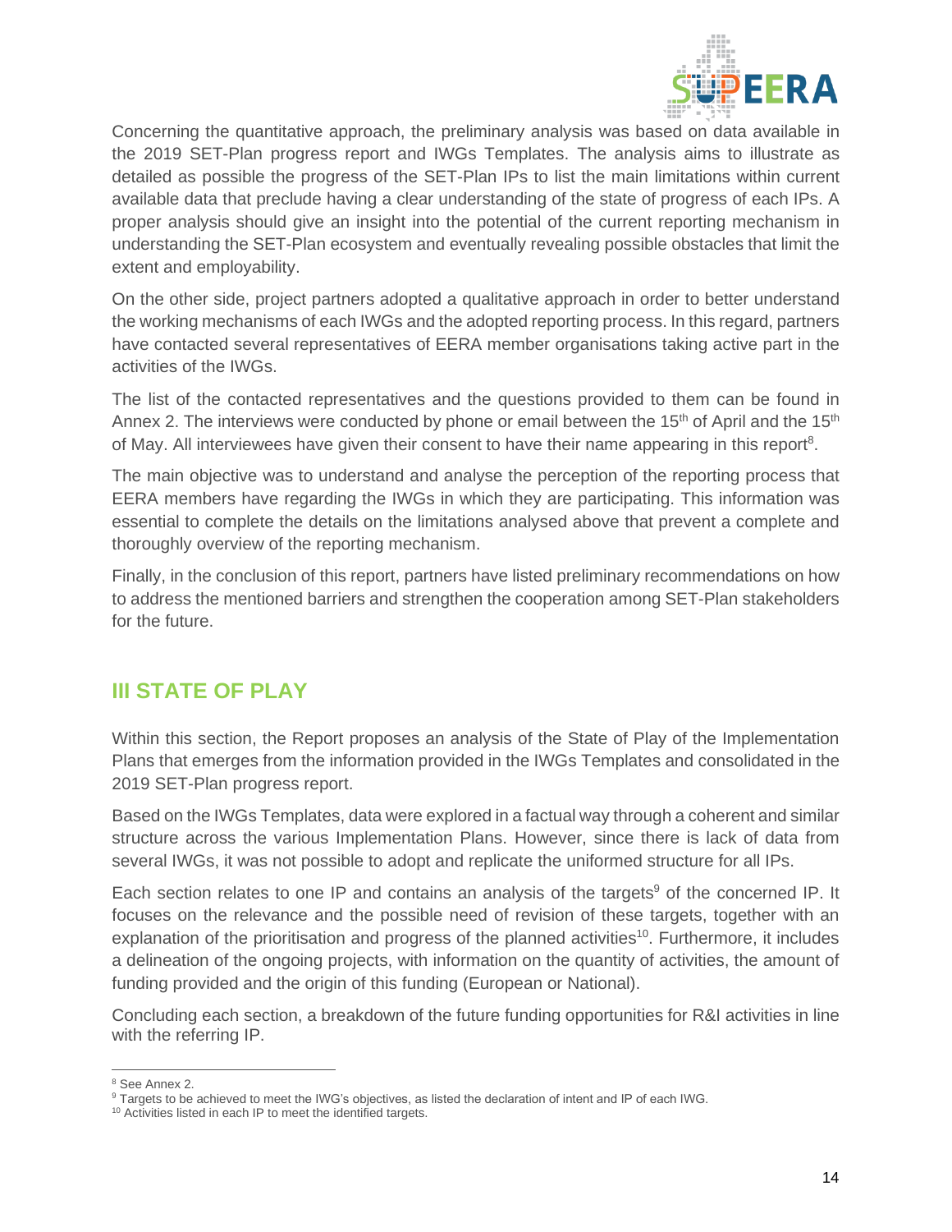Concerning the quantitative approach, the preliminary analysis was based on data available in the 2019 SET-Plan progress report and IWGs Templates. The analysis aims to illustrate as detailed as possible the progress of the SET-Plan IPs to list the main limitations within current available data that preclude having a clear understanding of the state of progress of each IPs. A proper analysis should give an insight into the potential of the current reporting mechanism in understanding the SET-Plan ecosystem and eventually revealing possible obstacles that limit the extent and employability.

On the other side, project partners adopted a qualitative approach in order to better understand the working mechanisms of each IWGs and the adopted reporting process. In this regard, partners have contacted several representatives of EERA member organisations taking active part in the activities of the IWGs.

The list of the contacted representatives and the questions provided to them can be found in Annex 2. The interviews were conducted by phone or email between the 15th of April and the 15th of May. All interviewees have given their consent to have their name appearing in this report[8].

The main objective was to understand and analyse the perception of the reporting process that EERA members have regarding the IWGs in which they are participating. This information was essential to complete the details on the limitations analysed above that prevent a complete and thoroughly overview of the reporting mechanism.

Finally, in the conclusion of this report, partners have listed preliminary recommendations on how to address the mentioned barriers and strengthen the cooperation among SET-Plan stakeholders for the future.

## III STATE OF PLAY

Within this section, the Report proposes an analysis of the State of Play of the Implementation Plans that emerges from the information provided in the IWGs Templates and consolidated in the 2019 SET-Plan progress report.

Based on the IWGs Templates, data were explored in a factual way through a coherent and similar structure across the various Implementation Plans. However, since there is lack of data from several IWGs, it was not possible to adopt and replicate the uniformed structure for all IPs.

Each section relates to one IP and contains an analysis of the targets[9] of the concerned IP. It focuses on the relevance and the possible need of revision of these targets, together with an explanation of the prioritisation and progress of the planned activities[10]. Furthermore, it includes a delineation of the ongoing projects, with information on the quantity of activities, the amount of funding provided and the origin of this funding (European or National).

Concluding each section, a breakdown of the future funding opportunities for R&I activities in line with the referring IP.

---

[8] See Annex 2.

[9] Targets to be achieved to meet the IWG's objectives, as listed the declaration of intent and IP of each IWG.

[10] Activities listed in each IP to meet the identified targets.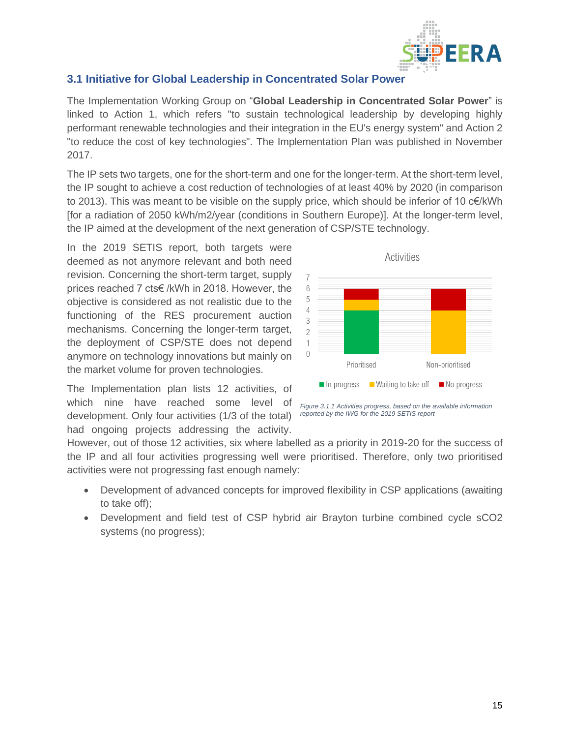## 3.1 Initiative for Global Leadership in Concentrated Solar Power

The Implementation Working Group on "**Global Leadership in Concentrated Solar Power**" is linked to Action 1, which refers "to sustain technological leadership by developing highly performant renewable technologies and their integration in the EU's energy system" and Action 2 "to reduce the cost of key technologies". The Implementation Plan was published in November 2017.

The IP sets two targets, one for the short-term and one for the longer-term. At the short-term level, the IP sought to achieve a cost reduction of technologies of at least 40% by 2020 (in comparison to 2013). This was meant to be visible on the supply price, which should be inferior of 10 c€/kWh [for a radiation of 2050 kWh/m2/year (conditions in Southern Europe)]. At the longer-term level, the IP aimed at the development of the next generation of CSP/STE technology.

In the 2019 SETIS report, both targets were deemed as not anymore relevant and both need revision. Concerning the short-term target, supply prices reached 7 cts€ /kWh in 2018. However, the objective is considered as not realistic due to the functioning of the RES procurement auction mechanisms. Concerning the longer-term target, the deployment of CSP/STE does not depend anymore on technology innovations but mainly on the market volume for proven technologies.

*Figure 3.1.1 Activities progress, based on the available information reported by the IWG for the 2019 SETIS report*

The Implementation plan lists 12 activities, of which nine have reached some level of development. Only four activities (1/3 of the total) had ongoing projects addressing the activity. However, out of those 12 activities, six where labelled as a priority in 2019-20 for the success of the IP and all four activities progressing well were prioritised. Therefore, only two prioritised activities were not progressing fast enough namely:

- Development of advanced concepts for improved flexibility in CSP applications (awaiting to take off);
- Development and field test of CSP hybrid air Brayton turbine combined cycle sCO2 systems (no progress);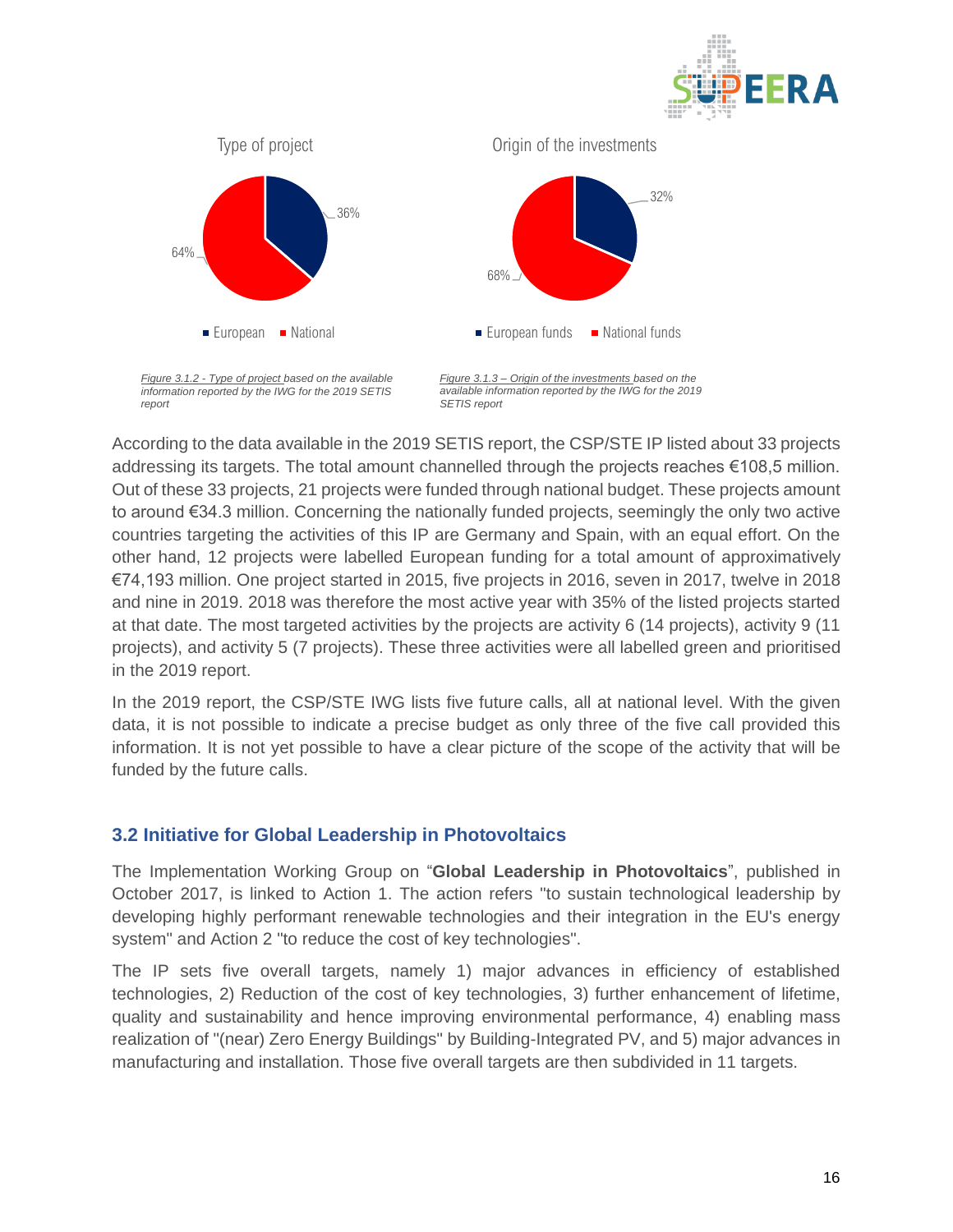Type of project

64% | 36%

■ European ■ National

Origin of the investments

68% | 32%

■ European funds ■ National funds

*Figure 3.1.2 - Type of project based on the available information reported by the IWG for the 2019 SETIS report*

*Figure 3.1.3 – Origin of the investments based on the available information reported by the IWG for the 2019 SETIS report*

According to the data available in the 2019 SETIS report, the CSP/STE IP listed about 33 projects addressing its targets. The total amount channelled through the projects reaches €108,5 million. Out of these 33 projects, 21 projects were funded through national budget. These projects amount to around €34.3 million. Concerning the nationally funded projects, seemingly the only two active countries targeting the activities of this IP are Germany and Spain, with an equal effort. On the other hand, 12 projects were labelled European funding for a total amount of approximatively €74,193 million. One project started in 2015, five projects in 2016, seven in 2017, twelve in 2018 and nine in 2019. 2018 was therefore the most active year with 35% of the listed projects started at that date. The most targeted activities by the projects are activity 6 (14 projects), activity 9 (11 projects), and activity 5 (7 projects). These three activities were all labelled green and prioritised in the 2019 report.

In the 2019 report, the CSP/STE IWG lists five future calls, all at national level. With the given data, it is not possible to indicate a precise budget as only three of the five call provided this information. It is not yet possible to have a clear picture of the scope of the activity that will be funded by the future calls.

## 3.2 Initiative for Global Leadership in Photovoltaics

The Implementation Working Group on "**Global Leadership in Photovoltaics**", published in October 2017, is linked to Action 1. The action refers "to sustain technological leadership by developing highly performant renewable technologies and their integration in the EU's energy system" and Action 2 "to reduce the cost of key technologies".

The IP sets five overall targets, namely 1) major advances in efficiency of established technologies, 2) Reduction of the cost of key technologies, 3) further enhancement of lifetime, quality and sustainability and hence improving environmental performance, 4) enabling mass realization of "(near) Zero Energy Buildings" by Building-Integrated PV, and 5) major advances in manufacturing and installation. Those five overall targets are then subdivided in 11 targets.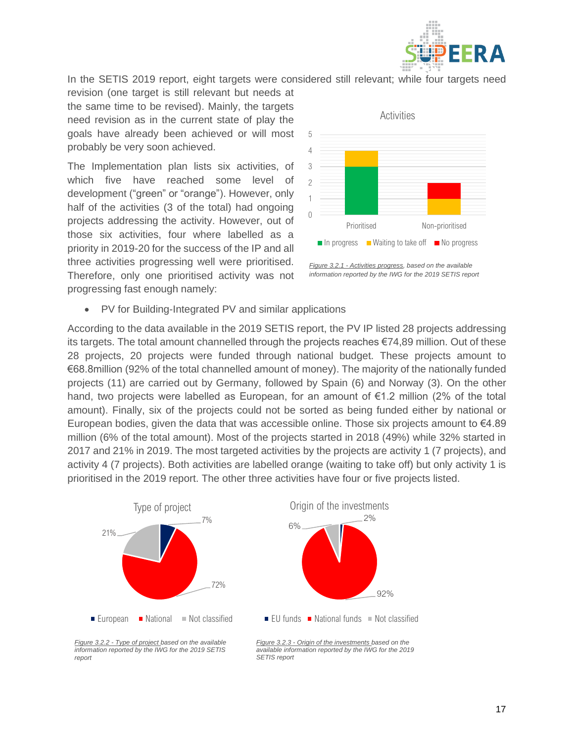In the SETIS 2019 report, eight targets were considered still relevant; while four targets need revision (one target is still relevant but needs at the same time to be revised). Mainly, the targets need revision as in the current state of play the goals have already been achieved or will most probably be very soon achieved.

The Implementation plan lists six activities, of which five have reached some level of development ("green" or "orange"). However, only half of the activities (3 of the total) had ongoing projects addressing the activity. However, out of those six activities, four where labelled as a priority in 2019-20 for the success of the IP and all three activities progressing well were prioritised. Therefore, only one prioritised activity was not progressing fast enough namely:

*Figure 3.2.1 - Activities progress, based on the available information reported by the IWG for the 2019 SETIS report*

- PV for Building-Integrated PV and similar applications

According to the data available in the 2019 SETIS report, the PV IP listed 28 projects addressing its targets. The total amount channelled through the projects reaches €74,89 million. Out of these 28 projects, 20 projects were funded through national budget. These projects amount to €68.8million (92% of the total channelled amount of money). The majority of the nationally funded projects (11) are carried out by Germany, followed by Spain (6) and Norway (3). On the other hand, two projects were labelled as European, for an amount of €1.2 million (2% of the total amount). Finally, six of the projects could not be sorted as being funded either by national or European bodies, given the data that was accessible online. Those six projects amount to €4.89 million (6% of the total amount). Most of the projects started in 2018 (49%) while 32% started in 2017 and 21% in 2019. The most targeted activities by the projects are activity 1 (7 projects), and activity 4 (7 projects). Both activities are labelled orange (waiting to take off) but only activity 1 is prioritised in the 2019 report. The other three activities have four or five projects listed.

*Figure 3.2.2 - Type of project based on the available information reported by the IWG for the 2019 SETIS report*

*Figure 3.2.3 - Origin of the investments based on the available information reported by the IWG for the 2019 SETIS report*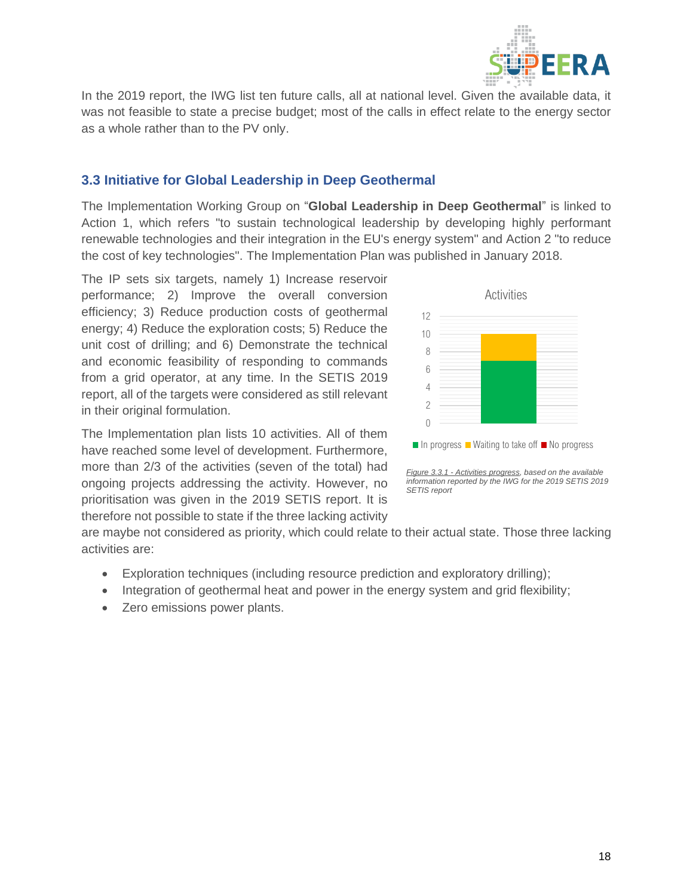In the 2019 report, the IWG list ten future calls, all at national level. Given the available data, it was not feasible to state a precise budget; most of the calls in effect relate to the energy sector as a whole rather than to the PV only.

### 3.3 Initiative for Global Leadership in Deep Geothermal

The Implementation Working Group on "**Global Leadership in Deep Geothermal**" is linked to Action 1, which refers "to sustain technological leadership by developing highly performant renewable technologies and their integration in the EU's energy system" and Action 2 "to reduce the cost of key technologies". The Implementation Plan was published in January 2018.

The IP sets six targets, namely 1) Increase reservoir performance; 2) Improve the overall conversion efficiency; 3) Reduce production costs of geothermal energy; 4) Reduce the exploration costs; 5) Reduce the unit cost of drilling; and 6) Demonstrate the technical and economic feasibility of responding to commands from a grid operator, at any time. In the SETIS 2019 report, all of the targets were considered as still relevant in their original formulation.

*Figure 3.3.1 - Activities progress, based on the available information reported by the IWG for the 2019 SETIS 2019 SETIS report*

The Implementation plan lists 10 activities. All of them have reached some level of development. Furthermore, more than 2/3 of the activities (seven of the total) had ongoing projects addressing the activity. However, no prioritisation was given in the 2019 SETIS report. It is therefore not possible to state if the three lacking activity are maybe not considered as priority, which could relate to their actual state. Those three lacking activities are:

- Exploration techniques (including resource prediction and exploratory drilling);
- Integration of geothermal heat and power in the energy system and grid flexibility;
- Zero emissions power plants.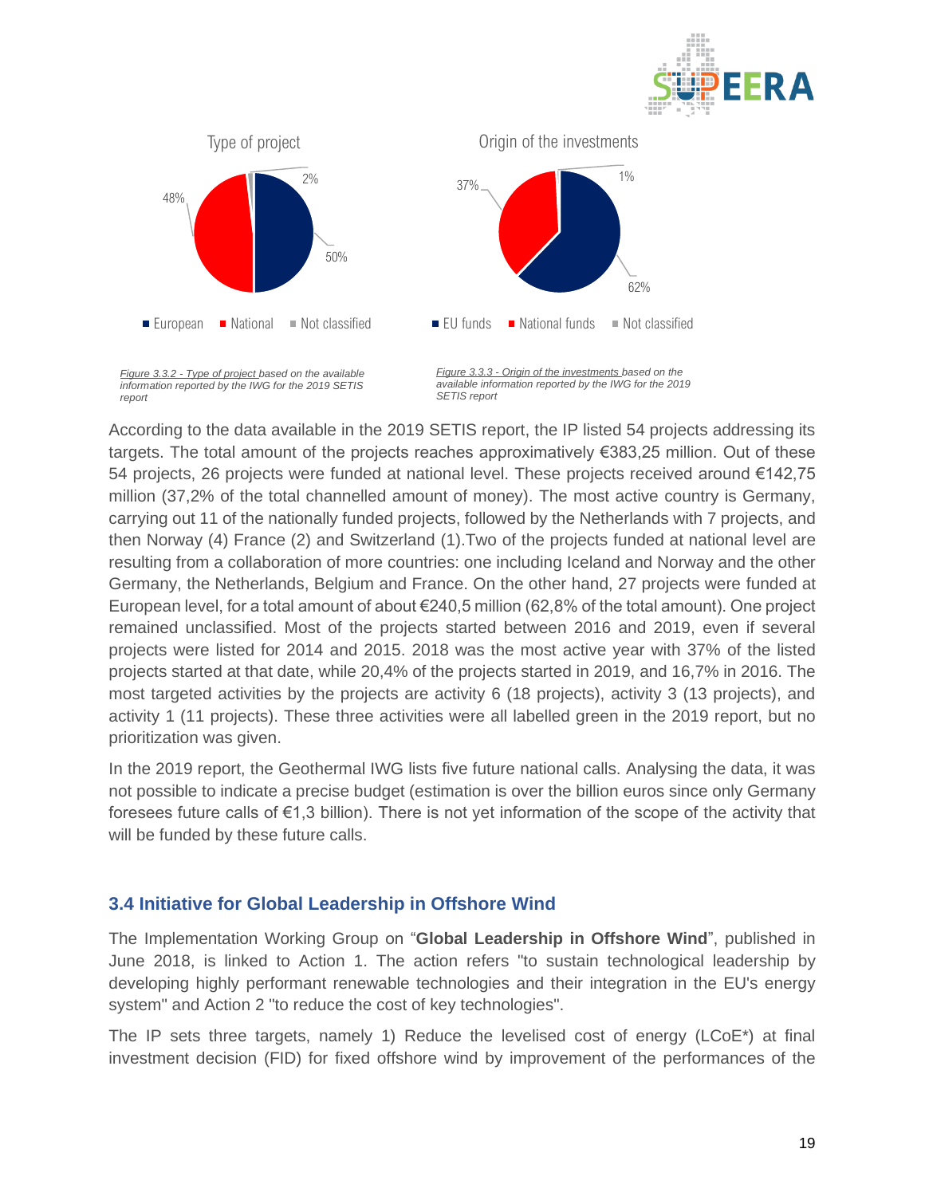Type of project

48% | 2% | 50%

■ European ■ National ■ Not classified

*Figure 3.3.2 - Type of project based on the available information reported by the IWG for the 2019 SETIS report*

Origin of the investments

37% | 1% | 62%

■ EU funds ■ National funds ■ Not classified

*Figure 3.3.3 - Origin of the investments based on the available information reported by the IWG for the 2019 SETIS report*

According to the data available in the 2019 SETIS report, the IP listed 54 projects addressing its targets. The total amount of the projects reaches approximatively €383,25 million. Out of these 54 projects, 26 projects were funded at national level. These projects received around €142,75 million (37,2% of the total channelled amount of money). The most active country is Germany, carrying out 11 of the nationally funded projects, followed by the Netherlands with 7 projects, and then Norway (4) France (2) and Switzerland (1).Two of the projects funded at national level are resulting from a collaboration of more countries: one including Iceland and Norway and the other Germany, the Netherlands, Belgium and France. On the other hand, 27 projects were funded at European level, for a total amount of about €240,5 million (62,8% of the total amount). One project remained unclassified. Most of the projects started between 2016 and 2019, even if several projects were listed for 2014 and 2015. 2018 was the most active year with 37% of the listed projects started at that date, while 20,4% of the projects started in 2019, and 16,7% in 2016. The most targeted activities by the projects are activity 6 (18 projects), activity 3 (13 projects), and activity 1 (11 projects). These three activities were all labelled green in the 2019 report, but no prioritization was given.

In the 2019 report, the Geothermal IWG lists five future national calls. Analysing the data, it was not possible to indicate a precise budget (estimation is over the billion euros since only Germany foresees future calls of €1,3 billion). There is not yet information of the scope of the activity that will be funded by these future calls.

### 3.4 Initiative for Global Leadership in Offshore Wind

The Implementation Working Group on "**Global Leadership in Offshore Wind**", published in June 2018, is linked to Action 1. The action refers "to sustain technological leadership by developing highly performant renewable technologies and their integration in the EU's energy system" and Action 2 "to reduce the cost of key technologies".

The IP sets three targets, namely 1) Reduce the levelised cost of energy (LCoE*) at final investment decision (FID) for fixed offshore wind by improvement of the performances of the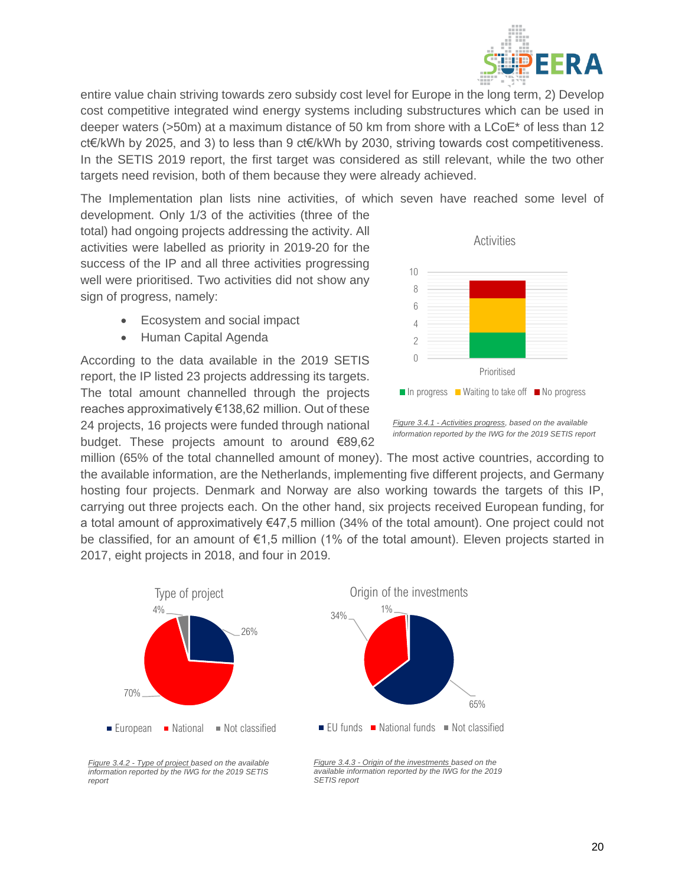entire value chain striving towards zero subsidy cost level for Europe in the long term, 2) Develop cost competitive integrated wind energy systems including substructures which can be used in deeper waters (>50m) at a maximum distance of 50 km from shore with a LCoE* of less than 12 ct€/kWh by 2025, and 3) to less than 9 ct€/kWh by 2030, striving towards cost competitiveness. In the SETIS 2019 report, the first target was considered as still relevant, while the two other targets need revision, both of them because they were already achieved.

The Implementation plan lists nine activities, of which seven have reached some level of development. Only 1/3 of the activities (three of the total) had ongoing projects addressing the activity. All activities were labelled as priority in 2019-20 for the success of the IP and all three activities progressing well were prioritised. Two activities did not show any sign of progress, namely:

- Ecosystem and social impact
- Human Capital Agenda

According to the data available in the 2019 SETIS report, the IP listed 23 projects addressing its targets. The total amount channelled through the projects reaches approximatively €138,62 million. Out of these 24 projects, 16 projects were funded through national budget. These projects amount to around €89,62 million (65% of the total channelled amount of money). The most active countries, according to the available information, are the Netherlands, implementing five different projects, and Germany hosting four projects. Denmark and Norway are also working towards the targets of this IP, carrying out three projects each. On the other hand, six projects received European funding, for a total amount of approximatively €47,5 million (34% of the total amount). One project could not be classified, for an amount of €1,5 million (1% of the total amount). Eleven projects started in 2017, eight projects in 2018, and four in 2019.

*Figure 3.4.1 - Activities progress*, based on the available information reported by the IWG for the 2019 SETIS report

*Figure 3.4.2 - Type of project* based on the available information reported by the IWG for the 2019 SETIS report

*Figure 3.4.3 - Origin of the investments* based on the available information reported by the IWG for the 2019 SETIS report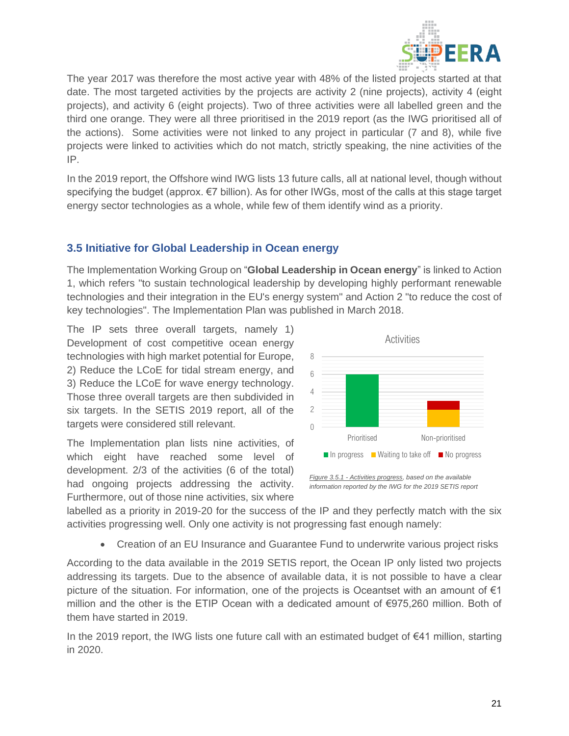The year 2017 was therefore the most active year with 48% of the listed projects started at that date. The most targeted activities by the projects are activity 2 (nine projects), activity 4 (eight projects), and activity 6 (eight projects). Two of three activities were all labelled green and the third one orange. They were all three prioritised in the 2019 report (as the IWG prioritised all of the actions). Some activities were not linked to any project in particular (7 and 8), while five projects were linked to activities which do not match, strictly speaking, the nine activities of the IP.

In the 2019 report, the Offshore wind IWG lists 13 future calls, all at national level, though without specifying the budget (approx. €7 billion). As for other IWGs, most of the calls at this stage target energy sector technologies as a whole, while few of them identify wind as a priority.

### 3.5 Initiative for Global Leadership in Ocean energy

The Implementation Working Group on "**Global Leadership in Ocean energy**" is linked to Action 1, which refers "to sustain technological leadership by developing highly performant renewable technologies and their integration in the EU's energy system" and Action 2 "to reduce the cost of key technologies". The Implementation Plan was published in March 2018.

The IP sets three overall targets, namely 1) Development of cost competitive ocean energy technologies with high market potential for Europe, 2) Reduce the LCoE for tidal stream energy, and 3) Reduce the LCoE for wave energy technology. Those three overall targets are then subdivided in six targets. In the SETIS 2019 report, all of the targets were considered still relevant.

*Figure 3.5.1 - Activities progress, based on the available information reported by the IWG for the 2019 SETIS report*

The Implementation plan lists nine activities, of which eight have reached some level of development. 2/3 of the activities (6 of the total) had ongoing projects addressing the activity. Furthermore, out of those nine activities, six where labelled as a priority in 2019-20 for the success of the IP and they perfectly match with the six activities progressing well. Only one activity is not progressing fast enough namely:

- Creation of an EU Insurance and Guarantee Fund to underwrite various project risks

According to the data available in the 2019 SETIS report, the Ocean IP only listed two projects addressing its targets. Due to the absence of available data, it is not possible to have a clear picture of the situation. For information, one of the projects is Oceantset with an amount of €1 million and the other is the ETIP Ocean with a dedicated amount of €975,260 million. Both of them have started in 2019.

In the 2019 report, the IWG lists one future call with an estimated budget of €41 million, starting in 2020.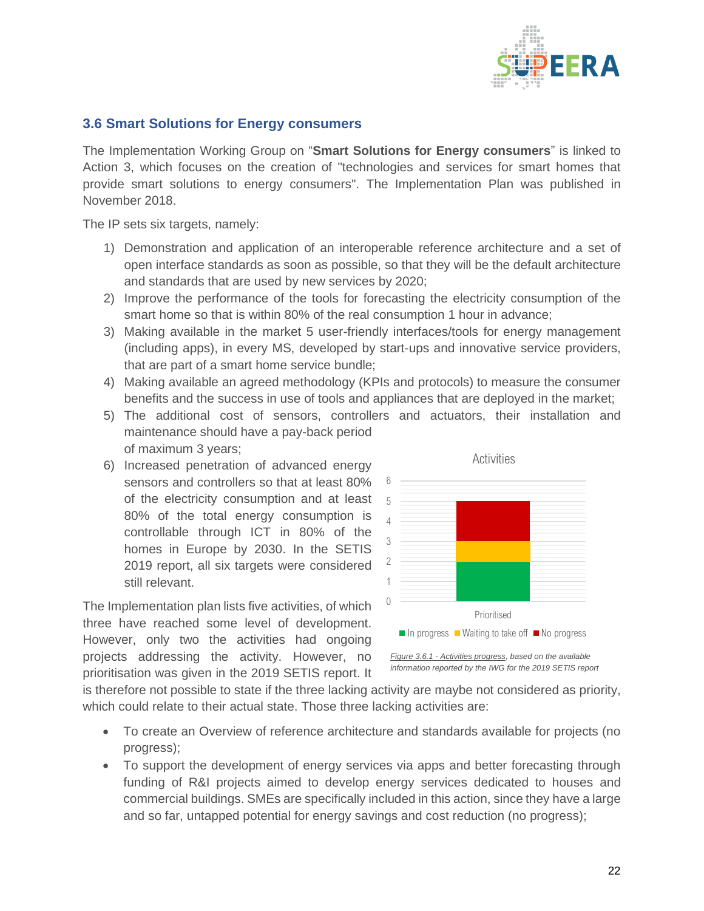### 3.6 Smart Solutions for Energy consumers

The Implementation Working Group on "**Smart Solutions for Energy consumers**" is linked to Action 3, which focuses on the creation of "technologies and services for smart homes that provide smart solutions to energy consumers". The Implementation Plan was published in November 2018.

The IP sets six targets, namely:

1) Demonstration and application of an interoperable reference architecture and a set of open interface standards as soon as possible, so that they will be the default architecture and standards that are used by new services by 2020;
2) Improve the performance of the tools for forecasting the electricity consumption of the smart home so that is within 80% of the real consumption 1 hour in advance;
3) Making available in the market 5 user-friendly interfaces/tools for energy management (including apps), in every MS, developed by start-ups and innovative service providers, that are part of a smart home service bundle;
4) Making available an agreed methodology (KPIs and protocols) to measure the consumer benefits and the success in use of tools and appliances that are deployed in the market;
5) The additional cost of sensors, controllers and actuators, their installation and maintenance should have a pay-back period of maximum 3 years;
6) Increased penetration of advanced energy sensors and controllers so that at least 80% of the electricity consumption and at least 80% of the total energy consumption is controllable through ICT in 80% of the homes in Europe by 2030. In the SETIS 2019 report, all six targets were considered still relevant.

The Implementation plan lists five activities, of which three have reached some level of development. However, only two the activities had ongoing projects addressing the activity. However, no prioritisation was given in the 2019 SETIS report. It is therefore not possible to state if the three lacking activity are maybe not considered as priority, which could relate to their actual state. Those three lacking activities are:

*Figure 3.6.1 - Activities progress, based on the available information reported by the IWG for the 2019 SETIS report*

- To create an Overview of reference architecture and standards available for projects (no progress);
- To support the development of energy services via apps and better forecasting through funding of R&I projects aimed to develop energy services dedicated to houses and commercial buildings. SMEs are specifically included in this action, since they have a large and so far, untapped potential for energy savings and cost reduction (no progress);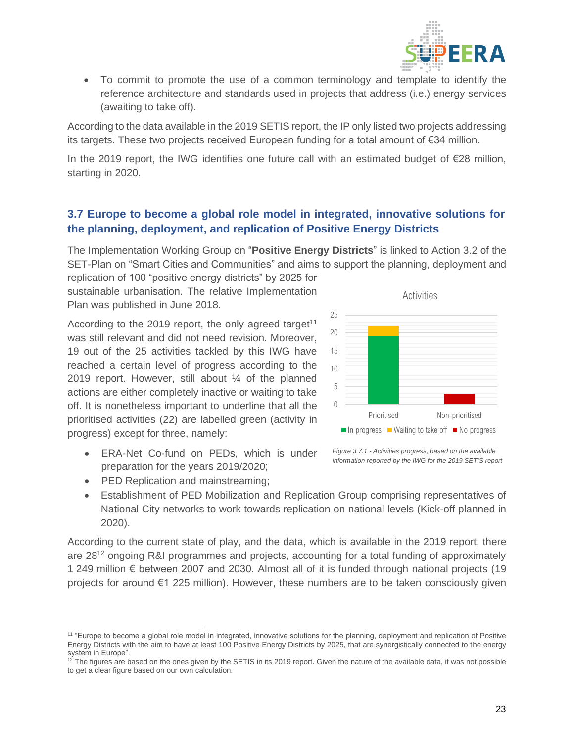- To commit to promote the use of a common terminology and template to identify the reference architecture and standards used in projects that address (i.e.) energy services (awaiting to take off).

According to the data available in the 2019 SETIS report, the IP only listed two projects addressing its targets. These two projects received European funding for a total amount of €34 million.

In the 2019 report, the IWG identifies one future call with an estimated budget of €28 million, starting in 2020.

### 3.7 Europe to become a global role model in integrated, innovative solutions for the planning, deployment, and replication of Positive Energy Districts

The Implementation Working Group on "**Positive Energy Districts**" is linked to Action 3.2 of the SET-Plan on "Smart Cities and Communities" and aims to support the planning, deployment and replication of 100 "positive energy districts" by 2025 for sustainable urbanisation. The relative Implementation Plan was published in June 2018.

According to the 2019 report, the only agreed target[11] was still relevant and did not need revision. Moreover, 19 out of the 25 activities tackled by this IWG have reached a certain level of progress according to the 2019 report. However, still about ¼ of the planned actions are either completely inactive or waiting to take off. It is nonetheless important to underline that all the prioritised activities (22) are labelled green (activity in progress) except for three, namely:

- ERA-Net Co-fund on PEDs, which is under preparation for the years 2019/2020;
- PED Replication and mainstreaming;
- Establishment of PED Mobilization and Replication Group comprising representatives of National City networks to work towards replication on national levels (Kick-off planned in 2020).

Activities

| | In progress | Waiting to take off | No progress |
|---|---|---|---|
| Prioritised | 19 | 3 | |
| Non-prioritised | | | 3 |

*Figure 3.7.1 - Activities progress, based on the available information reported by the IWG for the 2019 SETIS report*

According to the current state of play, and the data, which is available in the 2019 report, there are 28[12] ongoing R&I programmes and projects, accounting for a total funding of approximately 1 249 million € between 2007 and 2030. Almost all of it is funded through national projects (19 projects for around €1 225 million). However, these numbers are to be taken consciously given

[11] "Europe to become a global role model in integrated, innovative solutions for the planning, deployment and replication of Positive Energy Districts with the aim to have at least 100 Positive Energy Districts by 2025, that are synergistically connected to the energy system in Europe".

[12] The figures are based on the ones given by the SETIS in its 2019 report. Given the nature of the available data, it was not possible to get a clear figure based on our own calculation.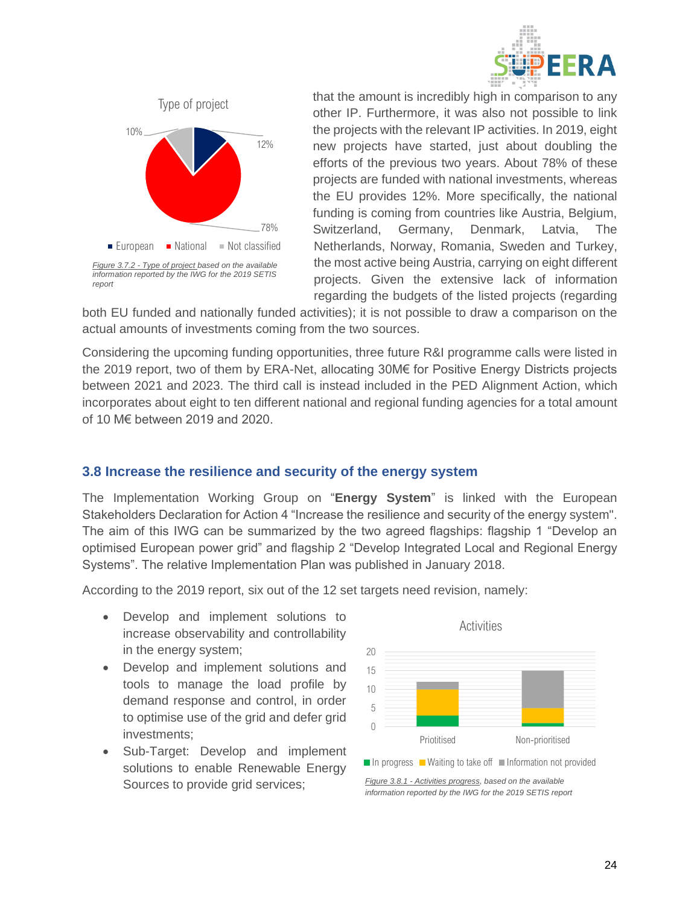Type of project

10%

12%

78%

European · National · Not classified

*Figure 3.7.2 - Type of project based on the available information reported by the IWG for the 2019 SETIS report*

that the amount is incredibly high in comparison to any other IP. Furthermore, it was also not possible to link the projects with the relevant IP activities. In 2019, eight new projects have started, just about doubling the efforts of the previous two years. About 78% of these projects are funded with national investments, whereas the EU provides 12%. More specifically, the national funding is coming from countries like Austria, Belgium, Switzerland, Germany, Denmark, Latvia, The Netherlands, Norway, Romania, Sweden and Turkey, the most active being Austria, carrying on eight different projects. Given the extensive lack of information regarding the budgets of the listed projects (regarding both EU funded and nationally funded activities); it is not possible to draw a comparison on the actual amounts of investments coming from the two sources.

Considering the upcoming funding opportunities, three future R&I programme calls were listed in the 2019 report, two of them by ERA-Net, allocating 30M€ for Positive Energy Districts projects between 2021 and 2023. The third call is instead included in the PED Alignment Action, which incorporates about eight to ten different national and regional funding agencies for a total amount of 10 M€ between 2019 and 2020.

## 3.8 Increase the resilience and security of the energy system

The Implementation Working Group on "**Energy System**" is linked with the European Stakeholders Declaration for Action 4 "Increase the resilience and security of the energy system". The aim of this IWG can be summarized by the two agreed flagships: flagship 1 "Develop an optimised European power grid" and flagship 2 "Develop Integrated Local and Regional Energy Systems". The relative Implementation Plan was published in January 2018.

According to the 2019 report, six out of the 12 set targets need revision, namely:

- Develop and implement solutions to increase observability and controllability in the energy system;
- Develop and implement solutions and tools to manage the load profile by demand response and control, in order to optimise use of the grid and defer grid investments;
- Sub-Target: Develop and implement solutions to enable Renewable Energy Sources to provide grid services;

Activities

20
15
10
5
0

Priotitised · Non-prioritised

In progress · Waiting to take off · Information not provided

*Figure 3.8.1 - Activities progress, based on the available information reported by the IWG for the 2019 SETIS report*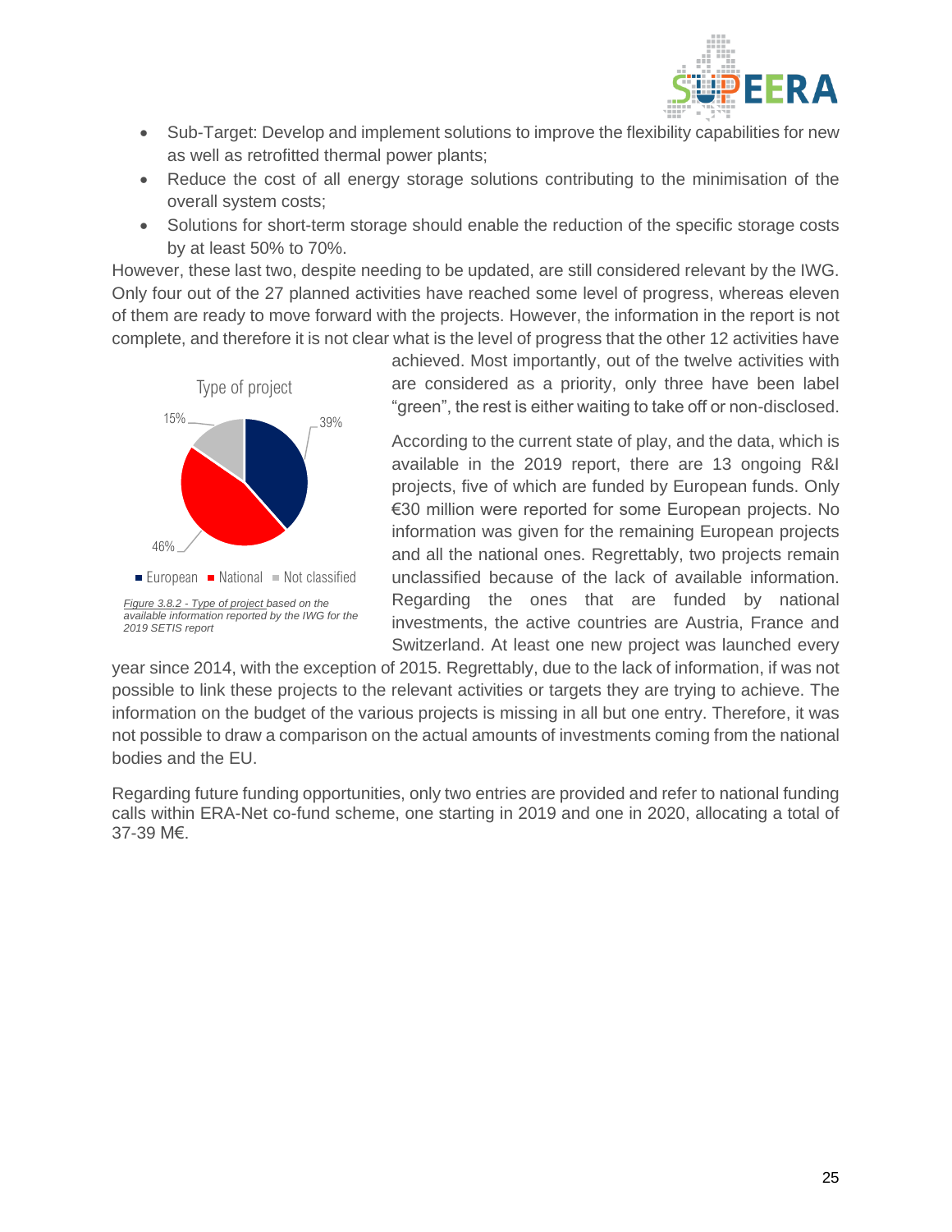- Sub-Target: Develop and implement solutions to improve the flexibility capabilities for new as well as retrofitted thermal power plants;
- Reduce the cost of all energy storage solutions contributing to the minimisation of the overall system costs;
- Solutions for short-term storage should enable the reduction of the specific storage costs by at least 50% to 70%.

However, these last two, despite needing to be updated, are still considered relevant by the IWG. Only four out of the 27 planned activities have reached some level of progress, whereas eleven of them are ready to move forward with the projects. However, the information in the report is not complete, and therefore it is not clear what is the level of progress that the other 12 activities have achieved. Most importantly, out of the twelve activities with are considered as a priority, only three have been label "green", the rest is either waiting to take off or non-disclosed.

Type of project

15% · 39% · 46%

European · National · Not classified

*Figure 3.8.2 - Type of project based on the available information reported by the IWG for the 2019 SETIS report*

According to the current state of play, and the data, which is available in the 2019 report, there are 13 ongoing R&I projects, five of which are funded by European funds. Only €30 million were reported for some European projects. No information was given for the remaining European projects and all the national ones. Regrettably, two projects remain unclassified because of the lack of available information. Regarding the ones that are funded by national investments, the active countries are Austria, France and Switzerland. At least one new project was launched every year since 2014, with the exception of 2015. Regrettably, due to the lack of information, if was not possible to link these projects to the relevant activities or targets they are trying to achieve. The information on the budget of the various projects is missing in all but one entry. Therefore, it was not possible to draw a comparison on the actual amounts of investments coming from the national bodies and the EU.

Regarding future funding opportunities, only two entries are provided and refer to national funding calls within ERA-Net co-fund scheme, one starting in 2019 and one in 2020, allocating a total of 37-39 M€.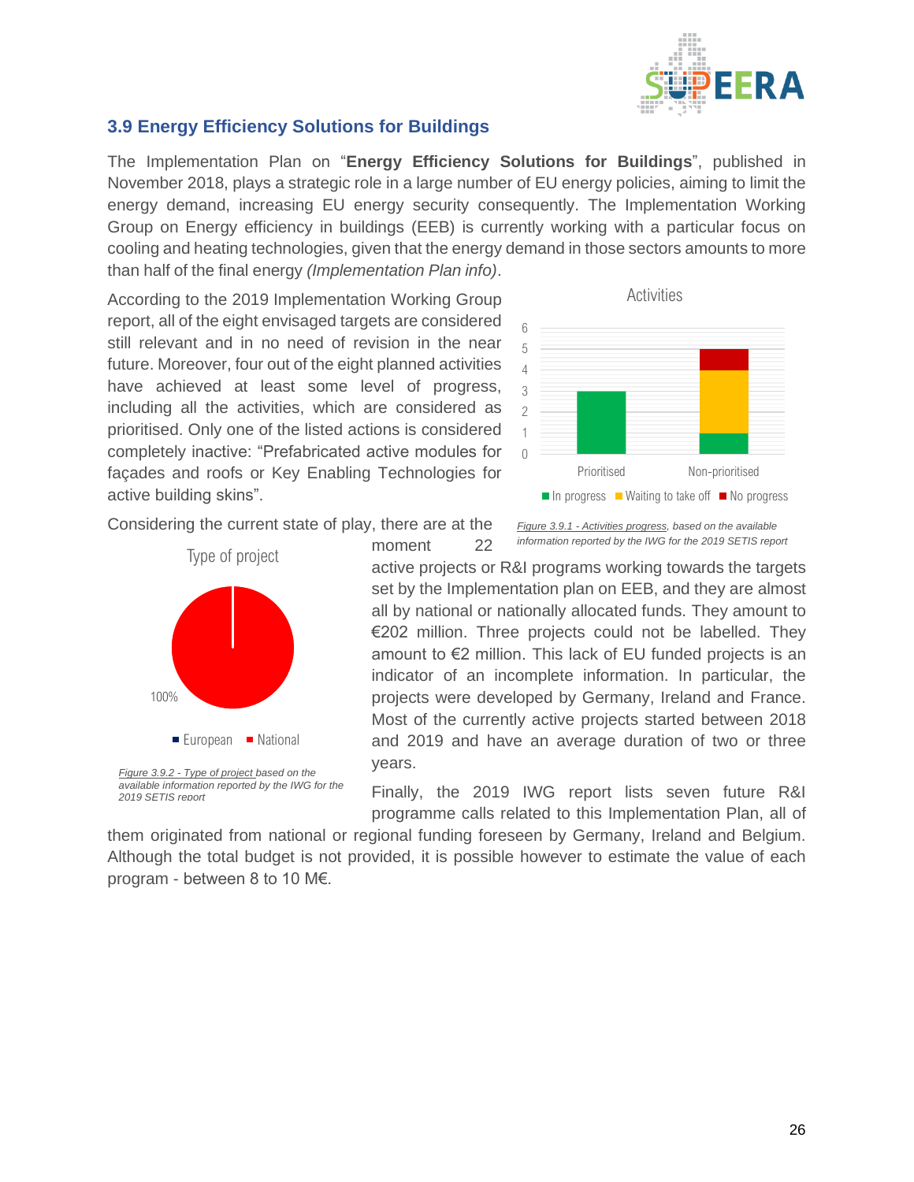## 3.9 Energy Efficiency Solutions for Buildings

The Implementation Plan on "**Energy Efficiency Solutions for Buildings**", published in November 2018, plays a strategic role in a large number of EU energy policies, aiming to limit the energy demand, increasing EU energy security consequently. The Implementation Working Group on Energy efficiency in buildings (EEB) is currently working with a particular focus on cooling and heating technologies, given that the energy demand in those sectors amounts to more than half of the final energy *(Implementation Plan info)*.

According to the 2019 Implementation Working Group report, all of the eight envisaged targets are considered still relevant and in no need of revision in the near future. Moreover, four out of the eight planned activities have achieved at least some level of progress, including all the activities, which are considered as prioritised. Only one of the listed actions is considered completely inactive: "Prefabricated active modules for façades and roofs or Key Enabling Technologies for active building skins".

*Figure 3.9.1 - Activities progress, based on the available information reported by the IWG for the 2019 SETIS report*

Considering the current state of play, there are at the moment 22 active projects or R&I programs working towards the targets set by the Implementation plan on EEB, and they are almost all by national or nationally allocated funds. They amount to €202 million. Three projects could not be labelled. They amount to €2 million. This lack of EU funded projects is an indicator of an incomplete information. In particular, the projects were developed by Germany, Ireland and France. Most of the currently active projects started between 2018 and 2019 and have an average duration of two or three years.

*Figure 3.9.2 - Type of project based on the available information reported by the IWG for the 2019 SETIS report*

Finally, the 2019 IWG report lists seven future R&I programme calls related to this Implementation Plan, all of them originated from national or regional funding foreseen by Germany, Ireland and Belgium. Although the total budget is not provided, it is possible however to estimate the value of each program - between 8 to 10 M€.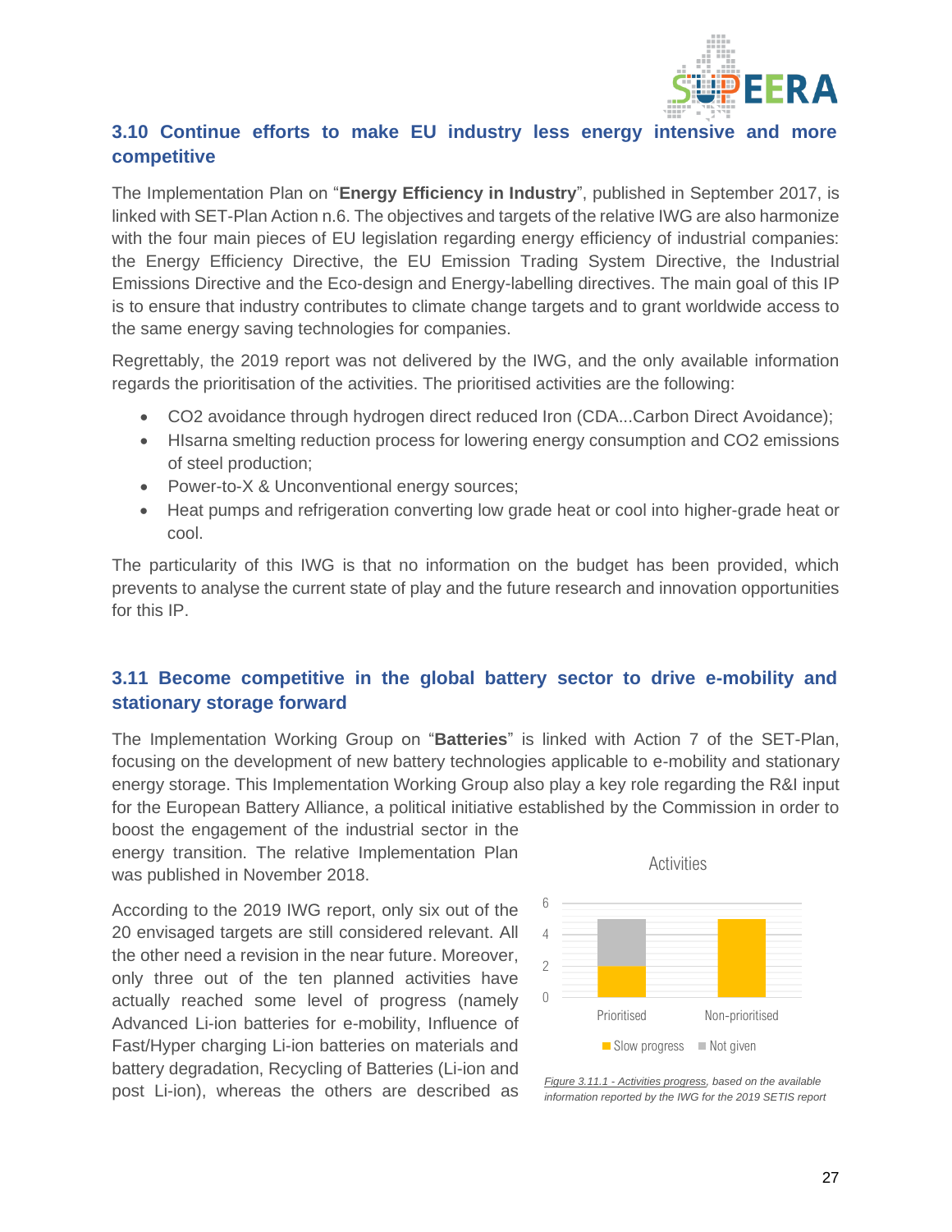## 3.10 Continue efforts to make EU industry less energy intensive and more competitive

The Implementation Plan on "**Energy Efficiency in Industry**", published in September 2017, is linked with SET-Plan Action n.6. The objectives and targets of the relative IWG are also harmonize with the four main pieces of EU legislation regarding energy efficiency of industrial companies: the Energy Efficiency Directive, the EU Emission Trading System Directive, the Industrial Emissions Directive and the Eco-design and Energy-labelling directives. The main goal of this IP is to ensure that industry contributes to climate change targets and to grant worldwide access to the same energy saving technologies for companies.

Regrettably, the 2019 report was not delivered by the IWG, and the only available information regards the prioritisation of the activities. The prioritised activities are the following:

- CO2 avoidance through hydrogen direct reduced Iron (CDA...Carbon Direct Avoidance);
- HIsarna smelting reduction process for lowering energy consumption and CO2 emissions of steel production;
- Power-to-X & Unconventional energy sources;
- Heat pumps and refrigeration converting low grade heat or cool into higher-grade heat or cool.

The particularity of this IWG is that no information on the budget has been provided, which prevents to analyse the current state of play and the future research and innovation opportunities for this IP.

## 3.11 Become competitive in the global battery sector to drive e-mobility and stationary storage forward

The Implementation Working Group on "**Batteries**" is linked with Action 7 of the SET-Plan, focusing on the development of new battery technologies applicable to e-mobility and stationary energy storage. This Implementation Working Group also play a key role regarding the R&I input for the European Battery Alliance, a political initiative established by the Commission in order to boost the engagement of the industrial sector in the energy transition. The relative Implementation Plan was published in November 2018.

According to the 2019 IWG report, only six out of the 20 envisaged targets are still considered relevant. All the other need a revision in the near future. Moreover, only three out of the ten planned activities have actually reached some level of progress (namely Advanced Li-ion batteries for e-mobility, Influence of Fast/Hyper charging Li-ion batteries on materials and battery degradation, Recycling of Batteries (Li-ion and post Li-ion), whereas the others are described as

Activities

| | Slow progress | Not given |
|---|---|---|
| Prioritised | 2 | 3 |
| Non-prioritised | 5 | 0 |

*Figure 3.11.1 - Activities progress, based on the available information reported by the IWG for the 2019 SETIS report*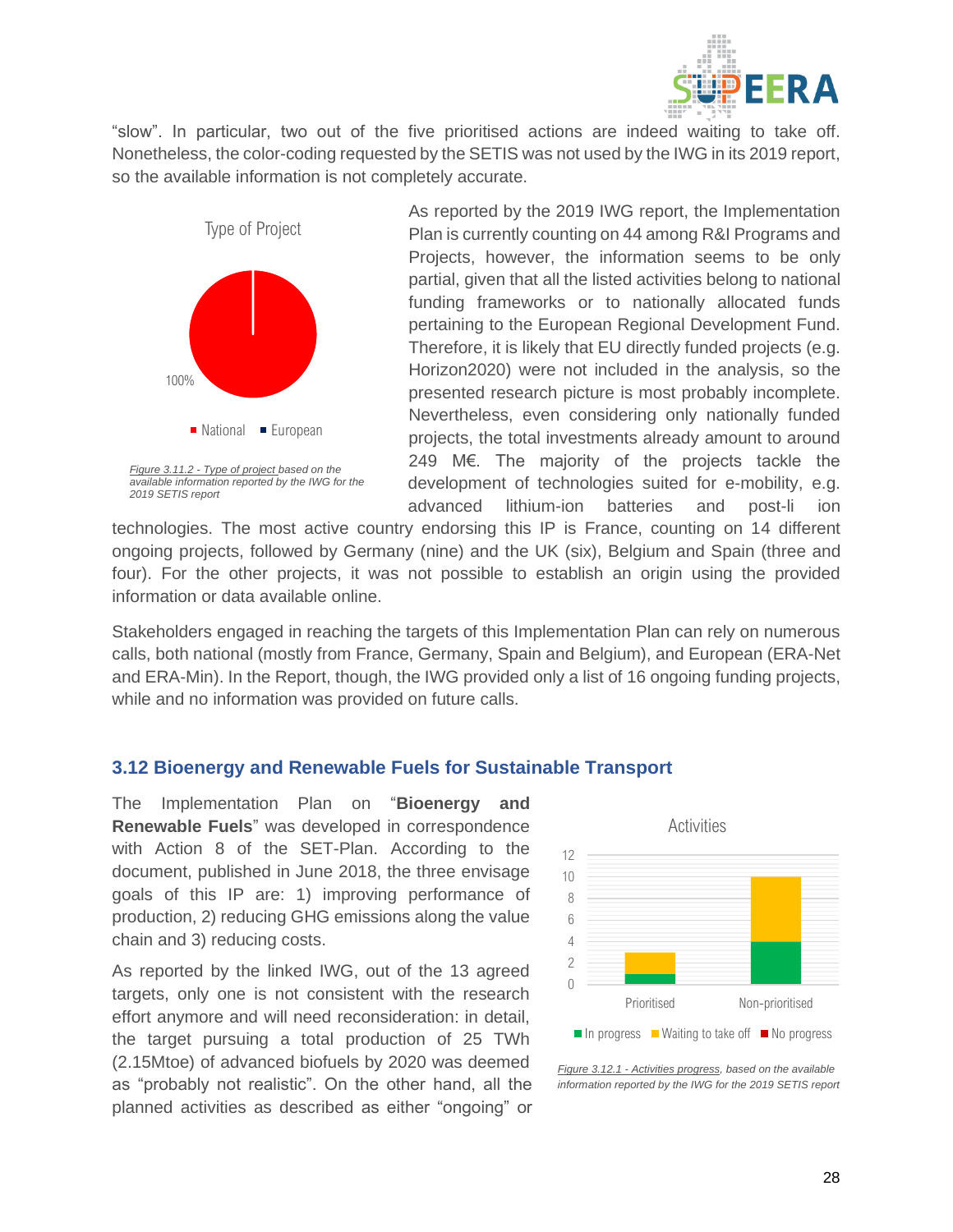"slow". In particular, two out of the five prioritised actions are indeed waiting to take off. Nonetheless, the color-coding requested by the SETIS was not used by the IWG in its 2019 report, so the available information is not completely accurate.

Type of Project

100%

National ■ European

*Figure 3.11.2 - Type of project based on the available information reported by the IWG for the 2019 SETIS report*

As reported by the 2019 IWG report, the Implementation Plan is currently counting on 44 among R&I Programs and Projects, however, the information seems to be only partial, given that all the listed activities belong to national funding frameworks or to nationally allocated funds pertaining to the European Regional Development Fund. Therefore, it is likely that EU directly funded projects (e.g. Horizon2020) were not included in the analysis, so the presented research picture is most probably incomplete. Nevertheless, even considering only nationally funded projects, the total investments already amount to around 249 M€. The majority of the projects tackle the development of technologies suited for e-mobility, e.g. advanced lithium-ion batteries and post-li ion technologies. The most active country endorsing this IP is France, counting on 14 different ongoing projects, followed by Germany (nine) and the UK (six), Belgium and Spain (three and four). For the other projects, it was not possible to establish an origin using the provided information or data available online.

Stakeholders engaged in reaching the targets of this Implementation Plan can rely on numerous calls, both national (mostly from France, Germany, Spain and Belgium), and European (ERA-Net and ERA-Min). In the Report, though, the IWG provided only a list of 16 ongoing funding projects, while and no information was provided on future calls.

### 3.12 Bioenergy and Renewable Fuels for Sustainable Transport

The Implementation Plan on "**Bioenergy and Renewable Fuels**" was developed in correspondence with Action 8 of the SET-Plan. According to the document, published in June 2018, the three envisage goals of this IP are: 1) improving performance of production, 2) reducing GHG emissions along the value chain and 3) reducing costs.

As reported by the linked IWG, out of the 13 agreed targets, only one is not consistent with the research effort anymore and will need reconsideration: in detail, the target pursuing a total production of 25 TWh (2.15Mtoe) of advanced biofuels by 2020 was deemed as "probably not realistic". On the other hand, all the planned activities as described as either "ongoing" or

Activities

| | In progress | Waiting to take off | No progress |
|---|---|---|---|
| Prioritised | 1 | 2 | 0 |
| Non-prioritised | 4 | 6 | 0 |

*Figure 3.12.1 - Activities progress, based on the available information reported by the IWG for the 2019 SETIS report*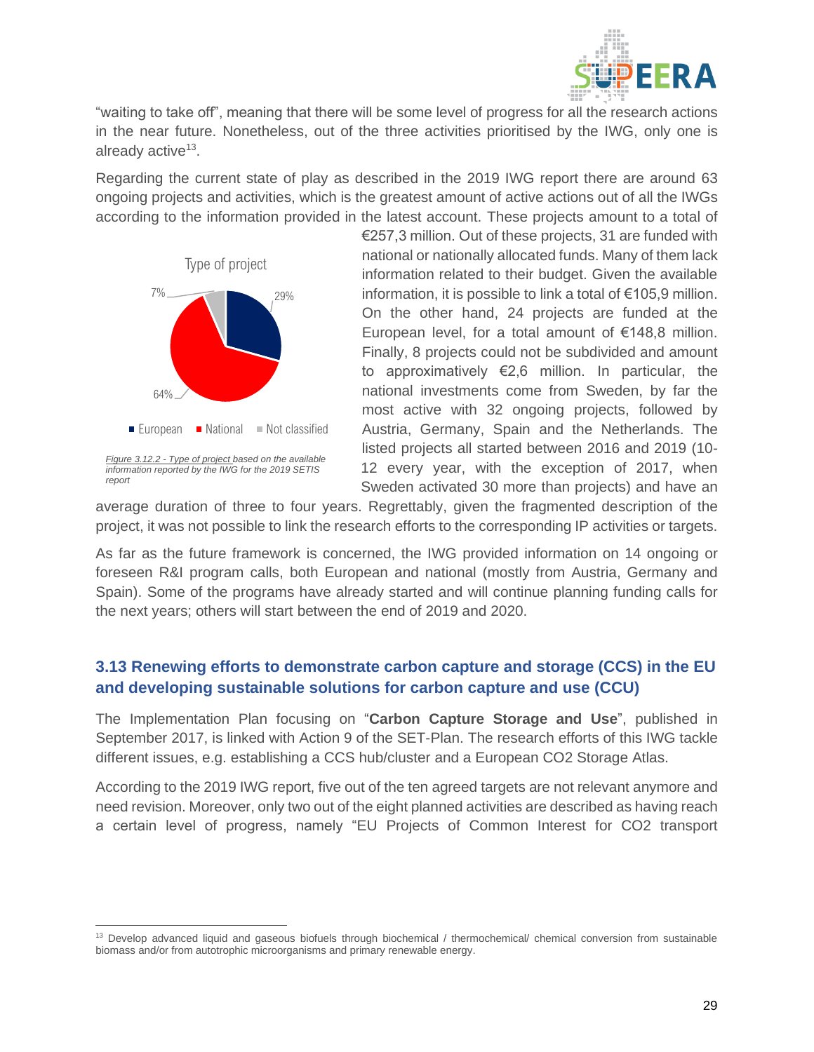"waiting to take off", meaning that there will be some level of progress for all the research actions in the near future. Nonetheless, out of the three activities prioritised by the IWG, only one is already active[13].

Regarding the current state of play as described in the 2019 IWG report there are around 63 ongoing projects and activities, which is the greatest amount of active actions out of all the IWGs according to the information provided in the latest account. These projects amount to a total of €257,3 million. Out of these projects, 31 are funded with national or nationally allocated funds. Many of them lack information related to their budget. Given the available information, it is possible to link a total of €105,9 million. On the other hand, 24 projects are funded at the European level, for a total amount of €148,8 million. Finally, 8 projects could not be subdivided and amount to approximatively €2,6 million. In particular, the national investments come from Sweden, by far the most active with 32 ongoing projects, followed by Austria, Germany, Spain and the Netherlands. The listed projects all started between 2016 and 2019 (10-12 every year, with the exception of 2017, when Sweden activated 30 more than projects) and have an average duration of three to four years. Regrettably, given the fragmented description of the project, it was not possible to link the research efforts to the corresponding IP activities or targets.

Type of project

- European: 29%
- National: 64%
- Not classified: 7%

*Figure 3.12.2 - Type of project based on the available information reported by the IWG for the 2019 SETIS report*

As far as the future framework is concerned, the IWG provided information on 14 ongoing or foreseen R&I program calls, both European and national (mostly from Austria, Germany and Spain). Some of the programs have already started and will continue planning funding calls for the next years; others will start between the end of 2019 and 2020.

## 3.13 Renewing efforts to demonstrate carbon capture and storage (CCS) in the EU and developing sustainable solutions for carbon capture and use (CCU)

The Implementation Plan focusing on "**Carbon Capture Storage and Use**", published in September 2017, is linked with Action 9 of the SET-Plan. The research efforts of this IWG tackle different issues, e.g. establishing a CCS hub/cluster and a European CO2 Storage Atlas.

According to the 2019 IWG report, five out of the ten agreed targets are not relevant anymore and need revision. Moreover, only two out of the eight planned activities are described as having reach a certain level of progress, namely "EU Projects of Common Interest for CO2 transport

---

[13] Develop advanced liquid and gaseous biofuels through biochemical / thermochemical/ chemical conversion from sustainable biomass and/or from autotrophic microorganisms and primary renewable energy.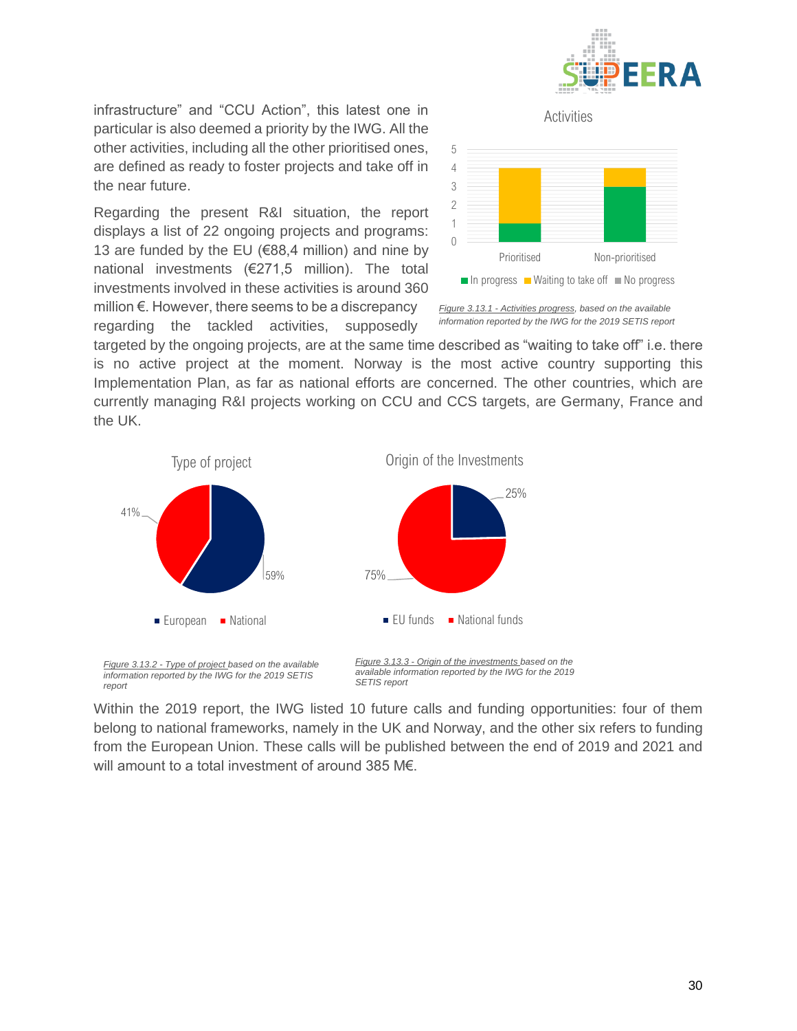infrastructure" and "CCU Action", this latest one in particular is also deemed a priority by the IWG. All the other activities, including all the other prioritised ones, are defined as ready to foster projects and take off in the near future.

Regarding the present R&I situation, the report displays a list of 22 ongoing projects and programs: 13 are funded by the EU (€88,4 million) and nine by national investments (€271,5 million). The total investments involved in these activities is around 360 million €. However, there seems to be a discrepancy regarding the tackled activities, supposedly targeted by the ongoing projects, are at the same time described as "waiting to take off" i.e. there is no active project at the moment. Norway is the most active country supporting this Implementation Plan, as far as national efforts are concerned. The other countries, which are currently managing R&I projects working on CCU and CCS targets, are Germany, France and the UK.

*Figure 3.13.1 - Activities progress, based on the available information reported by the IWG for the 2019 SETIS report*

*Figure 3.13.2 - Type of project based on the available information reported by the IWG for the 2019 SETIS report*

*Figure 3.13.3 - Origin of the investments based on the available information reported by the IWG for the 2019 SETIS report*

Within the 2019 report, the IWG listed 10 future calls and funding opportunities: four of them belong to national frameworks, namely in the UK and Norway, and the other six refers to funding from the European Union. These calls will be published between the end of 2019 and 2021 and will amount to a total investment of around 385 M€.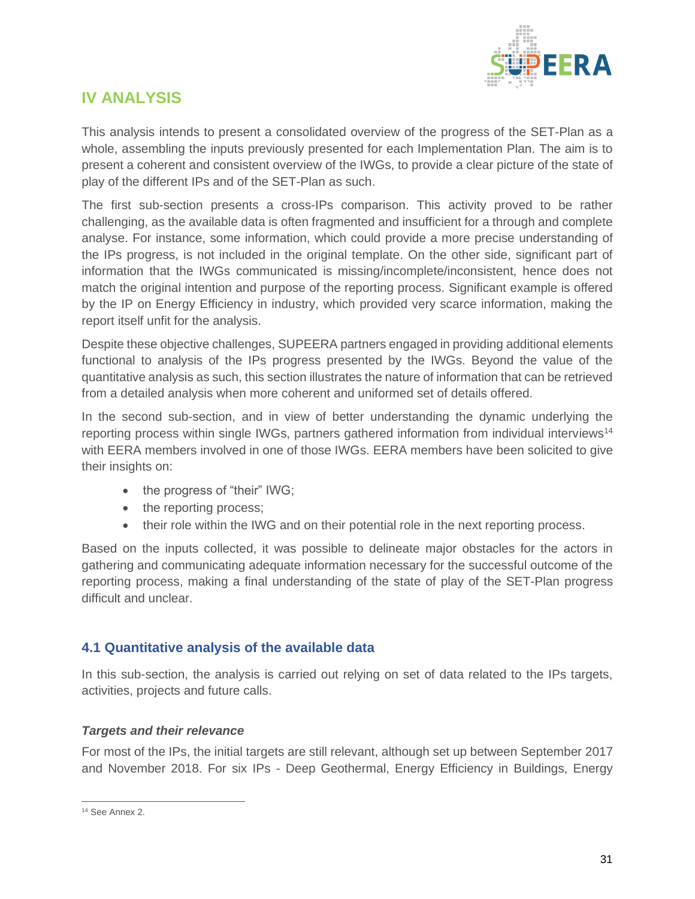## IV ANALYSIS

This analysis intends to present a consolidated overview of the progress of the SET-Plan as a whole, assembling the inputs previously presented for each Implementation Plan. The aim is to present a coherent and consistent overview of the IWGs, to provide a clear picture of the state of play of the different IPs and of the SET-Plan as such.

The first sub-section presents a cross-IPs comparison. This activity proved to be rather challenging, as the available data is often fragmented and insufficient for a through and complete analyse. For instance, some information, which could provide a more precise understanding of the IPs progress, is not included in the original template. On the other side, significant part of information that the IWGs communicated is missing/incomplete/inconsistent, hence does not match the original intention and purpose of the reporting process. Significant example is offered by the IP on Energy Efficiency in industry, which provided very scarce information, making the report itself unfit for the analysis.

Despite these objective challenges, SUPEERA partners engaged in providing additional elements functional to analysis of the IPs progress presented by the IWGs. Beyond the value of the quantitative analysis as such, this section illustrates the nature of information that can be retrieved from a detailed analysis when more coherent and uniformed set of details offered.

In the second sub-section, and in view of better understanding the dynamic underlying the reporting process within single IWGs, partners gathered information from individual interviews[14] with EERA members involved in one of those IWGs. EERA members have been solicited to give their insights on:

- the progress of "their" IWG;
- the reporting process;
- their role within the IWG and on their potential role in the next reporting process.

Based on the inputs collected, it was possible to delineate major obstacles for the actors in gathering and communicating adequate information necessary for the successful outcome of the reporting process, making a final understanding of the state of play of the SET-Plan progress difficult and unclear.

### 4.1 Quantitative analysis of the available data

In this sub-section, the analysis is carried out relying on set of data related to the IPs targets, activities, projects and future calls.

#### *Targets and their relevance*

For most of the IPs, the initial targets are still relevant, although set up between September 2017 and November 2018. For six IPs - Deep Geothermal, Energy Efficiency in Buildings, Energy

[14] See Annex 2.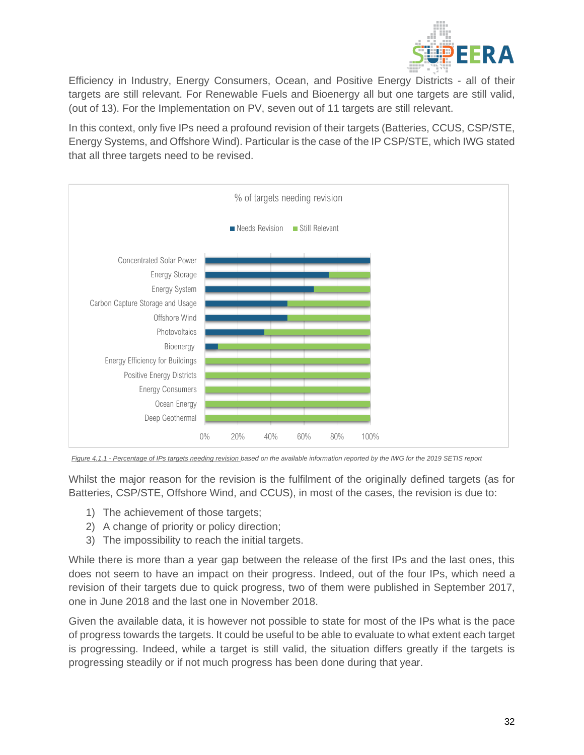Efficiency in Industry, Energy Consumers, Ocean, and Positive Energy Districts - all of their targets are still relevant. For Renewable Fuels and Bioenergy all but one targets are still valid, (out of 13). For the Implementation on PV, seven out of 11 targets are still relevant.

In this context, only five IPs need a profound revision of their targets (Batteries, CCUS, CSP/STE, Energy Systems, and Offshore Wind). Particular is the case of the IP CSP/STE, which IWG stated that all three targets need to be revised.

% of targets needing revision

Needs Revision | Still Relevant

| | Needs Revision | Still Relevant |
|---|---|---|
| Concentrated Solar Power | 100% | 0% |
| Energy Storage | 75% | 25% |
| Energy System | 66% | 34% |
| Carbon Capture Storage and Usage | 50% | 50% |
| Offshore Wind | 50% | 50% |
| Photovoltaics | 36% | 64% |
| Bioenergy | 8% | 92% |
| Energy Efficiency for Buildings | 0% | 100% |
| Positive Energy Districts | 0% | 100% |
| Energy Consumers | 0% | 100% |
| Ocean Energy | 0% | 100% |
| Deep Geothermal | 0% | 100% |

*Figure 4.1.1 - Percentage of IPs targets needing revision based on the available information reported by the IWG for the 2019 SETIS report*

Whilst the major reason for the revision is the fulfilment of the originally defined targets (as for Batteries, CSP/STE, Offshore Wind, and CCUS), in most of the cases, the revision is due to:

1) The achievement of those targets;
2) A change of priority or policy direction;
3) The impossibility to reach the initial targets.

While there is more than a year gap between the release of the first IPs and the last ones, this does not seem to have an impact on their progress. Indeed, out of the four IPs, which need a revision of their targets due to quick progress, two of them were published in September 2017, one in June 2018 and the last one in November 2018.

Given the available data, it is however not possible to state for most of the IPs what is the pace of progress towards the targets. It could be useful to be able to evaluate to what extent each target is progressing. Indeed, while a target is still valid, the situation differs greatly if the targets is progressing steadily or if not much progress has been done during that year.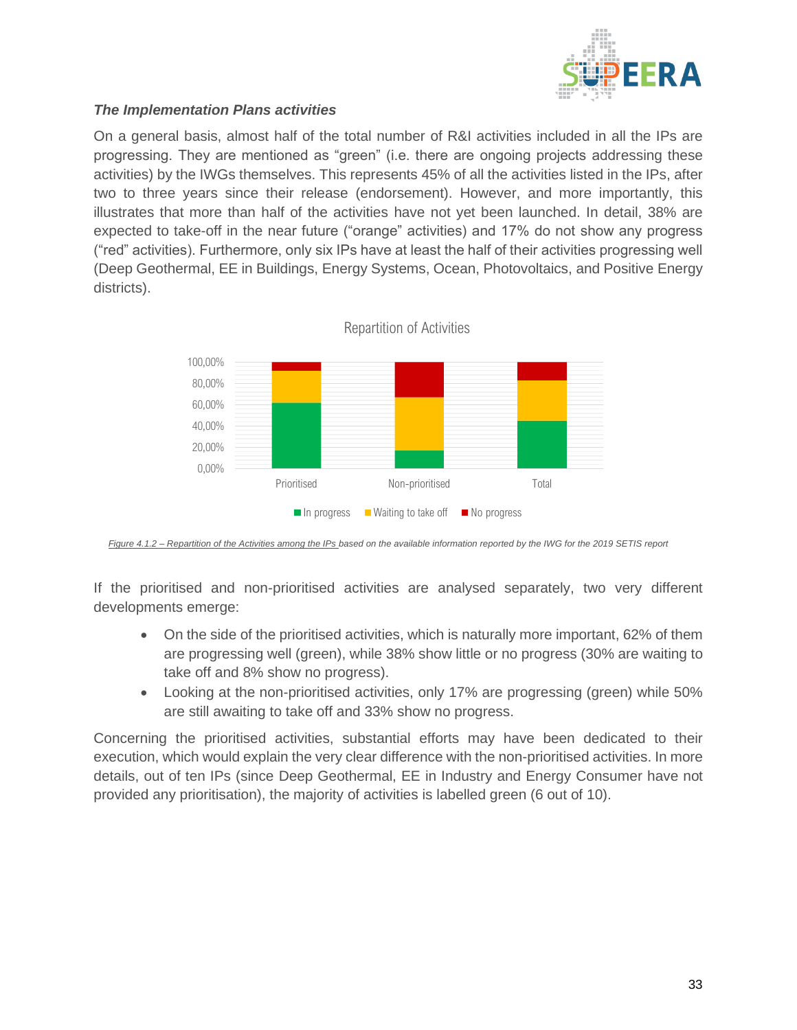***The Implementation Plans activities***

On a general basis, almost half of the total number of R&I activities included in all the IPs are progressing. They are mentioned as "green" (i.e. there are ongoing projects addressing these activities) by the IWGs themselves. This represents 45% of all the activities listed in the IPs, after two to three years since their release (endorsement). However, and more importantly, this illustrates that more than half of the activities have not yet been launched. In detail, 38% are expected to take-off in the near future ("orange" activities) and 17% do not show any progress ("red" activities). Furthermore, only six IPs have at least the half of their activities progressing well (Deep Geothermal, EE in Buildings, Energy Systems, Ocean, Photovoltaics, and Positive Energy districts).

Repartition of Activities

| | In progress | Waiting to take off | No progress |
|---|---|---|---|
| Prioritised | 62% | 30% | 8% |
| Non-prioritised | 17% | 50% | 33% |
| Total | 45% | 38% | 17% |

*Figure 4.1.2 – Repartition of the Activities among the IPs based on the available information reported by the IWG for the 2019 SETIS report*

If the prioritised and non-prioritised activities are analysed separately, two very different developments emerge:

- On the side of the prioritised activities, which is naturally more important, 62% of them are progressing well (green), while 38% show little or no progress (30% are waiting to take off and 8% show no progress).
- Looking at the non-prioritised activities, only 17% are progressing (green) while 50% are still awaiting to take off and 33% show no progress.

Concerning the prioritised activities, substantial efforts may have been dedicated to their execution, which would explain the very clear difference with the non-prioritised activities. In more details, out of ten IPs (since Deep Geothermal, EE in Industry and Energy Consumer have not provided any prioritisation), the majority of activities is labelled green (6 out of 10).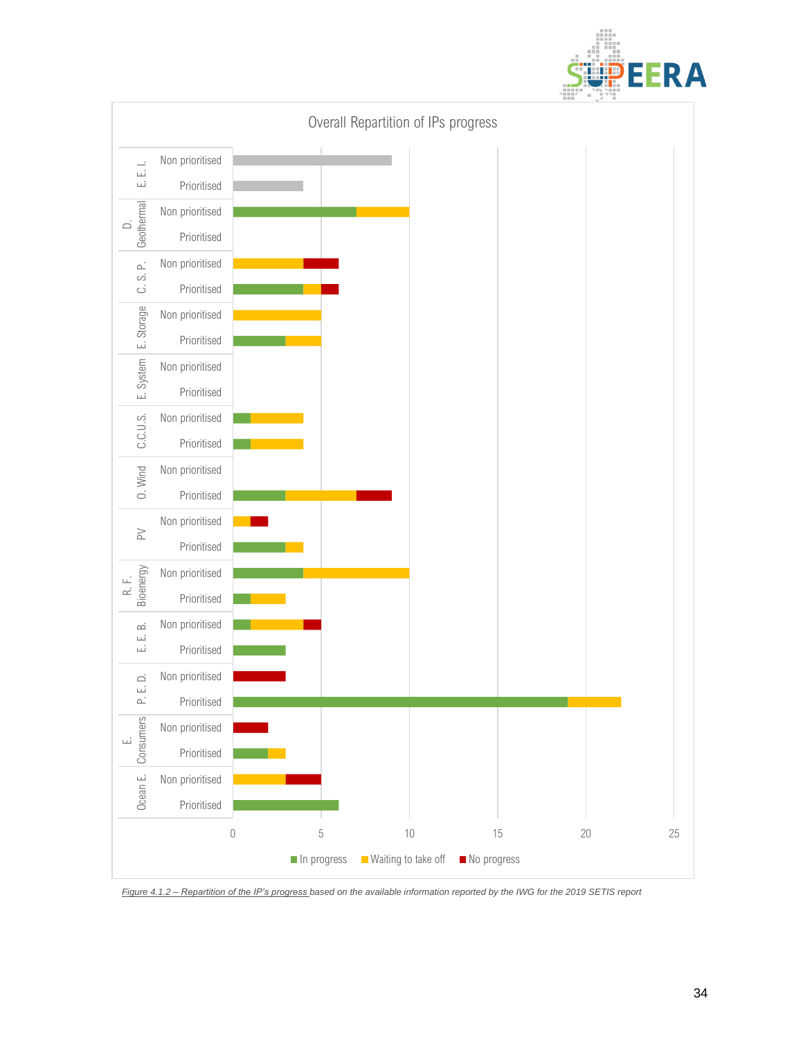**Overall Repartition of IPs progress**

| Action | Status | In progress | Waiting to take off | No progress |
|---|---|---|---|---|
| E. E. I. | Non prioritised | | | |
| | Prioritised | | | |
| D. Geothermal | Non prioritised | 7 | 3 | |
| | Prioritised | | | |
| C. S. P. | Non prioritised | | 4 | 2 |
| | Prioritised | 4 | 1 | 1 |
| E. Storage | Non prioritised | | 5 | |
| | Prioritised | 3 | 2 | |
| E. System | Non prioritised | | | |
| | Prioritised | | | |
| C.C.U.S. | Non prioritised | 1 | 3 | |
| | Prioritised | 1 | 3 | |
| O. Wind | Non prioritised | | | |
| | Prioritised | 3 | 4 | 2 |
| PV | Non prioritised | | 1 | 1 |
| | Prioritised | 3 | 1 | |
| R. F. Bioenergy | Non prioritised | 4 | 6 | |
| | Prioritised | 1 | 2 | |
| E. E. B. | Non prioritised | 1 | 3 | 1 |
| | Prioritised | 3 | | |
| P. E. D. | Non prioritised | | | 3 |
| | Prioritised | 19 | 3 | |
| E. Consumers | Non prioritised | | | 2 |
| | Prioritised | 2 | 1 | |
| Ocean E. | Non prioritised | | 3 | 2 |
| | Prioritised | 6 | | |

Values are approximate readings of the bar lengths in the chart (x-axis 0–25). The E. E. I. bars are grey and not assigned to any legend category (Non prioritised ≈ 9, Prioritised ≈ 4), so they are not placed in the status columns.

Legend: In progress | Waiting to take off | No progress

*Figure 4.1.2 – Repartition of the IP's progress based on the available information reported by the IWG for the 2019 SETIS report*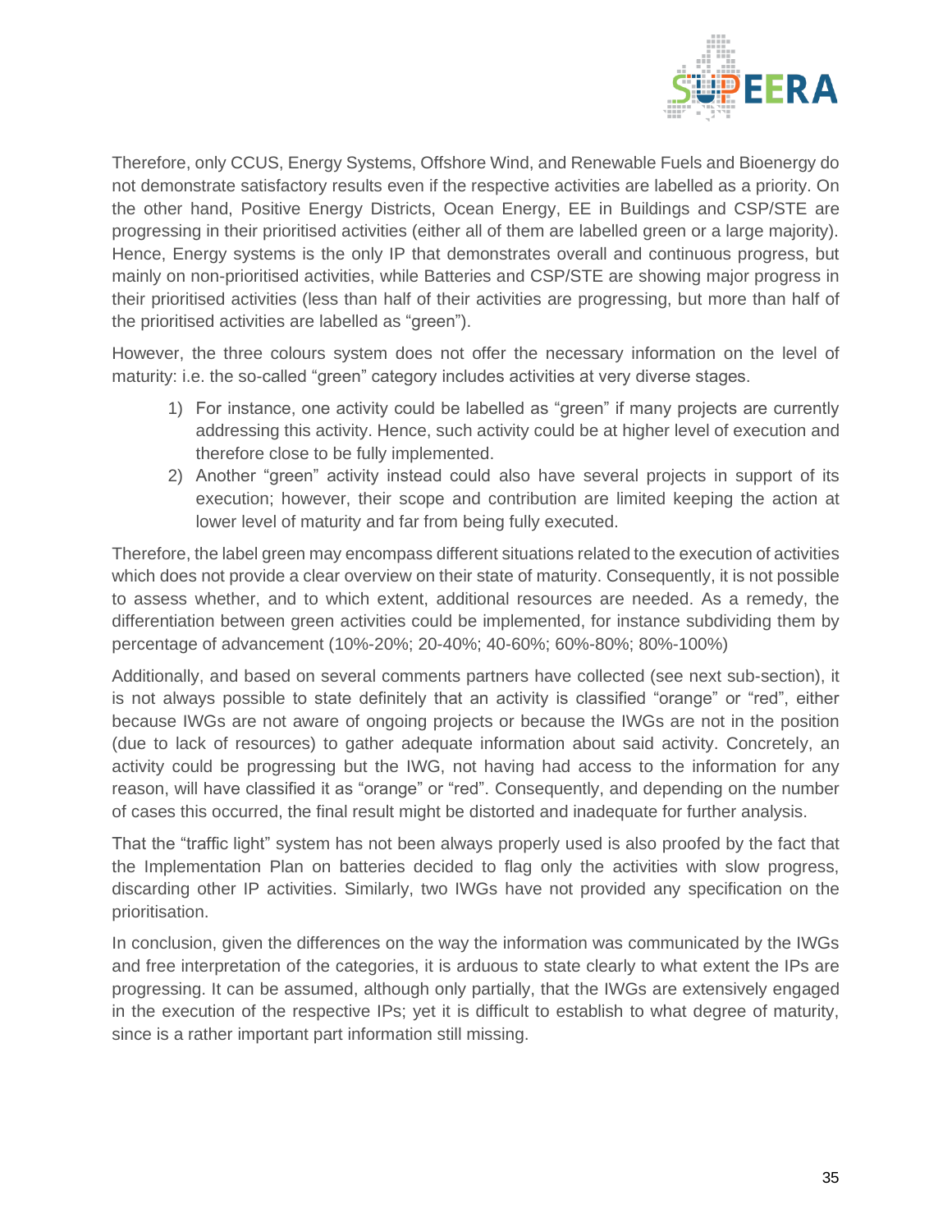Therefore, only CCUS, Energy Systems, Offshore Wind, and Renewable Fuels and Bioenergy do not demonstrate satisfactory results even if the respective activities are labelled as a priority. On the other hand, Positive Energy Districts, Ocean Energy, EE in Buildings and CSP/STE are progressing in their prioritised activities (either all of them are labelled green or a large majority). Hence, Energy systems is the only IP that demonstrates overall and continuous progress, but mainly on non-prioritised activities, while Batteries and CSP/STE are showing major progress in their prioritised activities (less than half of their activities are progressing, but more than half of the prioritised activities are labelled as "green").

However, the three colours system does not offer the necessary information on the level of maturity: i.e. the so-called "green" category includes activities at very diverse stages.

1) For instance, one activity could be labelled as "green" if many projects are currently addressing this activity. Hence, such activity could be at higher level of execution and therefore close to be fully implemented.
2) Another "green" activity instead could also have several projects in support of its execution; however, their scope and contribution are limited keeping the action at lower level of maturity and far from being fully executed.

Therefore, the label green may encompass different situations related to the execution of activities which does not provide a clear overview on their state of maturity. Consequently, it is not possible to assess whether, and to which extent, additional resources are needed. As a remedy, the differentiation between green activities could be implemented, for instance subdividing them by percentage of advancement (10%-20%; 20-40%; 40-60%; 60%-80%; 80%-100%)

Additionally, and based on several comments partners have collected (see next sub-section), it is not always possible to state definitely that an activity is classified "orange" or "red", either because IWGs are not aware of ongoing projects or because the IWGs are not in the position (due to lack of resources) to gather adequate information about said activity. Concretely, an activity could be progressing but the IWG, not having had access to the information for any reason, will have classified it as "orange" or "red". Consequently, and depending on the number of cases this occurred, the final result might be distorted and inadequate for further analysis.

That the "traffic light" system has not been always properly used is also proofed by the fact that the Implementation Plan on batteries decided to flag only the activities with slow progress, discarding other IP activities. Similarly, two IWGs have not provided any specification on the prioritisation.

In conclusion, given the differences on the way the information was communicated by the IWGs and free interpretation of the categories, it is arduous to state clearly to what extent the IPs are progressing. It can be assumed, although only partially, that the IWGs are extensively engaged in the execution of the respective IPs; yet it is difficult to establish to what degree of maturity, since is a rather important part information still missing.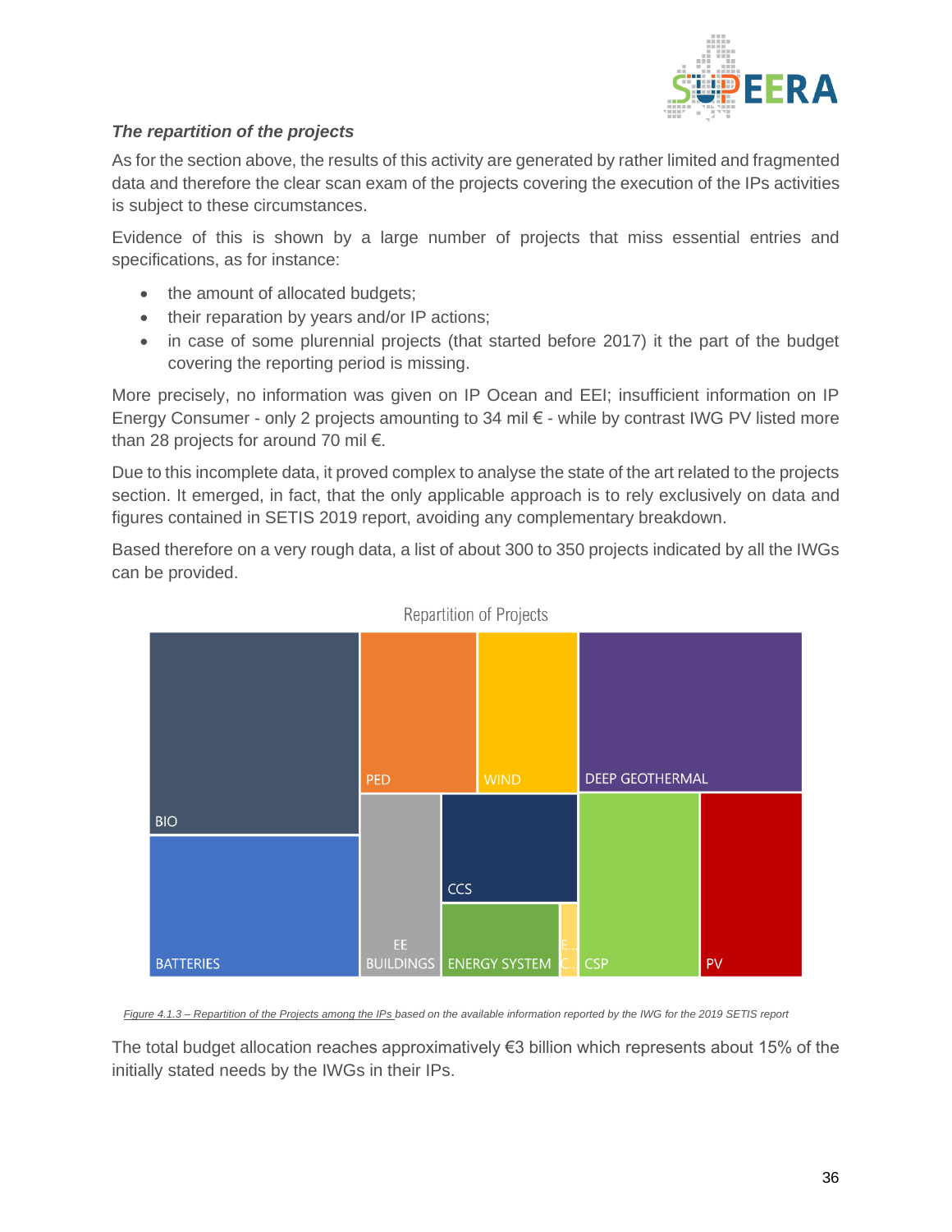*The repartition of the projects*

As for the section above, the results of this activity are generated by rather limited and fragmented data and therefore the clear scan exam of the projects covering the execution of the IPs activities is subject to these circumstances.

Evidence of this is shown by a large number of projects that miss essential entries and specifications, as for instance:

- the amount of allocated budgets;
- their reparation by years and/or IP actions;
- in case of some plurennial projects (that started before 2017) it the part of the budget covering the reporting period is missing.

More precisely, no information was given on IP Ocean and EEI; insufficient information on IP Energy Consumer - only 2 projects amounting to 34 mil € - while by contrast IWG PV listed more than 28 projects for around 70 mil €.

Due to this incomplete data, it proved complex to analyse the state of the art related to the projects section. It emerged, in fact, that the only applicable approach is to rely exclusively on data and figures contained in SETIS 2019 report, avoiding any complementary breakdown.

Based therefore on a very rough data, a list of about 300 to 350 projects indicated by all the IWGs can be provided.

Repartition of Projects

BIO | PED | WIND | DEEP GEOTHERMAL | BATTERIES | EE BUILDINGS | CCS | ENERGY SYSTEM | E... C... | CSP | PV

Figure 4.1.3 – Repartition of the Projects among the IPs based on the available information reported by the IWG for the 2019 SETIS report

The total budget allocation reaches approximatively €3 billion which represents about 15% of the initially stated needs by the IWGs in their IPs.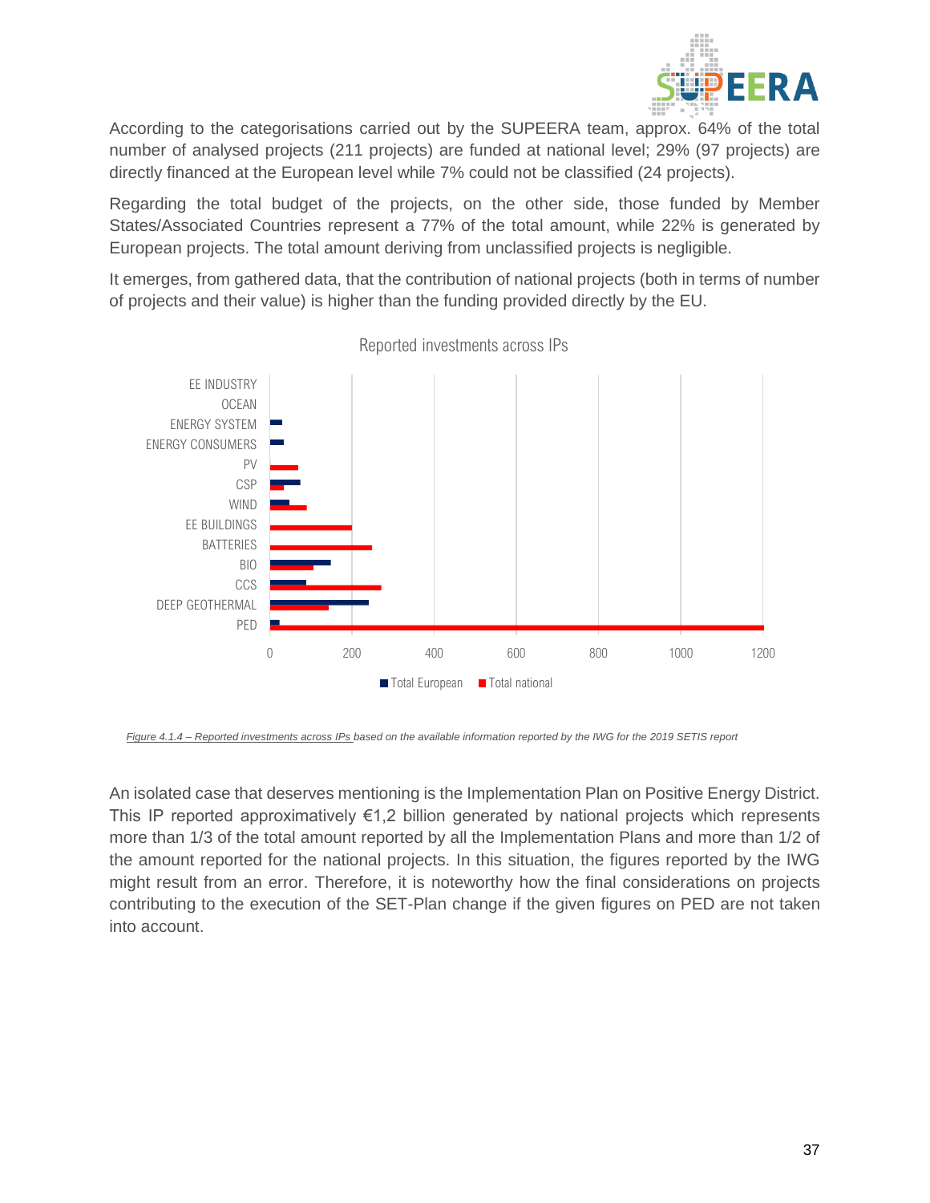According to the categorisations carried out by the SUPEERA team, approx. 64% of the total number of analysed projects (211 projects) are funded at national level; 29% (97 projects) are directly financed at the European level while 7% could not be classified (24 projects).

Regarding the total budget of the projects, on the other side, those funded by Member States/Associated Countries represent a 77% of the total amount, while 22% is generated by European projects. The total amount deriving from unclassified projects is negligible.

It emerges, from gathered data, that the contribution of national projects (both in terms of number of projects and their value) is higher than the funding provided directly by the EU.

Reported investments across IPs

EE INDUSTRY
OCEAN
ENERGY SYSTEM
ENERGY CONSUMERS
PV
CSP
WIND
EE BUILDINGS
BATTERIES
BIO
CCS
DEEP GEOTHERMAL
PED

0 200 400 600 800 1000 1200

Total European  Total national

*Figure 4.1.4 – Reported investments across IPs based on the available information reported by the IWG for the 2019 SETIS report*

An isolated case that deserves mentioning is the Implementation Plan on Positive Energy District. This IP reported approximatively €1,2 billion generated by national projects which represents more than 1/3 of the total amount reported by all the Implementation Plans and more than 1/2 of the amount reported for the national projects. In this situation, the figures reported by the IWG might result from an error. Therefore, it is noteworthy how the final considerations on projects contributing to the execution of the SET-Plan change if the given figures on PED are not taken into account.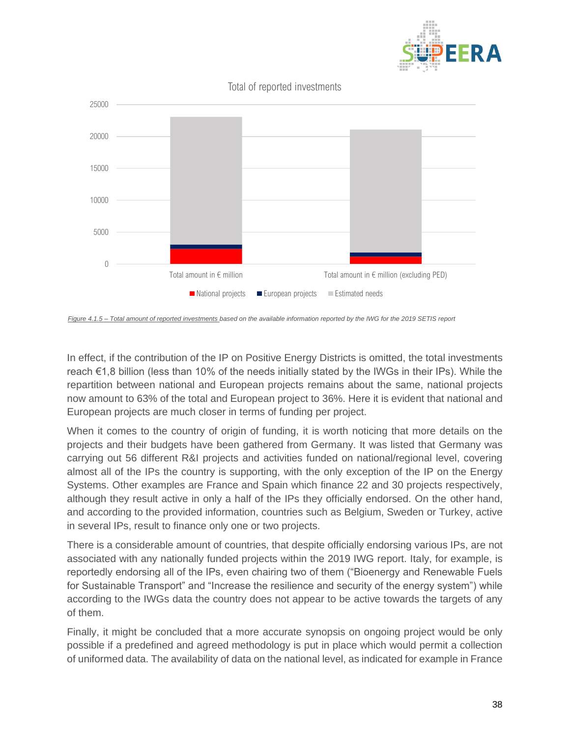Figure 4.1.5 – Total amount of reported investments based on the available information reported by the IWG for the 2019 SETIS report

In effect, if the contribution of the IP on Positive Energy Districts is omitted, the total investments reach €1,8 billion (less than 10% of the needs initially stated by the IWGs in their IPs). While the repartition between national and European projects remains about the same, national projects now amount to 63% of the total and European project to 36%. Here it is evident that national and European projects are much closer in terms of funding per project.

When it comes to the country of origin of funding, it is worth noticing that more details on the projects and their budgets have been gathered from Germany. It was listed that Germany was carrying out 56 different R&I projects and activities funded on national/regional level, covering almost all of the IPs the country is supporting, with the only exception of the IP on the Energy Systems. Other examples are France and Spain which finance 22 and 30 projects respectively, although they result active in only a half of the IPs they officially endorsed. On the other hand, and according to the provided information, countries such as Belgium, Sweden or Turkey, active in several IPs, result to finance only one or two projects.

There is a considerable amount of countries, that despite officially endorsing various IPs, are not associated with any nationally funded projects within the 2019 IWG report. Italy, for example, is reportedly endorsing all of the IPs, even chairing two of them ("Bioenergy and Renewable Fuels for Sustainable Transport" and "Increase the resilience and security of the energy system") while according to the IWGs data the country does not appear to be active towards the targets of any of them.

Finally, it might be concluded that a more accurate synopsis on ongoing project would be only possible if a predefined and agreed methodology is put in place which would permit a collection of uniformed data. The availability of data on the national level, as indicated for example in France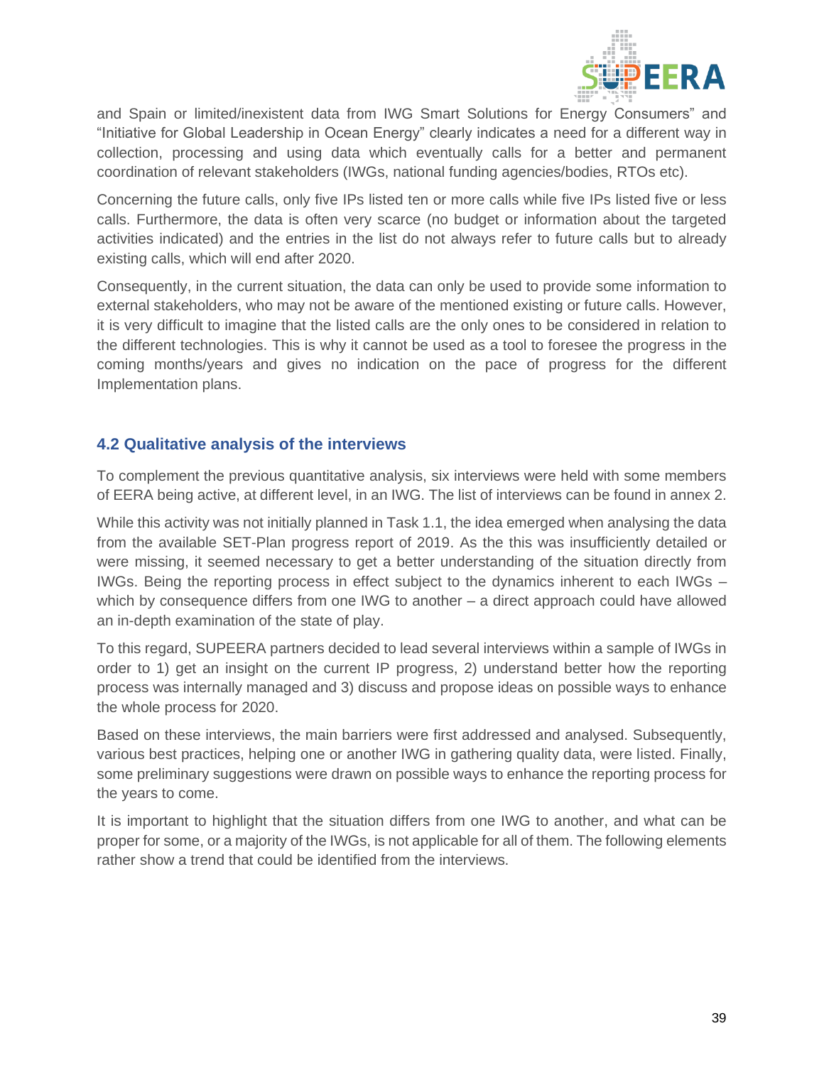and Spain or limited/inexistent data from IWG Smart Solutions for Energy Consumers" and "Initiative for Global Leadership in Ocean Energy" clearly indicates a need for a different way in collection, processing and using data which eventually calls for a better and permanent coordination of relevant stakeholders (IWGs, national funding agencies/bodies, RTOs etc).

Concerning the future calls, only five IPs listed ten or more calls while five IPs listed five or less calls. Furthermore, the data is often very scarce (no budget or information about the targeted activities indicated) and the entries in the list do not always refer to future calls but to already existing calls, which will end after 2020.

Consequently, in the current situation, the data can only be used to provide some information to external stakeholders, who may not be aware of the mentioned existing or future calls. However, it is very difficult to imagine that the listed calls are the only ones to be considered in relation to the different technologies. This is why it cannot be used as a tool to foresee the progress in the coming months/years and gives no indication on the pace of progress for the different Implementation plans.

### 4.2 Qualitative analysis of the interviews

To complement the previous quantitative analysis, six interviews were held with some members of EERA being active, at different level, in an IWG. The list of interviews can be found in annex 2.

While this activity was not initially planned in Task 1.1, the idea emerged when analysing the data from the available SET-Plan progress report of 2019. As the this was insufficiently detailed or were missing, it seemed necessary to get a better understanding of the situation directly from IWGs. Being the reporting process in effect subject to the dynamics inherent to each IWGs – which by consequence differs from one IWG to another – a direct approach could have allowed an in-depth examination of the state of play.

To this regard, SUPEERA partners decided to lead several interviews within a sample of IWGs in order to 1) get an insight on the current IP progress, 2) understand better how the reporting process was internally managed and 3) discuss and propose ideas on possible ways to enhance the whole process for 2020.

Based on these interviews, the main barriers were first addressed and analysed. Subsequently, various best practices, helping one or another IWG in gathering quality data, were listed. Finally, some preliminary suggestions were drawn on possible ways to enhance the reporting process for the years to come.

It is important to highlight that the situation differs from one IWG to another, and what can be proper for some, or a majority of the IWGs, is not applicable for all of them. The following elements rather show a trend that could be identified from the interviews.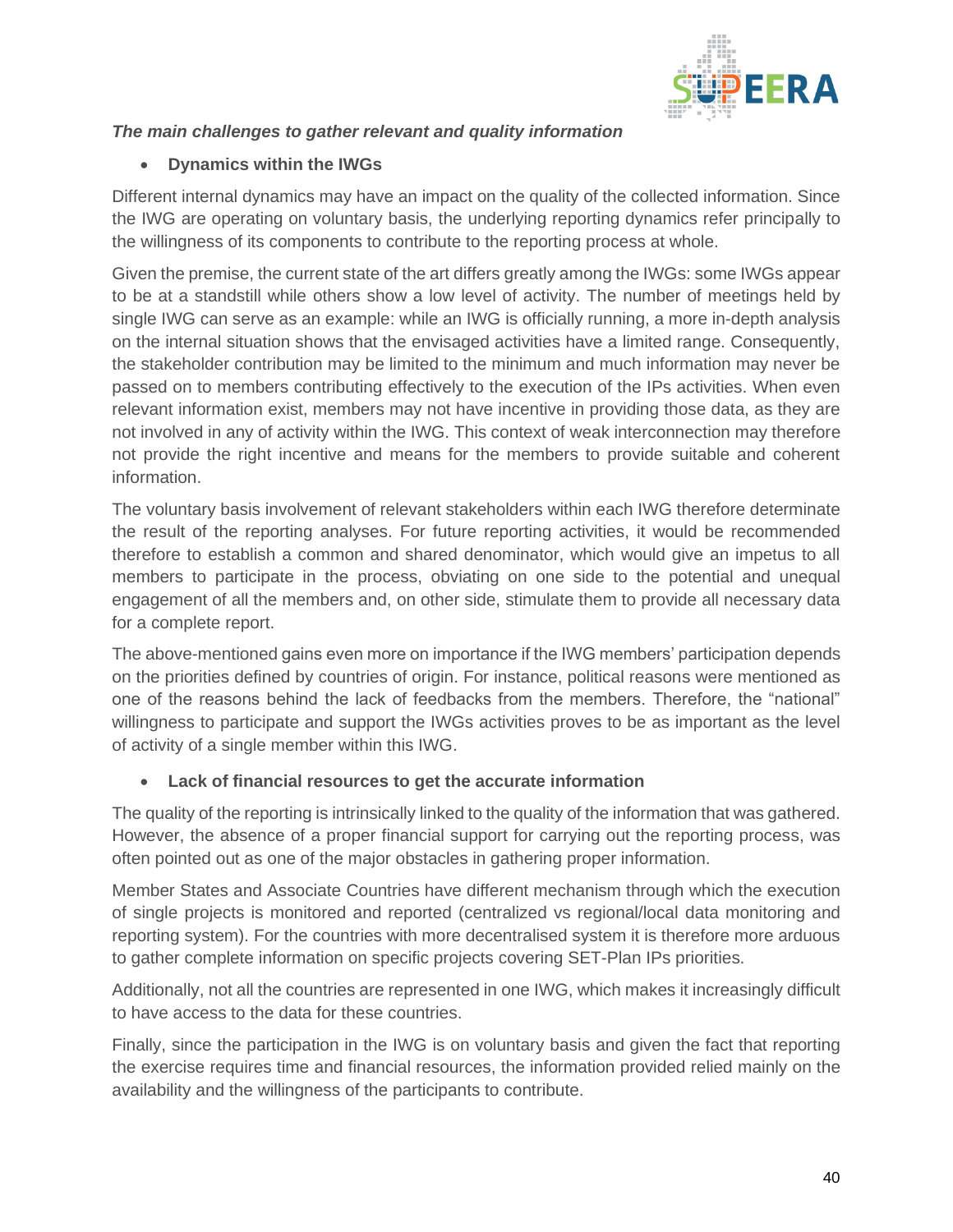***The main challenges to gather relevant and quality information***

- **Dynamics within the IWGs**

Different internal dynamics may have an impact on the quality of the collected information. Since the IWG are operating on voluntary basis, the underlying reporting dynamics refer principally to the willingness of its components to contribute to the reporting process at whole.

Given the premise, the current state of the art differs greatly among the IWGs: some IWGs appear to be at a standstill while others show a low level of activity. The number of meetings held by single IWG can serve as an example: while an IWG is officially running, a more in-depth analysis on the internal situation shows that the envisaged activities have a limited range. Consequently, the stakeholder contribution may be limited to the minimum and much information may never be passed on to members contributing effectively to the execution of the IPs activities. When even relevant information exist, members may not have incentive in providing those data, as they are not involved in any of activity within the IWG. This context of weak interconnection may therefore not provide the right incentive and means for the members to provide suitable and coherent information.

The voluntary basis involvement of relevant stakeholders within each IWG therefore determinate the result of the reporting analyses. For future reporting activities, it would be recommended therefore to establish a common and shared denominator, which would give an impetus to all members to participate in the process, obviating on one side to the potential and unequal engagement of all the members and, on other side, stimulate them to provide all necessary data for a complete report.

The above-mentioned gains even more on importance if the IWG members' participation depends on the priorities defined by countries of origin. For instance, political reasons were mentioned as one of the reasons behind the lack of feedbacks from the members. Therefore, the "national" willingness to participate and support the IWGs activities proves to be as important as the level of activity of a single member within this IWG.

- **Lack of financial resources to get the accurate information**

The quality of the reporting is intrinsically linked to the quality of the information that was gathered. However, the absence of a proper financial support for carrying out the reporting process, was often pointed out as one of the major obstacles in gathering proper information.

Member States and Associate Countries have different mechanism through which the execution of single projects is monitored and reported (centralized vs regional/local data monitoring and reporting system). For the countries with more decentralised system it is therefore more arduous to gather complete information on specific projects covering SET-Plan IPs priorities.

Additionally, not all the countries are represented in one IWG, which makes it increasingly difficult to have access to the data for these countries.

Finally, since the participation in the IWG is on voluntary basis and given the fact that reporting the exercise requires time and financial resources, the information provided relied mainly on the availability and the willingness of the participants to contribute.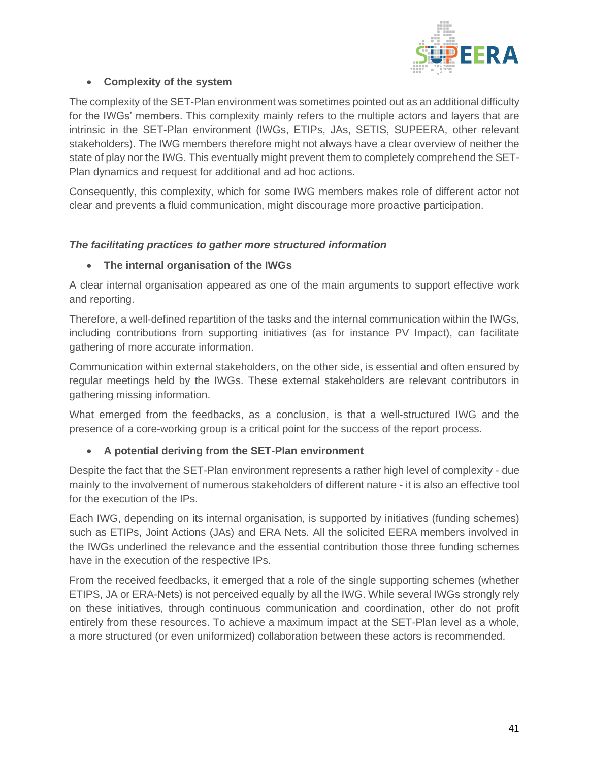- **Complexity of the system**

The complexity of the SET-Plan environment was sometimes pointed out as an additional difficulty for the IWGs' members. This complexity mainly refers to the multiple actors and layers that are intrinsic in the SET-Plan environment (IWGs, ETIPs, JAs, SETIS, SUPEERA, other relevant stakeholders). The IWG members therefore might not always have a clear overview of neither the state of play nor the IWG. This eventually might prevent them to completely comprehend the SET-Plan dynamics and request for additional and ad hoc actions.

Consequently, this complexity, which for some IWG members makes role of different actor not clear and prevents a fluid communication, might discourage more proactive participation.

***The facilitating practices to gather more structured information***

- **The internal organisation of the IWGs**

A clear internal organisation appeared as one of the main arguments to support effective work and reporting.

Therefore, a well-defined repartition of the tasks and the internal communication within the IWGs, including contributions from supporting initiatives (as for instance PV Impact), can facilitate gathering of more accurate information.

Communication within external stakeholders, on the other side, is essential and often ensured by regular meetings held by the IWGs. These external stakeholders are relevant contributors in gathering missing information.

What emerged from the feedbacks, as a conclusion, is that a well-structured IWG and the presence of a core-working group is a critical point for the success of the report process.

- **A potential deriving from the SET-Plan environment**

Despite the fact that the SET-Plan environment represents a rather high level of complexity - due mainly to the involvement of numerous stakeholders of different nature - it is also an effective tool for the execution of the IPs.

Each IWG, depending on its internal organisation, is supported by initiatives (funding schemes) such as ETIPs, Joint Actions (JAs) and ERA Nets. All the solicited EERA members involved in the IWGs underlined the relevance and the essential contribution those three funding schemes have in the execution of the respective IPs.

From the received feedbacks, it emerged that a role of the single supporting schemes (whether ETIPS, JA or ERA-Nets) is not perceived equally by all the IWG. While several IWGs strongly rely on these initiatives, through continuous communication and coordination, other do not profit entirely from these resources. To achieve a maximum impact at the SET-Plan level as a whole, a more structured (or even uniformized) collaboration between these actors is recommended.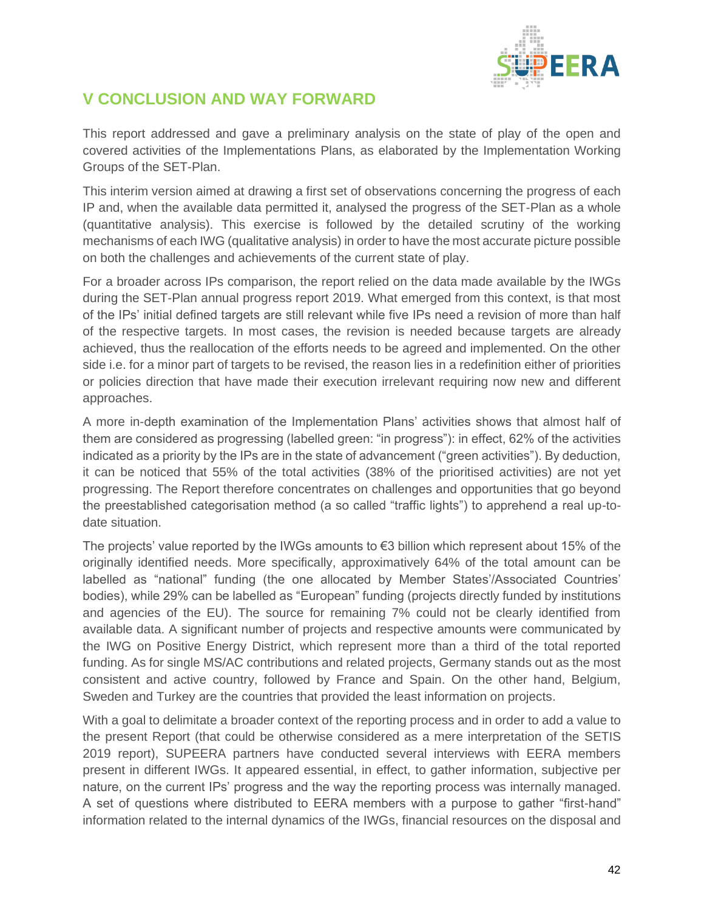# V CONCLUSION AND WAY FORWARD

This report addressed and gave a preliminary analysis on the state of play of the open and covered activities of the Implementations Plans, as elaborated by the Implementation Working Groups of the SET-Plan.

This interim version aimed at drawing a first set of observations concerning the progress of each IP and, when the available data permitted it, analysed the progress of the SET-Plan as a whole (quantitative analysis). This exercise is followed by the detailed scrutiny of the working mechanisms of each IWG (qualitative analysis) in order to have the most accurate picture possible on both the challenges and achievements of the current state of play.

For a broader across IPs comparison, the report relied on the data made available by the IWGs during the SET-Plan annual progress report 2019. What emerged from this context, is that most of the IPs' initial defined targets are still relevant while five IPs need a revision of more than half of the respective targets. In most cases, the revision is needed because targets are already achieved, thus the reallocation of the efforts needs to be agreed and implemented. On the other side i.e. for a minor part of targets to be revised, the reason lies in a redefinition either of priorities or policies direction that have made their execution irrelevant requiring now new and different approaches.

A more in-depth examination of the Implementation Plans' activities shows that almost half of them are considered as progressing (labelled green: "in progress"): in effect, 62% of the activities indicated as a priority by the IPs are in the state of advancement ("green activities"). By deduction, it can be noticed that 55% of the total activities (38% of the prioritised activities) are not yet progressing. The Report therefore concentrates on challenges and opportunities that go beyond the preestablished categorisation method (a so called "traffic lights") to apprehend a real up-to-date situation.

The projects' value reported by the IWGs amounts to €3 billion which represent about 15% of the originally identified needs. More specifically, approximatively 64% of the total amount can be labelled as "national" funding (the one allocated by Member States'/Associated Countries' bodies), while 29% can be labelled as "European" funding (projects directly funded by institutions and agencies of the EU). The source for remaining 7% could not be clearly identified from available data. A significant number of projects and respective amounts were communicated by the IWG on Positive Energy District, which represent more than a third of the total reported funding. As for single MS/AC contributions and related projects, Germany stands out as the most consistent and active country, followed by France and Spain. On the other hand, Belgium, Sweden and Turkey are the countries that provided the least information on projects.

With a goal to delimitate a broader context of the reporting process and in order to add a value to the present Report (that could be otherwise considered as a mere interpretation of the SETIS 2019 report), SUPEERA partners have conducted several interviews with EERA members present in different IWGs. It appeared essential, in effect, to gather information, subjective per nature, on the current IPs' progress and the way the reporting process was internally managed. A set of questions where distributed to EERA members with a purpose to gather "first-hand" information related to the internal dynamics of the IWGs, financial resources on the disposal and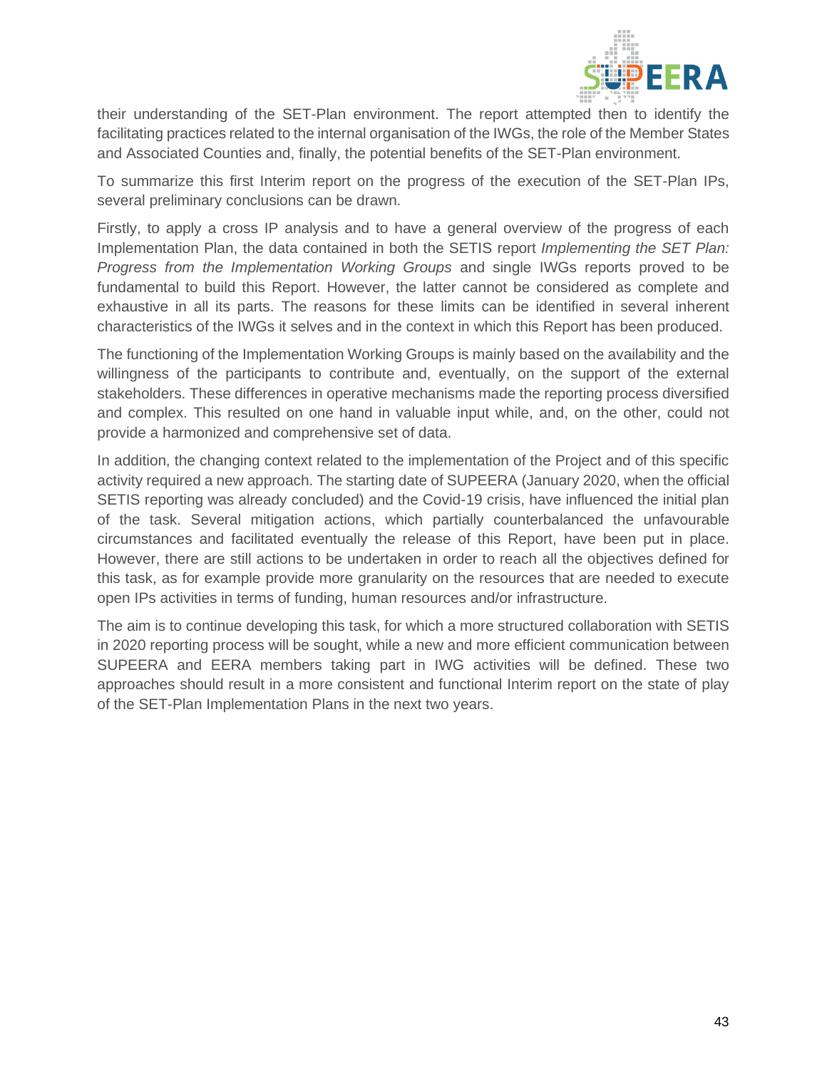their understanding of the SET-Plan environment. The report attempted then to identify the facilitating practices related to the internal organisation of the IWGs, the role of the Member States and Associated Counties and, finally, the potential benefits of the SET-Plan environment.

To summarize this first Interim report on the progress of the execution of the SET-Plan IPs, several preliminary conclusions can be drawn.

Firstly, to apply a cross IP analysis and to have a general overview of the progress of each Implementation Plan, the data contained in both the SETIS report *Implementing the SET Plan: Progress from the Implementation Working Groups* and single IWGs reports proved to be fundamental to build this Report. However, the latter cannot be considered as complete and exhaustive in all its parts. The reasons for these limits can be identified in several inherent characteristics of the IWGs it selves and in the context in which this Report has been produced.

The functioning of the Implementation Working Groups is mainly based on the availability and the willingness of the participants to contribute and, eventually, on the support of the external stakeholders. These differences in operative mechanisms made the reporting process diversified and complex. This resulted on one hand in valuable input while, and, on the other, could not provide a harmonized and comprehensive set of data.

In addition, the changing context related to the implementation of the Project and of this specific activity required a new approach. The starting date of SUPEERA (January 2020, when the official SETIS reporting was already concluded) and the Covid-19 crisis, have influenced the initial plan of the task. Several mitigation actions, which partially counterbalanced the unfavourable circumstances and facilitated eventually the release of this Report, have been put in place. However, there are still actions to be undertaken in order to reach all the objectives defined for this task, as for example provide more granularity on the resources that are needed to execute open IPs activities in terms of funding, human resources and/or infrastructure.

The aim is to continue developing this task, for which a more structured collaboration with SETIS in 2020 reporting process will be sought, while a new and more efficient communication between SUPEERA and EERA members taking part in IWG activities will be defined. These two approaches should result in a more consistent and functional Interim report on the state of play of the SET-Plan Implementation Plans in the next two years.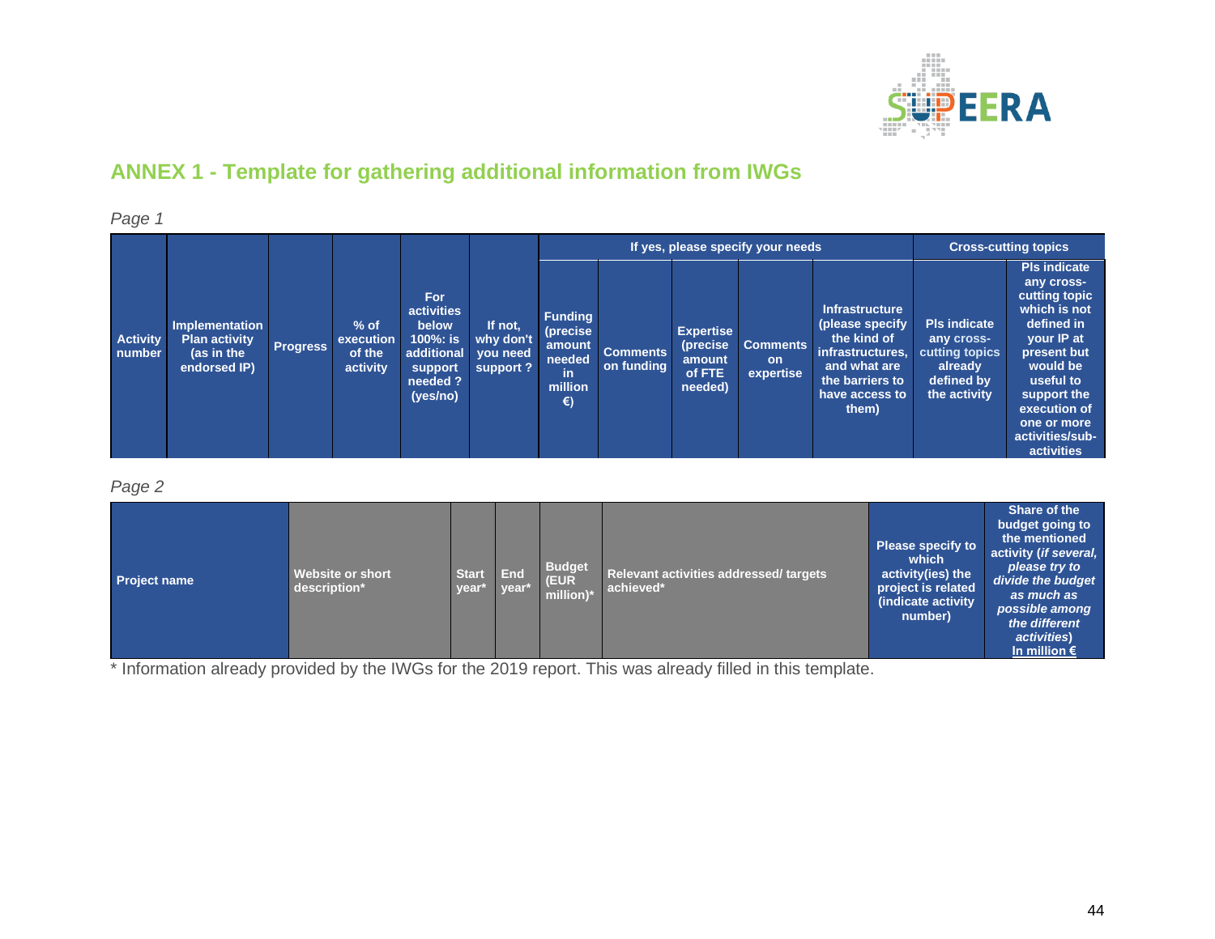## ANNEX 1 - Template for gathering additional information from IWGs

*Page 1*

| Activity number | Implementation Plan activity (as in the endorsed IP) | Progress | % of execution of the activity | For activities below 100%: is additional support needed ? (yes/no) | If not, why don't you need support ? | If yes, please specify your needs | | | | | Cross-cutting topics | |
|---|---|---|---|---|---|---|---|---|---|---|---|---|
| | | | | | | Funding (precise amount needed in million €) | Comments on funding | Expertise (precise amount of FTE needed) | Comments on expertise | Infrastructure (please specify the kind of infrastructures, and what are the barriers to have access to them) | Pls indicate any cross-cutting topics already defined by the activity | Pls indicate any cross-cutting topic which is not defined in your IP at present but would be useful to support the execution of one or more activities/sub-activities |

*Page 2*

| Project name | Website or short description* | Start year* | End year* | Budget (EUR million)* | Relevant activities addressed/ targets achieved* | Please specify to which activity(ies) the project is related (indicate activity number) | Share of the budget going to the mentioned activity (*if several, please try to divide the budget as much as possible among the different activities*) In million € |
|---|---|---|---|---|---|---|---|

\* Information already provided by the IWGs for the 2019 report. This was already filled in this template.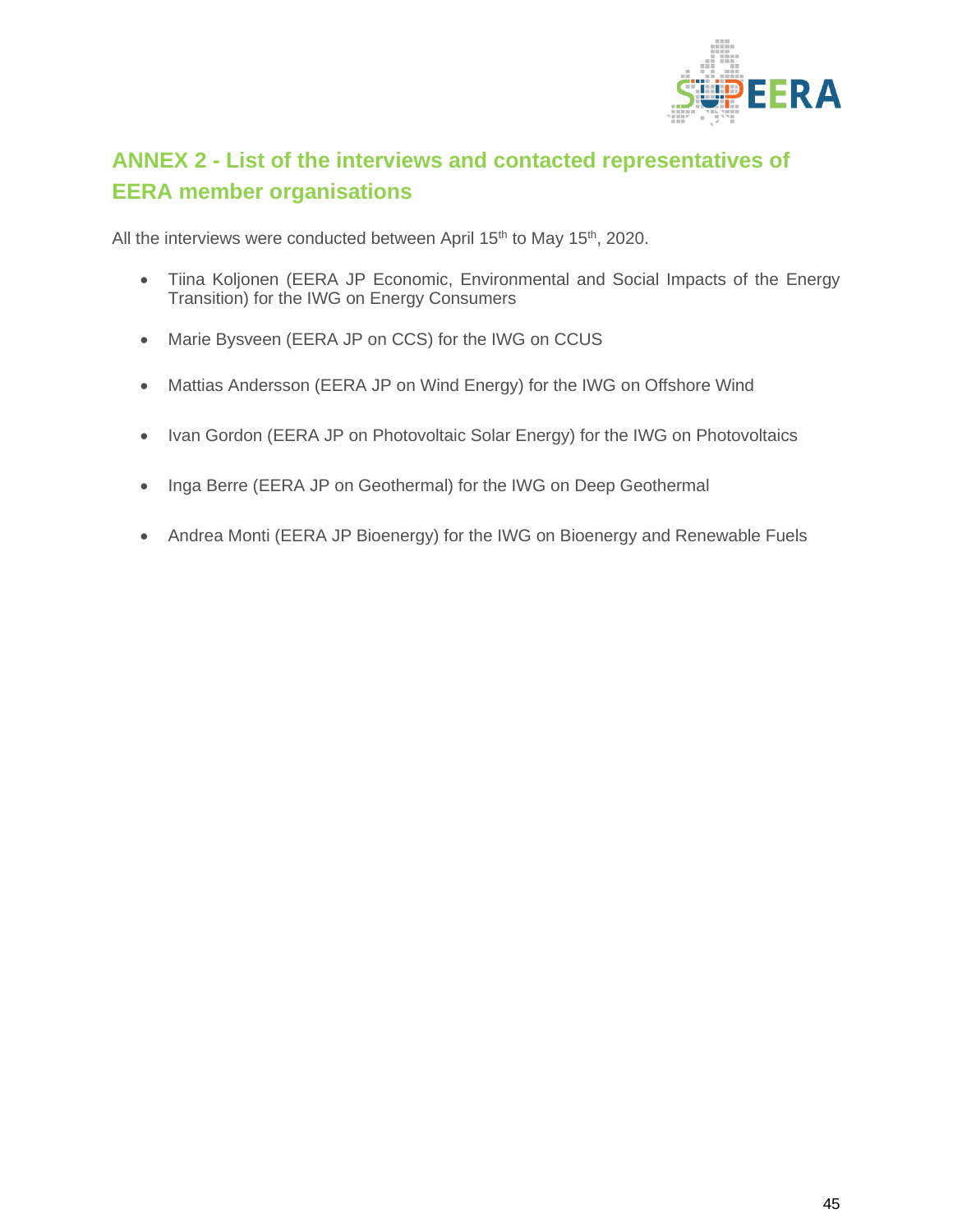## ANNEX 2 - List of the interviews and contacted representatives of EERA member organisations

All the interviews were conducted between April 15th to May 15th, 2020.

- Tiina Koljonen (EERA JP Economic, Environmental and Social Impacts of the Energy Transition) for the IWG on Energy Consumers
- Marie Bysveen (EERA JP on CCS) for the IWG on CCUS
- Mattias Andersson (EERA JP on Wind Energy) for the IWG on Offshore Wind
- Ivan Gordon (EERA JP on Photovoltaic Solar Energy) for the IWG on Photovoltaics
- Inga Berre (EERA JP on Geothermal) for the IWG on Deep Geothermal
- Andrea Monti (EERA JP Bioenergy) for the IWG on Bioenergy and Renewable Fuels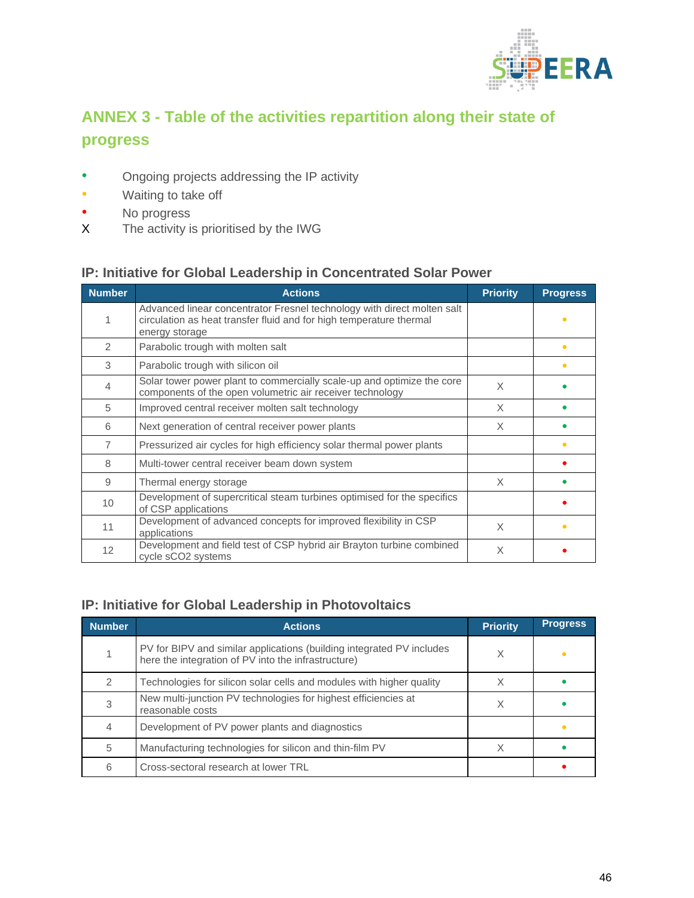## ANNEX 3 - Table of the activities repartition along their state of progress

- 🟢 Ongoing projects addressing the IP activity
- 🟡 Waiting to take off
- 🔴 No progress
- X The activity is prioritised by the IWG

### IP: Initiative for Global Leadership in Concentrated Solar Power

| Number | Actions | Priority | Progress |
|---|---|---|---|
| 1 | Advanced linear concentrator Fresnel technology with direct molten salt circulation as heat transfer fluid and for high temperature thermal energy storage | | 🟡 |
| 2 | Parabolic trough with molten salt | | 🟡 |
| 3 | Parabolic trough with silicon oil | | 🟡 |
| 4 | Solar tower power plant to commercially scale-up and optimize the core components of the open volumetric air receiver technology | X | 🟢 |
| 5 | Improved central receiver molten salt technology | X | 🟢 |
| 6 | Next generation of central receiver power plants | X | 🟢 |
| 7 | Pressurized air cycles for high efficiency solar thermal power plants | | 🟡 |
| 8 | Multi-tower central receiver beam down system | | 🔴 |
| 9 | Thermal energy storage | X | 🟢 |
| 10 | Development of supercritical steam turbines optimised for the specifics of CSP applications | | 🔴 |
| 11 | Development of advanced concepts for improved flexibility in CSP applications | X | 🟡 |
| 12 | Development and field test of CSP hybrid air Brayton turbine combined cycle sCO2 systems | X | 🔴 |

### IP: Initiative for Global Leadership in Photovoltaics

| Number | Actions | Priority | Progress |
|---|---|---|---|
| 1 | PV for BIPV and similar applications (building integrated PV includes here the integration of PV into the infrastructure) | X | 🟡 |
| 2 | Technologies for silicon solar cells and modules with higher quality | X | 🟢 |
| 3 | New multi-junction PV technologies for highest efficiencies at reasonable costs | X | 🟢 |
| 4 | Development of PV power plants and diagnostics | | 🟡 |
| 5 | Manufacturing technologies for silicon and thin-film PV | X | 🟢 |
| 6 | Cross-sectoral research at lower TRL | | 🔴 |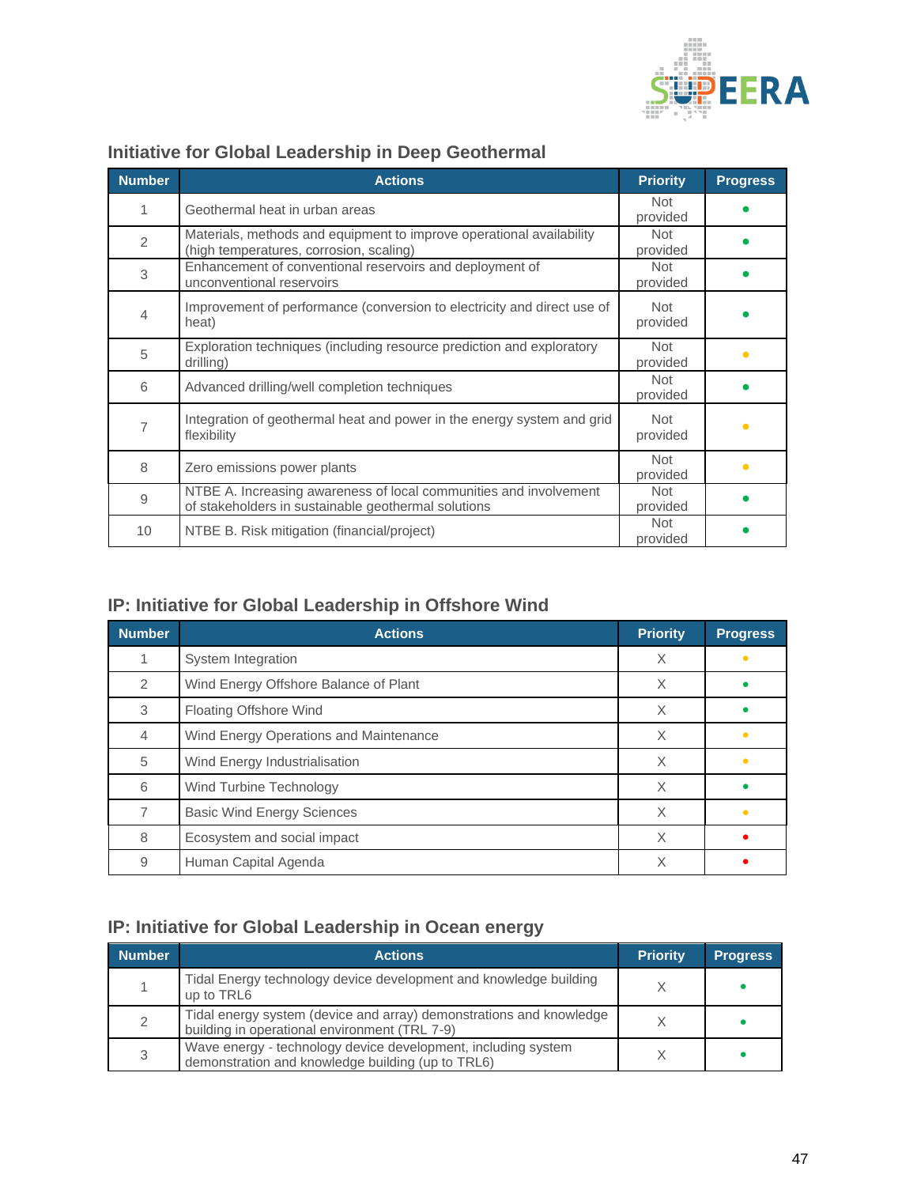## Initiative for Global Leadership in Deep Geothermal

| Number | Actions | Priority | Progress |
|---|---|---|---|
| 1 | Geothermal heat in urban areas | Not provided | 🟢 |
| 2 | Materials, methods and equipment to improve operational availability (high temperatures, corrosion, scaling) | Not provided | 🟢 |
| 3 | Enhancement of conventional reservoirs and deployment of unconventional reservoirs | Not provided | 🟢 |
| 4 | Improvement of performance (conversion to electricity and direct use of heat) | Not provided | 🟢 |
| 5 | Exploration techniques (including resource prediction and exploratory drilling) | Not provided | 🟡 |
| 6 | Advanced drilling/well completion techniques | Not provided | 🟢 |
| 7 | Integration of geothermal heat and power in the energy system and grid flexibility | Not provided | 🟡 |
| 8 | Zero emissions power plants | Not provided | 🟡 |
| 9 | NTBE A. Increasing awareness of local communities and involvement of stakeholders in sustainable geothermal solutions | Not provided | 🟢 |
| 10 | NTBE B. Risk mitigation (financial/project) | Not provided | 🟢 |

## IP: Initiative for Global Leadership in Offshore Wind

| Number | Actions | Priority | Progress |
|---|---|---|---|
| 1 | System Integration | X | 🟡 |
| 2 | Wind Energy Offshore Balance of Plant | X | 🟢 |
| 3 | Floating Offshore Wind | X | 🟢 |
| 4 | Wind Energy Operations and Maintenance | X | 🟡 |
| 5 | Wind Energy Industrialisation | X | 🟡 |
| 6 | Wind Turbine Technology | X | 🟢 |
| 7 | Basic Wind Energy Sciences | X | 🟡 |
| 8 | Ecosystem and social impact | X | 🔴 |
| 9 | Human Capital Agenda | X | 🔴 |

## IP: Initiative for Global Leadership in Ocean energy

| Number | Actions | Priority | Progress |
|---|---|---|---|
| 1 | Tidal Energy technology device development and knowledge building up to TRL6 | X | 🟢 |
| 2 | Tidal energy system (device and array) demonstrations and knowledge building in operational environment (TRL 7-9) | X | 🟢 |
| 3 | Wave energy - technology device development, including system demonstration and knowledge building (up to TRL6) | X | 🟢 |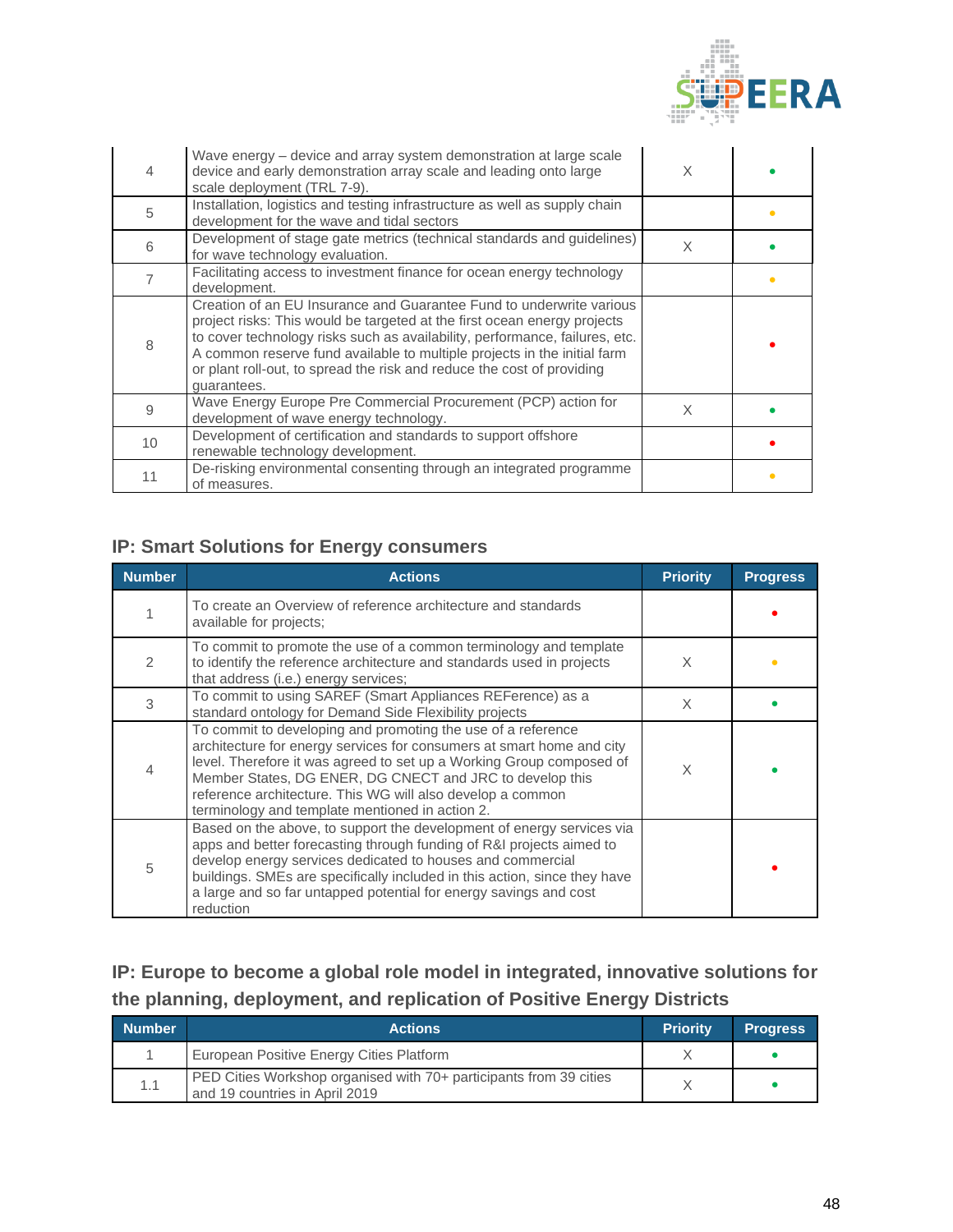| | | | |
|---|---|---|---|
| 4 | Wave energy – device and array system demonstration at large scale device and early demonstration array scale and leading onto large scale deployment (TRL 7-9). | X | • |
| 5 | Installation, logistics and testing infrastructure as well as supply chain development for the wave and tidal sectors | | • |
| 6 | Development of stage gate metrics (technical standards and guidelines) for wave technology evaluation. | X | • |
| 7 | Facilitating access to investment finance for ocean energy technology development. | | • |
| 8 | Creation of an EU Insurance and Guarantee Fund to underwrite various project risks: This would be targeted at the first ocean energy projects to cover technology risks such as availability, performance, failures, etc. A common reserve fund available to multiple projects in the initial farm or plant roll-out, to spread the risk and reduce the cost of providing guarantees. | | • |
| 9 | Wave Energy Europe Pre Commercial Procurement (PCP) action for development of wave energy technology. | X | • |
| 10 | Development of certification and standards to support offshore renewable technology development. | | • |
| 11 | De-risking environmental consenting through an integrated programme of measures. | | • |

## IP: Smart Solutions for Energy consumers

| Number | Actions | Priority | Progress |
|---|---|---|---|
| 1 | To create an Overview of reference architecture and standards available for projects; | | • |
| 2 | To commit to promote the use of a common terminology and template to identify the reference architecture and standards used in projects that address (i.e.) energy services; | X | • |
| 3 | To commit to using SAREF (Smart Appliances REFerence) as a standard ontology for Demand Side Flexibility projects | X | • |
| 4 | To commit to developing and promoting the use of a reference architecture for energy services for consumers at smart home and city level. Therefore it was agreed to set up a Working Group composed of Member States, DG ENER, DG CNECT and JRC to develop this reference architecture. This WG will also develop a common terminology and template mentioned in action 2. | X | • |
| 5 | Based on the above, to support the development of energy services via apps and better forecasting through funding of R&I projects aimed to develop energy services dedicated to houses and commercial buildings. SMEs are specifically included in this action, since they have a large and so far untapped potential for energy savings and cost reduction | | • |

## IP: Europe to become a global role model in integrated, innovative solutions for the planning, deployment, and replication of Positive Energy Districts

| Number | Actions | Priority | Progress |
|---|---|---|---|
| 1 | European Positive Energy Cities Platform | X | • |
| 1.1 | PED Cities Workshop organised with 70+ participants from 39 cities and 19 countries in April 2019 | X | • |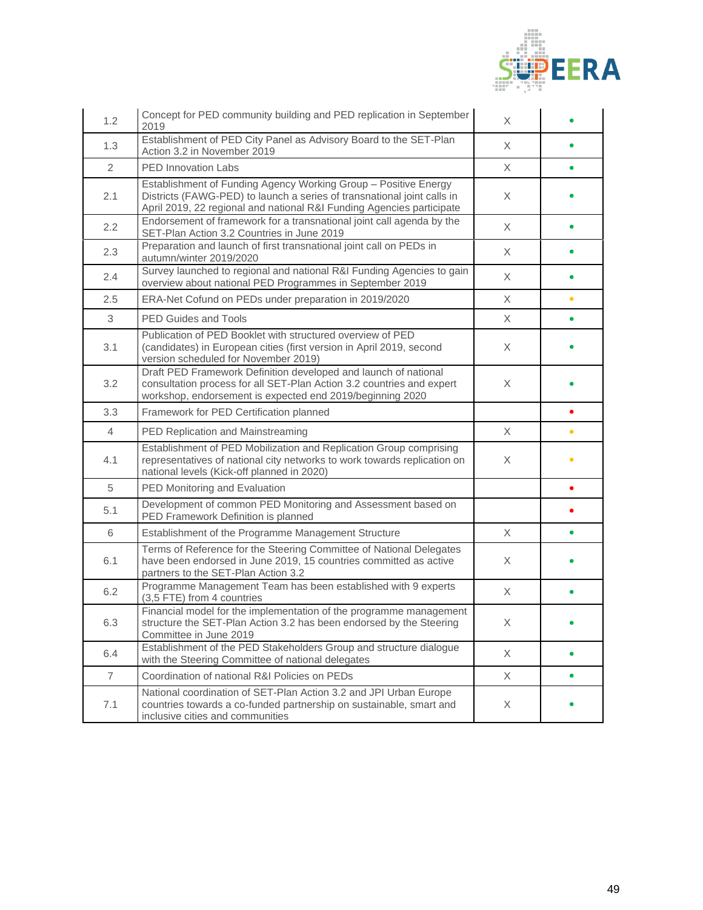| | | | |
|---|---|---|---|
| 1.2 | Concept for PED community building and PED replication in September 2019 | X | • |
| 1.3 | Establishment of PED City Panel as Advisory Board to the SET-Plan Action 3.2 in November 2019 | X | • |
| 2 | PED Innovation Labs | X | • |
| 2.1 | Establishment of Funding Agency Working Group – Positive Energy Districts (FAWG-PED) to launch a series of transnational joint calls in April 2019, 22 regional and national R&I Funding Agencies participate | X | • |
| 2.2 | Endorsement of framework for a transnational joint call agenda by the SET-Plan Action 3.2 Countries in June 2019 | X | • |
| 2.3 | Preparation and launch of first transnational joint call on PEDs in autumn/winter 2019/2020 | X | • |
| 2.4 | Survey launched to regional and national R&I Funding Agencies to gain overview about national PED Programmes in September 2019 | X | • |
| 2.5 | ERA-Net Cofund on PEDs under preparation in 2019/2020 | X | • |
| 3 | PED Guides and Tools | X | • |
| 3.1 | Publication of PED Booklet with structured overview of PED (candidates) in European cities (first version in April 2019, second version scheduled for November 2019) | X | • |
| 3.2 | Draft PED Framework Definition developed and launch of national consultation process for all SET-Plan Action 3.2 countries and expert workshop, endorsement is expected end 2019/beginning 2020 | X | • |
| 3.3 | Framework for PED Certification planned | | • |
| 4 | PED Replication and Mainstreaming | X | • |
| 4.1 | Establishment of PED Mobilization and Replication Group comprising representatives of national city networks to work towards replication on national levels (Kick-off planned in 2020) | X | • |
| 5 | PED Monitoring and Evaluation | | • |
| 5.1 | Development of common PED Monitoring and Assessment based on PED Framework Definition is planned | | • |
| 6 | Establishment of the Programme Management Structure | X | • |
| 6.1 | Terms of Reference for the Steering Committee of National Delegates have been endorsed in June 2019, 15 countries committed as active partners to the SET-Plan Action 3.2 | X | • |
| 6.2 | Programme Management Team has been established with 9 experts (3,5 FTE) from 4 countries | X | • |
| 6.3 | Financial model for the implementation of the programme management structure the SET-Plan Action 3.2 has been endorsed by the Steering Committee in June 2019 | X | • |
| 6.4 | Establishment of the PED Stakeholders Group and structure dialogue with the Steering Committee of national delegates | X | • |
| 7 | Coordination of national R&I Policies on PEDs | X | • |
| 7.1 | National coordination of SET-Plan Action 3.2 and JPI Urban Europe countries towards a co-funded partnership on sustainable, smart and inclusive cities and communities | X | • |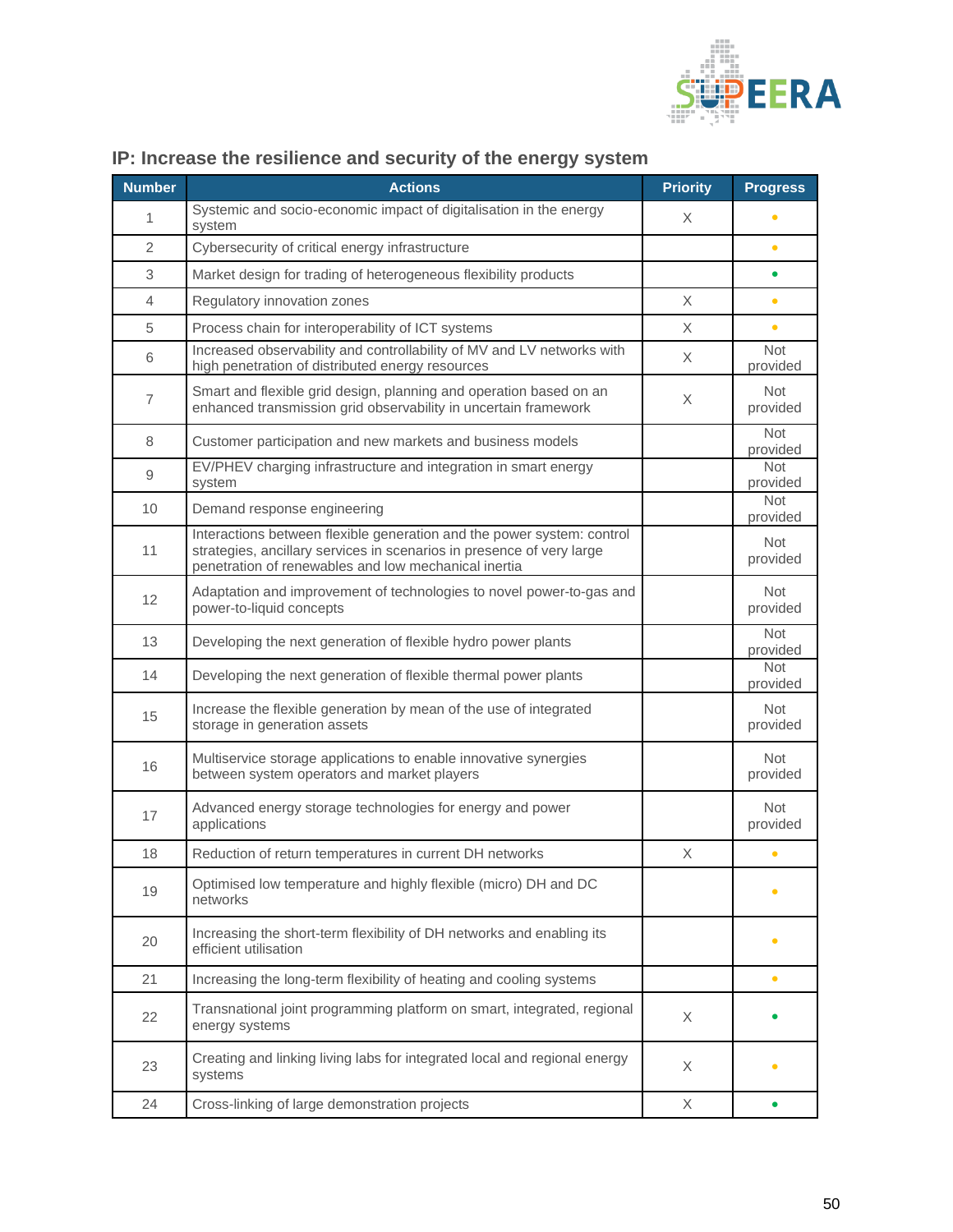## IP: Increase the resilience and security of the energy system

| Number | Actions | Priority | Progress |
|---|---|---|---|
| 1 | Systemic and socio-economic impact of digitalisation in the energy system | X | • |
| 2 | Cybersecurity of critical energy infrastructure | | • |
| 3 | Market design for trading of heterogeneous flexibility products | | • |
| 4 | Regulatory innovation zones | X | • |
| 5 | Process chain for interoperability of ICT systems | X | • |
| 6 | Increased observability and controllability of MV and LV networks with high penetration of distributed energy resources | X | Not provided |
| 7 | Smart and flexible grid design, planning and operation based on an enhanced transmission grid observability in uncertain framework | X | Not provided |
| 8 | Customer participation and new markets and business models | | Not provided |
| 9 | EV/PHEV charging infrastructure and integration in smart energy system | | Not provided |
| 10 | Demand response engineering | | Not provided |
| 11 | Interactions between flexible generation and the power system: control strategies, ancillary services in scenarios in presence of very large penetration of renewables and low mechanical inertia | | Not provided |
| 12 | Adaptation and improvement of technologies to novel power-to-gas and power-to-liquid concepts | | Not provided |
| 13 | Developing the next generation of flexible hydro power plants | | Not provided |
| 14 | Developing the next generation of flexible thermal power plants | | Not provided |
| 15 | Increase the flexible generation by mean of the use of integrated storage in generation assets | | Not provided |
| 16 | Multiservice storage applications to enable innovative synergies between system operators and market players | | Not provided |
| 17 | Advanced energy storage technologies for energy and power applications | | Not provided |
| 18 | Reduction of return temperatures in current DH networks | X | • |
| 19 | Optimised low temperature and highly flexible (micro) DH and DC networks | | • |
| 20 | Increasing the short-term flexibility of DH networks and enabling its efficient utilisation | | • |
| 21 | Increasing the long-term flexibility of heating and cooling systems | | • |
| 22 | Transnational joint programming platform on smart, integrated, regional energy systems | X | • |
| 23 | Creating and linking living labs for integrated local and regional energy systems | X | • |
| 24 | Cross-linking of large demonstration projects | X | • |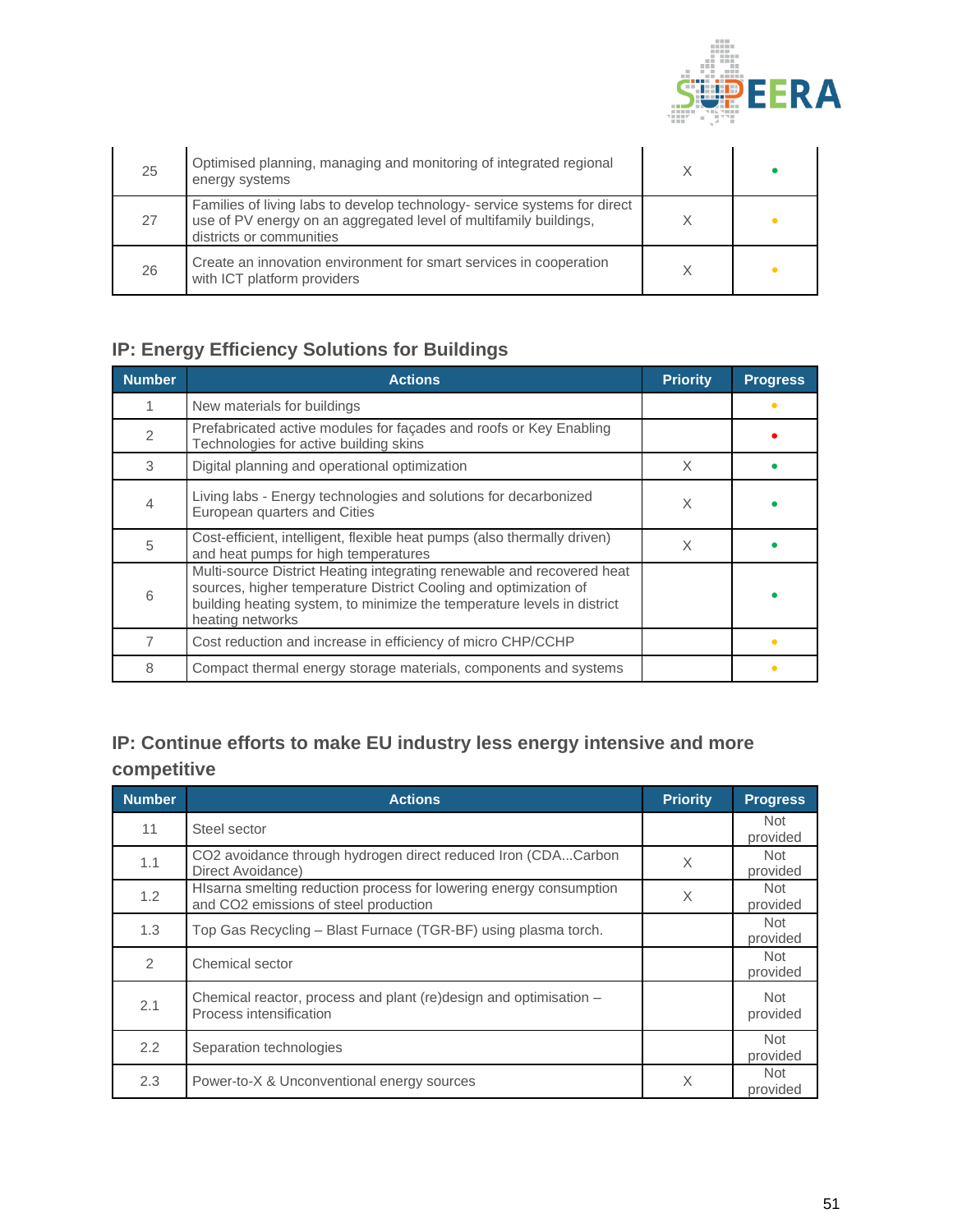| Number | Actions | Priority | Progress |
|---|---|---|---|
| 25 | Optimised planning, managing and monitoring of integrated regional energy systems | X | 🟢 |
| 27 | Families of living labs to develop technology- service systems for direct use of PV energy on an aggregated level of multifamily buildings, districts or communities | X | 🟠 |
| 26 | Create an innovation environment for smart services in cooperation with ICT platform providers | X | 🟠 |

## IP: Energy Efficiency Solutions for Buildings

| Number | Actions | Priority | Progress |
|---|---|---|---|
| 1 | New materials for buildings | | 🟠 |
| 2 | Prefabricated active modules for façades and roofs or Key Enabling Technologies for active building skins | | 🔴 |
| 3 | Digital planning and operational optimization | X | 🟢 |
| 4 | Living labs - Energy technologies and solutions for decarbonized European quarters and Cities | X | 🟢 |
| 5 | Cost-efficient, intelligent, flexible heat pumps (also thermally driven) and heat pumps for high temperatures | X | 🟢 |
| 6 | Multi-source District Heating integrating renewable and recovered heat sources, higher temperature District Cooling and optimization of building heating system, to minimize the temperature levels in district heating networks | | 🟢 |
| 7 | Cost reduction and increase in efficiency of micro CHP/CCHP | | 🟠 |
| 8 | Compact thermal energy storage materials, components and systems | | 🟠 |

## IP: Continue efforts to make EU industry less energy intensive and more competitive

| Number | Actions | Priority | Progress |
|---|---|---|---|
| 11 | Steel sector | | Not provided |
| 1.1 | CO2 avoidance through hydrogen direct reduced Iron (CDA...Carbon Direct Avoidance) | X | Not provided |
| 1.2 | HIsarna smelting reduction process for lowering energy consumption and CO2 emissions of steel production | X | Not provided |
| 1.3 | Top Gas Recycling – Blast Furnace (TGR-BF) using plasma torch. | | Not provided |
| 2 | Chemical sector | | Not provided |
| 2.1 | Chemical reactor, process and plant (re)design and optimisation – Process intensification | | Not provided |
| 2.2 | Separation technologies | | Not provided |
| 2.3 | Power-to-X & Unconventional energy sources | X | Not provided |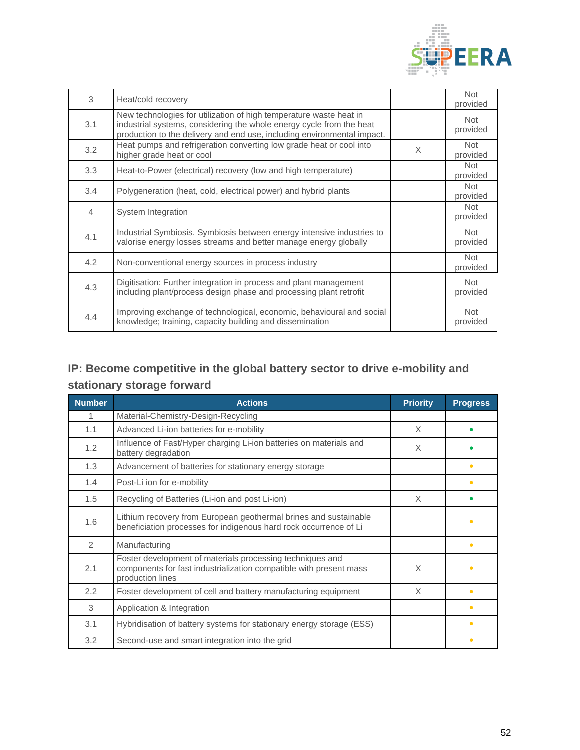| 3 | Heat/cold recovery | | Not provided |
|---|---|---|---|
| 3.1 | New technologies for utilization of high temperature waste heat in industrial systems, considering the whole energy cycle from the heat production to the delivery and end use, including environmental impact. | | Not provided |
| 3.2 | Heat pumps and refrigeration converting low grade heat or cool into higher grade heat or cool | X | Not provided |
| 3.3 | Heat-to-Power (electrical) recovery (low and high temperature) | | Not provided |
| 3.4 | Polygeneration (heat, cold, electrical power) and hybrid plants | | Not provided |
| 4 | System Integration | | Not provided |
| 4.1 | Industrial Symbiosis. Symbiosis between energy intensive industries to valorise energy losses streams and better manage energy globally | | Not provided |
| 4.2 | Non-conventional energy sources in process industry | | Not provided |
| 4.3 | Digitisation: Further integration in process and plant management including plant/process design phase and processing plant retrofit | | Not provided |
| 4.4 | Improving exchange of technological, economic, behavioural and social knowledge; training, capacity building and dissemination | | Not provided |

### IP: Become competitive in the global battery sector to drive e-mobility and stationary storage forward

| Number | Actions | Priority | Progress |
|---|---|---|---|
| 1 | Material-Chemistry-Design-Recycling | | |
| 1.1 | Advanced Li-ion batteries for e-mobility | X | 🟢 |
| 1.2 | Influence of Fast/Hyper charging Li-ion batteries on materials and battery degradation | X | 🟢 |
| 1.3 | Advancement of batteries for stationary energy storage | | 🟡 |
| 1.4 | Post-Li ion for e-mobility | | 🟡 |
| 1.5 | Recycling of Batteries (Li-ion and post Li-ion) | X | 🟢 |
| 1.6 | Lithium recovery from European geothermal brines and sustainable beneficiation processes for indigenous hard rock occurrence of Li | | 🟡 |
| 2 | Manufacturing | | 🟡 |
| 2.1 | Foster development of materials processing techniques and components for fast industrialization compatible with present mass production lines | X | 🟡 |
| 2.2 | Foster development of cell and battery manufacturing equipment | X | 🟡 |
| 3 | Application & Integration | | 🟡 |
| 3.1 | Hybridisation of battery systems for stationary energy storage (ESS) | | 🟡 |
| 3.2 | Second-use and smart integration into the grid | | 🟡 |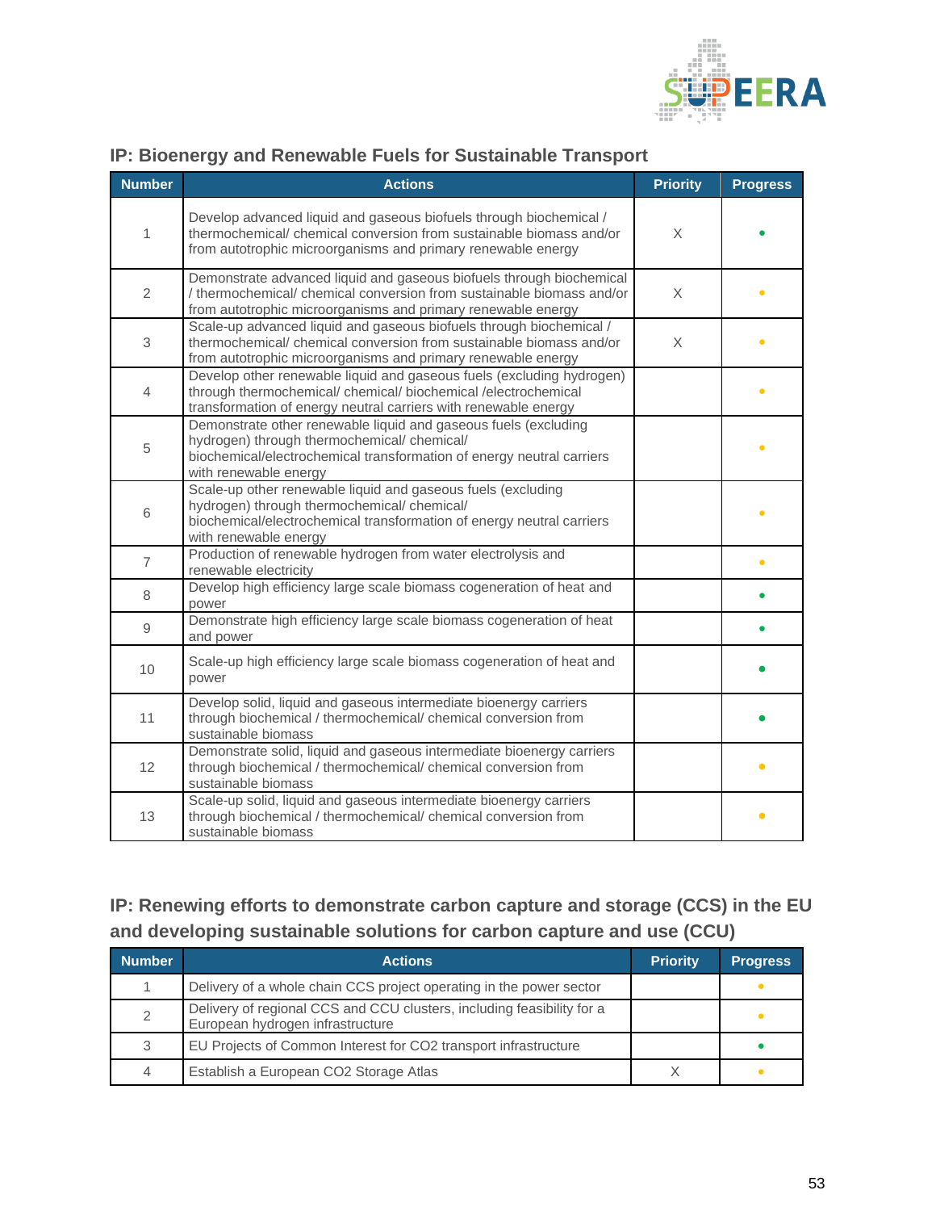## IP: Bioenergy and Renewable Fuels for Sustainable Transport

| Number | Actions | Priority | Progress |
|---|---|---|---|
| 1 | Develop advanced liquid and gaseous biofuels through biochemical / thermochemical/ chemical conversion from sustainable biomass and/or from autotrophic microorganisms and primary renewable energy | X | • |
| 2 | Demonstrate advanced liquid and gaseous biofuels through biochemical / thermochemical/ chemical conversion from sustainable biomass and/or from autotrophic microorganisms and primary renewable energy | X | • |
| 3 | Scale-up advanced liquid and gaseous biofuels through biochemical / thermochemical/ chemical conversion from sustainable biomass and/or from autotrophic microorganisms and primary renewable energy | X | • |
| 4 | Develop other renewable liquid and gaseous fuels (excluding hydrogen) through thermochemical/ chemical/ biochemical /electrochemical transformation of energy neutral carriers with renewable energy | | • |
| 5 | Demonstrate other renewable liquid and gaseous fuels (excluding hydrogen) through thermochemical/ chemical/ biochemical/electrochemical transformation of energy neutral carriers with renewable energy | | • |
| 6 | Scale-up other renewable liquid and gaseous fuels (excluding hydrogen) through thermochemical/ chemical/ biochemical/electrochemical transformation of energy neutral carriers with renewable energy | | • |
| 7 | Production of renewable hydrogen from water electrolysis and renewable electricity | | • |
| 8 | Develop high efficiency large scale biomass cogeneration of heat and power | | • |
| 9 | Demonstrate high efficiency large scale biomass cogeneration of heat and power | | • |
| 10 | Scale-up high efficiency large scale biomass cogeneration of heat and power | | • |
| 11 | Develop solid, liquid and gaseous intermediate bioenergy carriers through biochemical / thermochemical/ chemical conversion from sustainable biomass | | • |
| 12 | Demonstrate solid, liquid and gaseous intermediate bioenergy carriers through biochemical / thermochemical/ chemical conversion from sustainable biomass | | • |
| 13 | Scale-up solid, liquid and gaseous intermediate bioenergy carriers through biochemical / thermochemical/ chemical conversion from sustainable biomass | | • |

## IP: Renewing efforts to demonstrate carbon capture and storage (CCS) in the EU and developing sustainable solutions for carbon capture and use (CCU)

| Number | Actions | Priority | Progress |
|---|---|---|---|
| 1 | Delivery of a whole chain CCS project operating in the power sector | | • |
| 2 | Delivery of regional CCS and CCU clusters, including feasibility for a European hydrogen infrastructure | | • |
| 3 | EU Projects of Common Interest for CO2 transport infrastructure | | • |
| 4 | Establish a European CO2 Storage Atlas | X | • |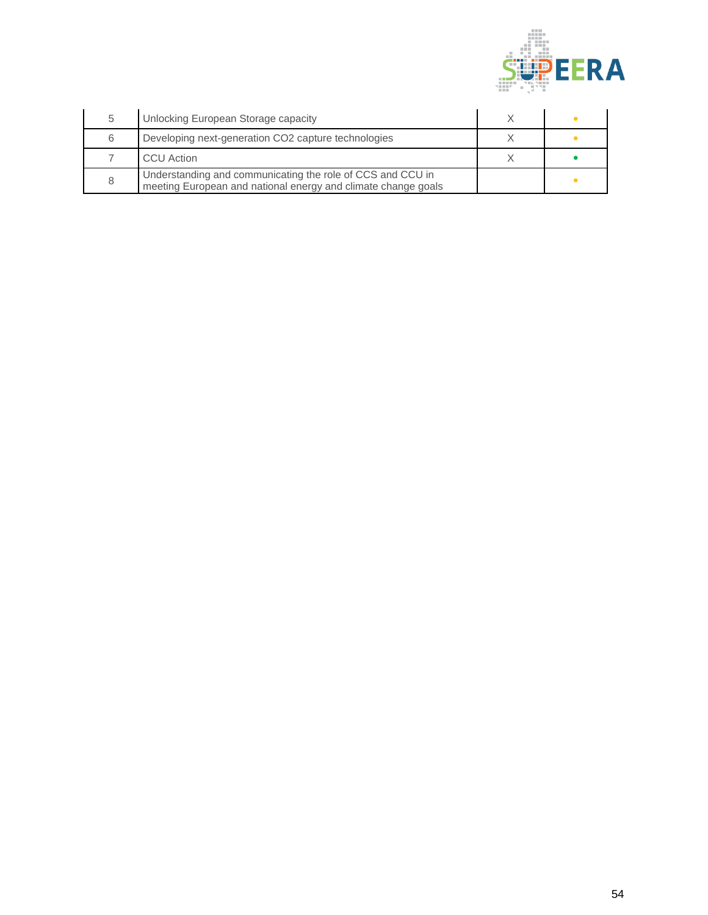| | | | |
|---|---|---|---|
| 5 | Unlocking European Storage capacity | X | • |
| 6 | Developing next-generation CO2 capture technologies | X | • |
| 7 | CCU Action | X | • |
| 8 | Understanding and communicating the role of CCS and CCU in meeting European and national energy and climate change goals | | • |